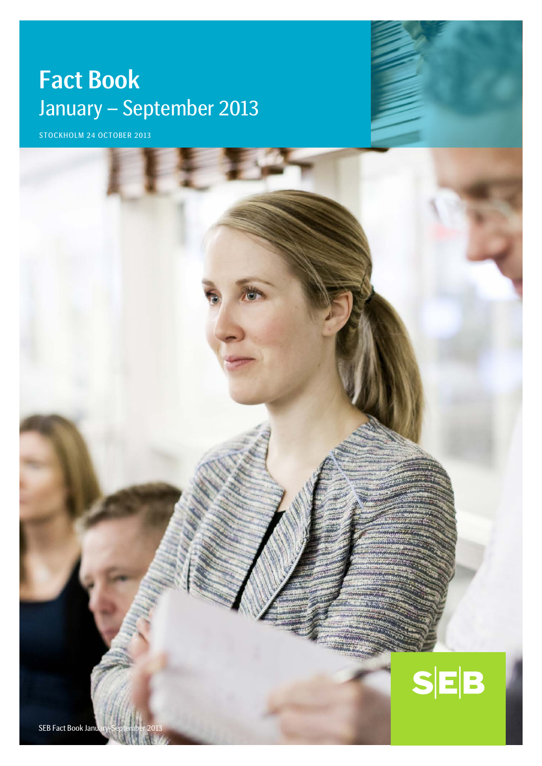# Fact Book

## January – September 2013

STOCKHOLM 24 OCTOBER 2013

SEB

SEB Fact Book January-September 2013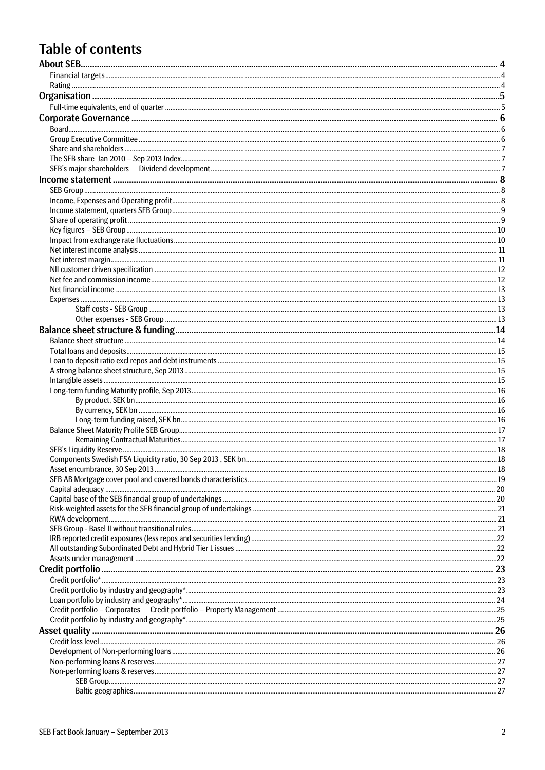# Table of contents

- **About SEB** ..... 4
  - Financial targets ..... 4
  - Rating ..... 4
- **Organisation** ..... 5
  - Full-time equivalents, end of quarter ..... 5
- **Corporate Governance** ..... 6
  - Board ..... 6
  - Group Executive Committee ..... 6
  - Share and shareholders ..... 7
  - The SEB share Jan 2010 – Sep 2013 Index ..... 7
  - SEB's major shareholders Dividend development ..... 7
- **Income statement** ..... 8
  - SEB Group ..... 8
  - Income, Expenses and Operating profit ..... 8
  - Income statement, quarters SEB Group ..... 9
  - Share of operating profit ..... 9
  - Key figures – SEB Group ..... 10
  - Impact from exchange rate fluctuations ..... 10
  - Net interest income analysis ..... 11
  - Net interest margin ..... 11
  - NII customer driven specification ..... 12
  - Net fee and commission income ..... 12
  - Net financial income ..... 13
  - Expenses ..... 13
    - Staff costs - SEB Group ..... 13
    - Other expenses - SEB Group ..... 13
- **Balance sheet structure & funding** ..... 14
  - Balance sheet structure ..... 14
  - Total loans and deposits ..... 15
  - Loan to deposit ratio excl repos and debt instruments ..... 15
  - A strong balance sheet structure, Sep 2013 ..... 15
  - Intangible assets ..... 15
  - Long-term funding Maturity profile, Sep 2013 ..... 16
    - By product, SEK bn ..... 16
    - By currency, SEK bn ..... 16
    - Long-term funding raised, SEK bn ..... 16
  - Balance Sheet Maturity Profile SEB Group ..... 17
    - Remaining Contractual Maturities ..... 17
  - SEB's Liquidity Reserve ..... 18
  - Components Swedish FSA Liquidity ratio, 30 Sep 2013 , SEK bn ..... 18
  - Asset encumbrance, 30 Sep 2013 ..... 18
  - SEB AB Mortgage cover pool and covered bonds characteristics ..... 19
  - Capital adequacy ..... 20
  - Capital base of the SEB financial group of undertakings ..... 20
  - Risk-weighted assets for the SEB financial group of undertakings ..... 21
  - RWA development ..... 21
  - SEB Group - Basel II without transitional rules ..... 21
  - IRB reported credit exposures (less repos and securities lending) ..... 22
  - All outstanding Subordinated Debt and Hybrid Tier 1 issues ..... 22
  - Assets under management ..... 22
- **Credit portfolio** ..... 23
  - Credit portfolio* ..... 23
  - Credit portfolio by industry and geography* ..... 23
  - Loan portfolio by industry and geography* ..... 24
  - Credit portfolio – Corporates Credit portfolio – Property Management ..... 25
  - Credit portfolio by industry and geography* ..... 25
- **Asset quality** ..... 26
  - Credit loss level ..... 26
  - Development of Non-performing loans ..... 26
  - Non-performing loans & reserves ..... 27
  - Non-performing loans & reserves ..... 27
    - SEB Group ..... 27
    - Baltic geographies ..... 27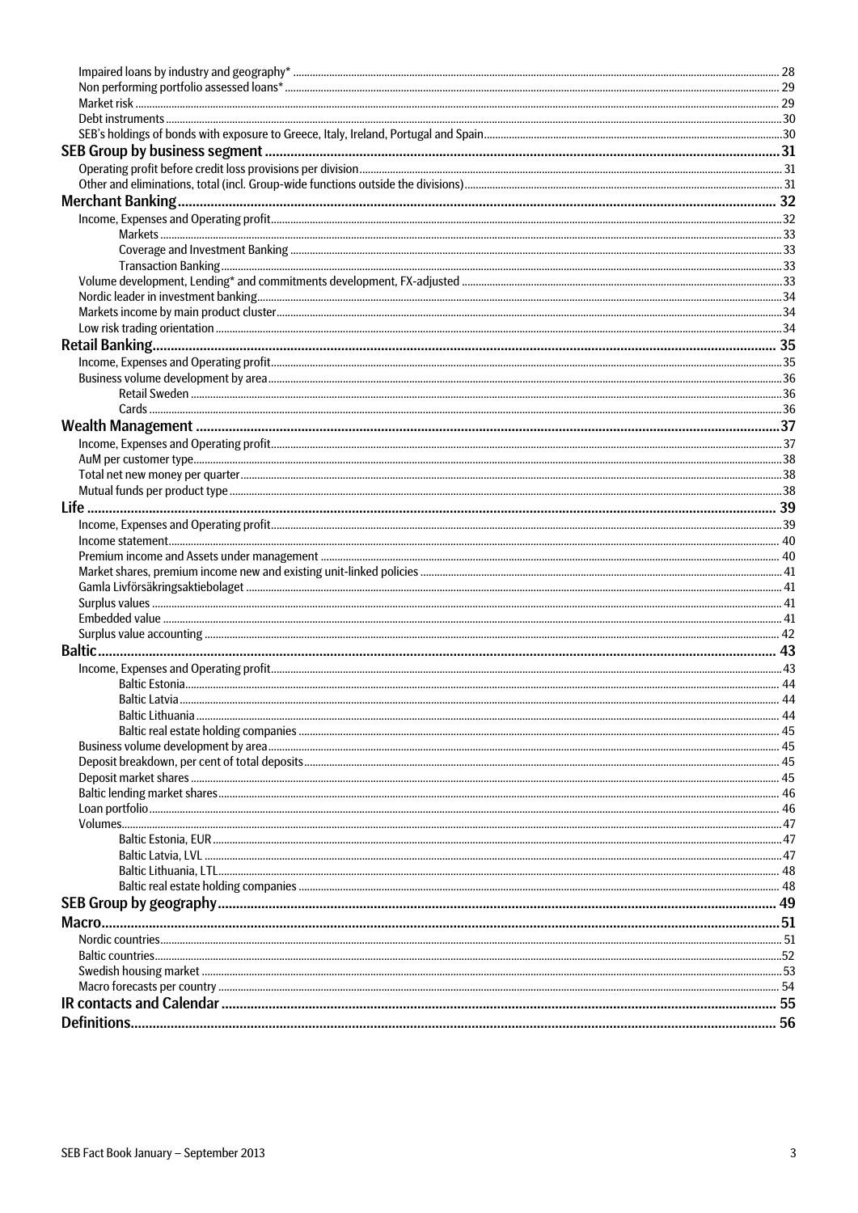Impaired loans by industry and geography* ........ 28
Non performing portfolio assessed loans* ........ 29
Market risk ........ 29
Debt instruments ........ 30
SEB's holdings of bonds with exposure to Greece, Italy, Ireland, Portugal and Spain ........ 30

**SEB Group by business segment ........ 31**

Operating profit before credit loss provisions per division ........ 31
Other and eliminations, total (incl. Group-wide functions outside the divisions) ........ 31

**Merchant Banking ........ 32**

Income, Expenses and Operating profit ........ 32
- Markets ........ 33
- Coverage and Investment Banking ........ 33
- Transaction Banking ........ 33

Volume development, Lending* and commitments development, FX-adjusted ........ 33
Nordic leader in investment banking ........ 34
Markets income by main product cluster ........ 34
Low risk trading orientation ........ 34

**Retail Banking ........ 35**

Income, Expenses and Operating profit ........ 35
Business volume development by area ........ 36
- Retail Sweden ........ 36
- Cards ........ 36

**Wealth Management ........ 37**

Income, Expenses and Operating profit ........ 37
AuM per customer type ........ 38
Total net new money per quarter ........ 38
Mutual funds per product type ........ 38

**Life ........ 39**

Income, Expenses and Operating profit ........ 39
Income statement ........ 40
Premium income and Assets under management ........ 40
Market shares, premium income new and existing unit-linked policies ........ 41
Gamla Livförsäkringsaktiebolaget ........ 41
Surplus values ........ 41
Embedded value ........ 41
Surplus value accounting ........ 42

**Baltic ........ 43**

Income, Expenses and Operating profit ........ 43
- Baltic Estonia ........ 44
- Baltic Latvia ........ 44
- Baltic Lithuania ........ 44
- Baltic real estate holding companies ........ 45

Business volume development by area ........ 45
Deposit breakdown, per cent of total deposits ........ 45
Deposit market shares ........ 45
Baltic lending market shares ........ 46
Loan portfolio ........ 46
Volumes ........ 47
- Baltic Estonia, EUR ........ 47
- Baltic Latvia, LVL ........ 47
- Baltic Lithuania, LTL ........ 48
- Baltic real estate holding companies ........ 48

**SEB Group by geography ........ 49**

**Macro ........ 51**

Nordic countries ........ 51
Baltic countries ........ 52
Swedish housing market ........ 53
Macro forecasts per country ........ 54

**IR contacts and Calendar ........ 55**

**Definitions ........ 56**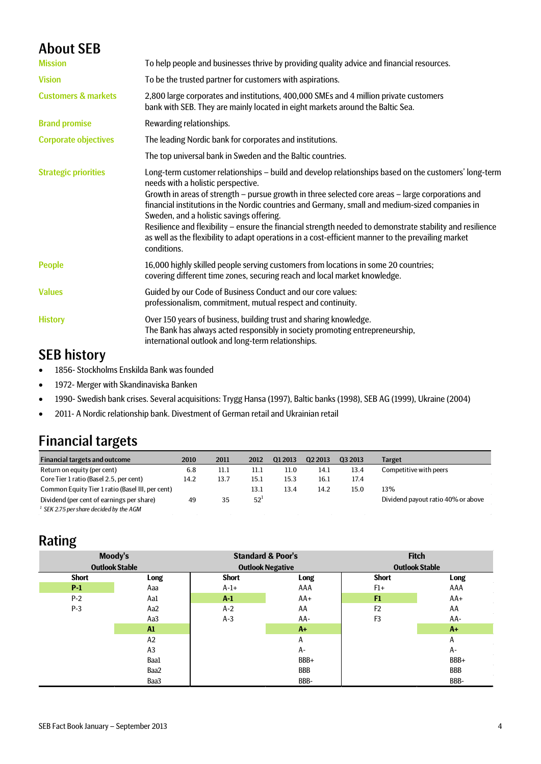# About SEB

| | |
|---|---|
| **Mission** | To help people and businesses thrive by providing quality advice and financial resources. |
| **Vision** | To be the trusted partner for customers with aspirations. |
| **Customers & markets** | 2,800 large corporates and institutions, 400,000 SMEs and 4 million private customers bank with SEB. They are mainly located in eight markets around the Baltic Sea. |
| **Brand promise** | Rewarding relationships. |
| **Corporate objectives** | The leading Nordic bank for corporates and institutions.<br>The top universal bank in Sweden and the Baltic countries. |
| **Strategic priorities** | Long-term customer relationships – build and develop relationships based on the customers' long-term needs with a holistic perspective.<br>Growth in areas of strength – pursue growth in three selected core areas – large corporations and financial institutions in the Nordic countries and Germany, small and medium-sized companies in Sweden, and a holistic savings offering.<br>Resilience and flexibility – ensure the financial strength needed to demonstrate stability and resilience as well as the flexibility to adapt operations in a cost-efficient manner to the prevailing market conditions. |
| **People** | 16,000 highly skilled people serving customers from locations in some 20 countries; covering different time zones, securing reach and local market knowledge. |
| **Values** | Guided by our Code of Business Conduct and our core values: professionalism, commitment, mutual respect and continuity. |
| **History** | Over 150 years of business, building trust and sharing knowledge.<br>The Bank has always acted responsibly in society promoting entrepreneurship, international outlook and long-term relationships. |

## SEB history

- 1856- Stockholms Enskilda Bank was founded
- 1972- Merger with Skandinaviska Banken
- 1990- Swedish bank crises. Several acquisitions: Trygg Hansa (1997), Baltic banks (1998), SEB AG (1999), Ukraine (2004)
- 2011- A Nordic relationship bank. Divestment of German retail and Ukrainian retail

## Financial targets

| Financial targets and outcome | 2010 | 2011 | 2012 | Q1 2013 | Q2 2013 | Q3 2013 | Target |
|---|---|---|---|---|---|---|---|
| Return on equity (per cent) | 6.8 | 11.1 | 11.1 | 11.0 | 14.1 | 13.4 | Competitive with peers |
| Core Tier 1 ratio (Basel 2.5, per cent) | 14.2 | 13.7 | 15.1 | 15.3 | 16.1 | 17.4 | |
| Common Equity Tier 1 ratio (Basel III, per cent) | | | 13.1 | 13.4 | 14.2 | 15.0 | 13% |
| Dividend (per cent of earnings per share) | 49 | 35 | 52[1] | | | | Dividend payout ratio 40% or above |

[1] *SEK 2.75 per share decided by the AGM*

## Rating

| Moody's | | Standard & Poor's | | Fitch | |
|---|---|---|---|---|---|
| Outlook Stable | | Outlook Negative | | Outlook Stable | |
| Short | Long | Short | Long | Short | Long |
| **P-1** | Aaa | A-1+ | AAA | F1+ | AAA |
| P-2 | Aa1 | **A-1** | AA+ | **F1** | AA+ |
| P-3 | Aa2 | A-2 | AA | F2 | AA |
| | Aa3 | A-3 | AA- | F3 | AA- |
| | **A1** | | **A+** | | **A+** |
| | A2 | | A | | A |
| | A3 | | A- | | A- |
| | Baa1 | | BBB+ | | BBB+ |
| | Baa2 | | BBB | | BBB |
| | Baa3 | | BBB- | | BBB- |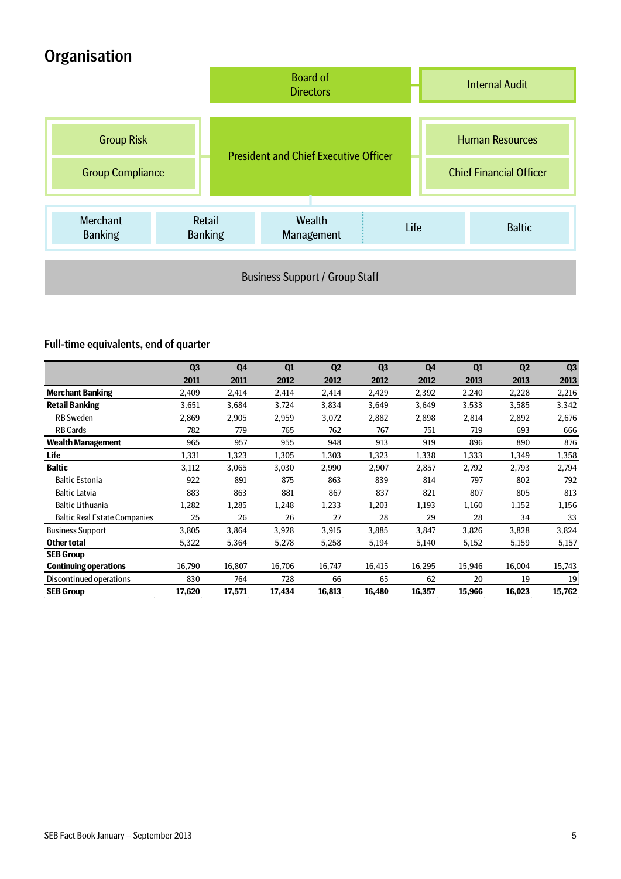# Organisation

Board of Directors

Internal Audit

Group Risk

Group Compliance

President and Chief Executive Officer

Human Resources

Chief Financial Officer

Merchant Banking | Retail Banking | Wealth Management | Life | Baltic

Business Support / Group Staff

## Full-time equivalents, end of quarter

| | Q3 2011 | Q4 2011 | Q1 2012 | Q2 2012 | Q3 2012 | Q4 2012 | Q1 2013 | Q2 2013 | Q3 2013 |
|---|---|---|---|---|---|---|---|---|---|
| **Merchant Banking** | 2,409 | 2,414 | 2,414 | 2,414 | 2,429 | 2,392 | 2,240 | 2,228 | 2,216 |
| **Retail Banking** | 3,651 | 3,684 | 3,724 | 3,834 | 3,649 | 3,649 | 3,533 | 3,585 | 3,342 |
| RB Sweden | 2,869 | 2,905 | 2,959 | 3,072 | 2,882 | 2,898 | 2,814 | 2,892 | 2,676 |
| RB Cards | 782 | 779 | 765 | 762 | 767 | 751 | 719 | 693 | 666 |
| **Wealth Management** | 965 | 957 | 955 | 948 | 913 | 919 | 896 | 890 | 876 |
| **Life** | 1,331 | 1,323 | 1,305 | 1,303 | 1,323 | 1,338 | 1,333 | 1,349 | 1,358 |
| **Baltic** | 3,112 | 3,065 | 3,030 | 2,990 | 2,907 | 2,857 | 2,792 | 2,793 | 2,794 |
| Baltic Estonia | 922 | 891 | 875 | 863 | 839 | 814 | 797 | 802 | 792 |
| Baltic Latvia | 883 | 863 | 881 | 867 | 837 | 821 | 807 | 805 | 813 |
| Baltic Lithuania | 1,282 | 1,285 | 1,248 | 1,233 | 1,203 | 1,193 | 1,160 | 1,152 | 1,156 |
| Baltic Real Estate Companies | 25 | 26 | 26 | 27 | 28 | 29 | 28 | 34 | 33 |
| Business Support | 3,805 | 3,864 | 3,928 | 3,915 | 3,885 | 3,847 | 3,826 | 3,828 | 3,824 |
| **Other total** | 5,322 | 5,364 | 5,278 | 5,258 | 5,194 | 5,140 | 5,152 | 5,159 | 5,157 |
| **SEB Group** | | | | | | | | | |
| **Continuing operations** | 16,790 | 16,807 | 16,706 | 16,747 | 16,415 | 16,295 | 15,946 | 16,004 | 15,743 |
| Discontinued operations | 830 | 764 | 728 | 66 | 65 | 62 | 20 | 19 | 19 |
| **SEB Group** | **17,620** | **17,571** | **17,434** | **16,813** | **16,480** | **16,357** | **15,966** | **16,023** | **15,762** |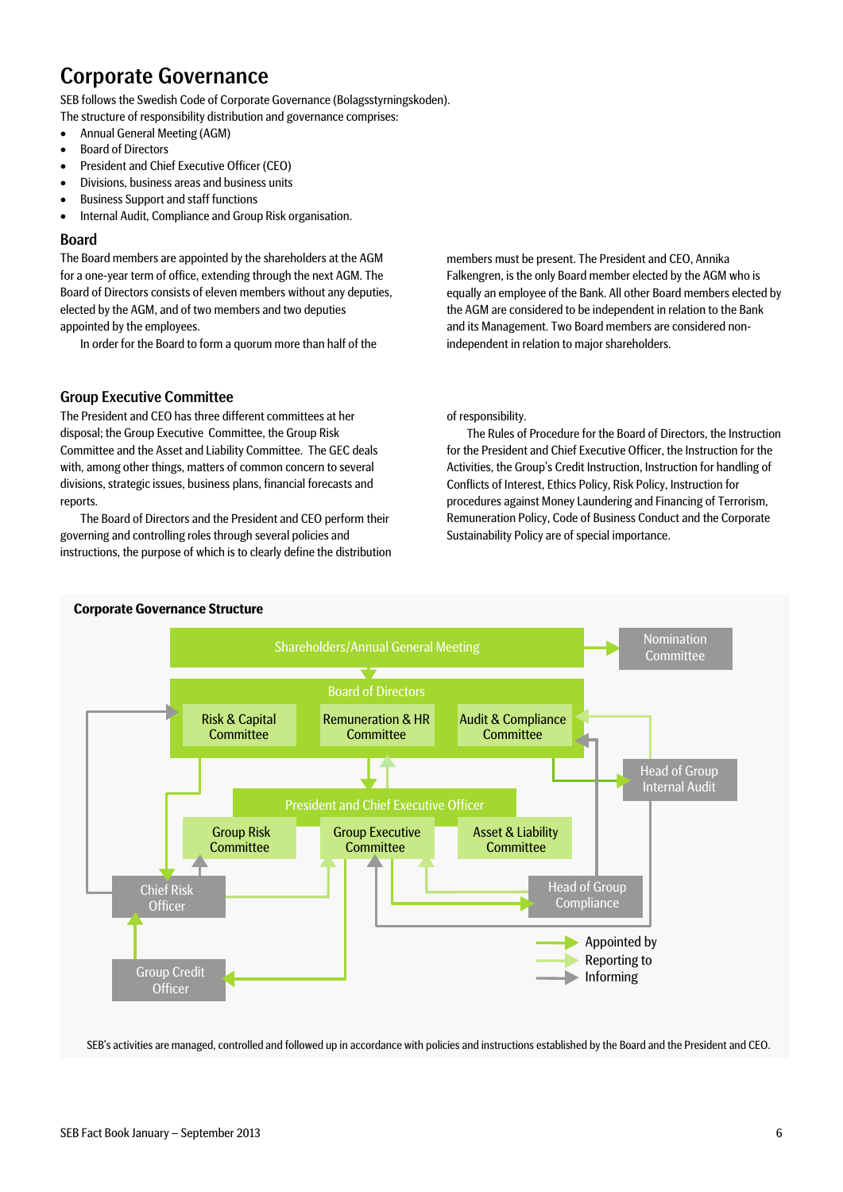# Corporate Governance

SEB follows the Swedish Code of Corporate Governance (Bolagsstyrningskoden).
The structure of responsibility distribution and governance comprises:

- Annual General Meeting (AGM)
- Board of Directors
- President and Chief Executive Officer (CEO)
- Divisions, business areas and business units
- Business Support and staff functions
- Internal Audit, Compliance and Group Risk organisation.

## Board

The Board members are appointed by the shareholders at the AGM for a one-year term of office, extending through the next AGM. The Board of Directors consists of eleven members without any deputies, elected by the AGM, and of two members and two deputies appointed by the employees.

In order for the Board to form a quorum more than half of the members must be present. The President and CEO, Annika Falkengren, is the only Board member elected by the AGM who is equally an employee of the Bank. All other Board members elected by the AGM are considered to be independent in relation to the Bank and its Management. Two Board members are considered non-independent in relation to major shareholders.

## Group Executive Committee

The President and CEO has three different committees at her disposal; the Group Executive Committee, the Group Risk Committee and the Asset and Liability Committee. The GEC deals with, among other things, matters of common concern to several divisions, strategic issues, business plans, financial forecasts and reports.

The Board of Directors and the President and CEO perform their governing and controlling roles through several policies and instructions, the purpose of which is to clearly define the distribution of responsibility.

The Rules of Procedure for the Board of Directors, the Instruction for the President and Chief Executive Officer, the Instruction for the Activities, the Group's Credit Instruction, Instruction for handling of Conflicts of Interest, Ethics Policy, Risk Policy, Instruction for procedures against Money Laundering and Financing of Terrorism, Remuneration Policy, Code of Business Conduct and the Corporate Sustainability Policy are of special importance.

**Corporate Governance Structure**

Shareholders/Annual General Meeting → Nomination Committee

Board of Directors: Risk & Capital Committee, Remuneration & HR Committee, Audit & Compliance Committee

Head of Group Internal Audit

President and Chief Executive Officer: Group Risk Committee, Group Executive Committee, Asset & Liability Committee

Chief Risk Officer, Head of Group Compliance, Group Credit Officer

Appointed by / Reporting to / Informing

SEB's activities are managed, controlled and followed up in accordance with policies and instructions established by the Board and the President and CEO.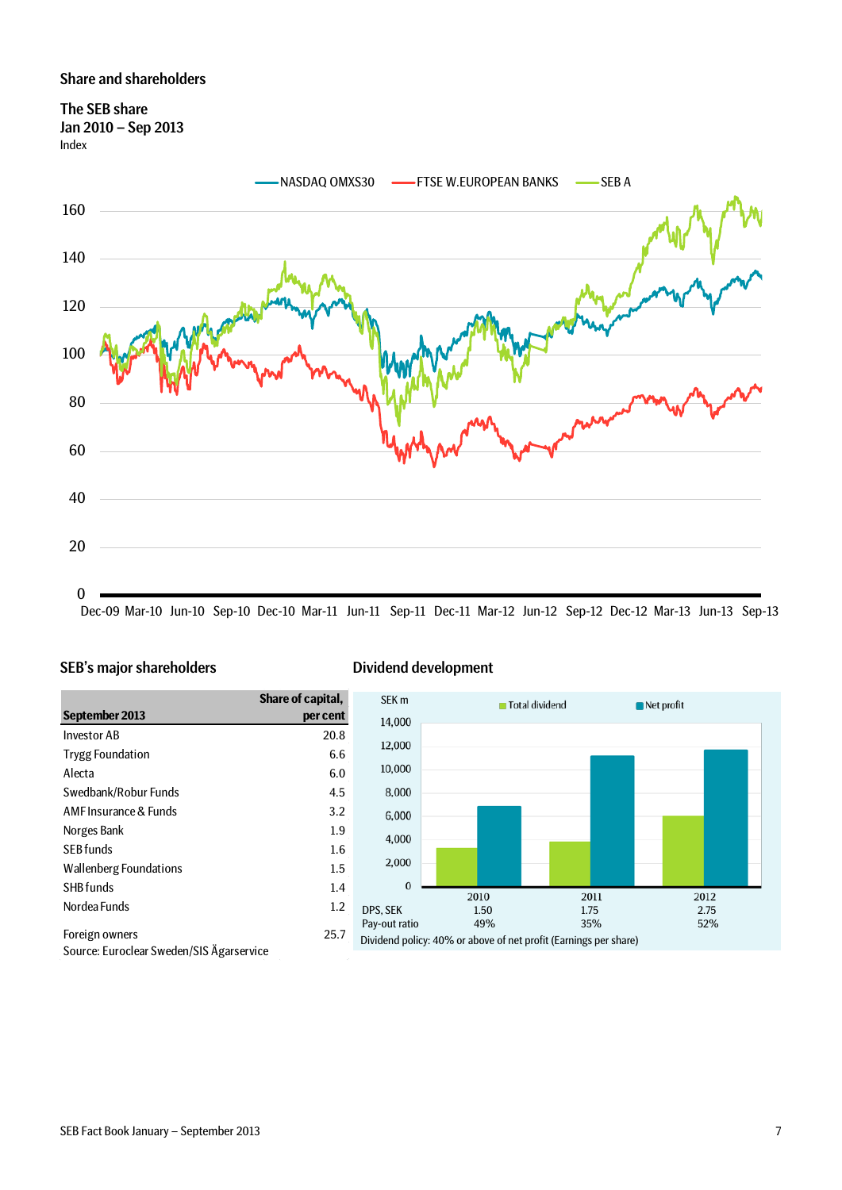## Share and shareholders

### The SEB share
Jan 2010 – Sep 2013
Index

NASDAQ OMXS30 — FTSE W.EUROPEAN BANKS — SEB A

### SEB's major shareholders

| September 2013 | Share of capital, per cent |
|---|---|
| Investor AB | 20.8 |
| Trygg Foundation | 6.6 |
| Alecta | 6.0 |
| Swedbank/Robur Funds | 4.5 |
| AMF Insurance & Funds | 3.2 |
| Norges Bank | 1.9 |
| SEB funds | 1.6 |
| Wallenberg Foundations | 1.5 |
| SHB funds | 1.4 |
| Nordea Funds | 1.2 |
| Foreign owners | 25.7 |

Source: Euroclear Sweden/SIS Ägarservice

### Dividend development

SEK m — Total dividend, Net profit

| | 2010 | 2011 | 2012 |
|---|---|---|---|
| DPS, SEK | 1.50 | 1.75 | 2.75 |
| Pay-out ratio | 49% | 35% | 52% |

Dividend policy: 40% or above of net profit (Earnings per share)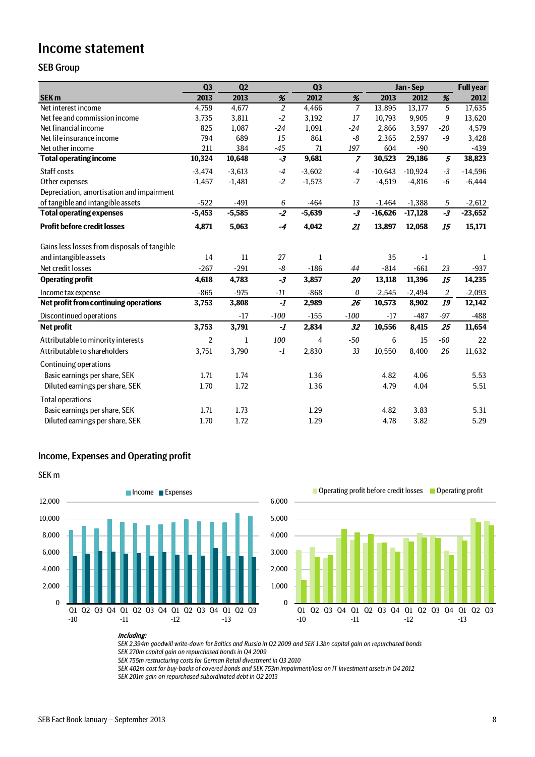# Income statement

## SEB Group

| SEK m | Q3 2013 | Q2 2013 | % | Q3 2012 | % | Jan - Sep 2013 | Jan - Sep 2012 | % | Full year 2012 |
|---|---|---|---|---|---|---|---|---|---|
| Net interest income | 4,759 | 4,677 | *2* | 4,466 | *7* | 13,895 | 13,177 | *5* | 17,635 |
| Net fee and commission income | 3,735 | 3,811 | *-2* | 3,192 | *17* | 10,793 | 9,905 | *9* | 13,620 |
| Net financial income | 825 | 1,087 | *-24* | 1,091 | *-24* | 2,866 | 3,597 | *-20* | 4,579 |
| Net life insurance income | 794 | 689 | *15* | 861 | *-8* | 2,365 | 2,597 | *-9* | 3,428 |
| Net other income | 211 | 384 | *-45* | 71 | *197* | 604 | -90 | | -439 |
| **Total operating income** | **10,324** | **10,648** | ***-3*** | **9,681** | ***7*** | **30,523** | **29,186** | ***5*** | **38,823** |
| Staff costs | -3,474 | -3,613 | *-4* | -3,602 | *-4* | -10,643 | -10,924 | *-3* | -14,596 |
| Other expenses | -1,457 | -1,481 | *-2* | -1,573 | *-7* | -4,519 | -4,816 | *-6* | -6,444 |
| Depreciation, amortisation and impairment of tangible and intangible assets | -522 | -491 | *6* | -464 | *13* | -1,464 | -1,388 | *5* | -2,612 |
| **Total operating expenses** | **-5,453** | **-5,585** | ***-2*** | **-5,639** | ***-3*** | **-16,626** | **-17,128** | ***-3*** | **-23,652** |
| **Profit before credit losses** | **4,871** | **5,063** | ***-4*** | **4,042** | ***21*** | **13,897** | **12,058** | ***15*** | **15,171** |
| Gains less losses from disposals of tangible and intangible assets | 14 | 11 | *27* | 1 | | 35 | -1 | | 1 |
| Net credit losses | -267 | -291 | *-8* | -186 | *44* | -814 | -661 | *23* | -937 |
| **Operating profit** | **4,618** | **4,783** | ***-3*** | **3,857** | ***20*** | **13,118** | **11,396** | ***15*** | **14,235** |
| Income tax expense | -865 | -975 | *-11* | -868 | *0* | -2,545 | -2,494 | *2* | -2,093 |
| **Net profit from continuing operations** | **3,753** | **3,808** | ***-1*** | **2,989** | ***26*** | **10,573** | **8,902** | ***19*** | **12,142** |
| Discontinued operations | | -17 | *-100* | -155 | *-100* | -17 | -487 | *-97* | -488 |
| **Net profit** | **3,753** | **3,791** | ***-1*** | **2,834** | ***32*** | **10,556** | **8,415** | ***25*** | **11,654** |
| Attributable to minority interests | 2 | 1 | *100* | 4 | *-50* | 6 | 15 | *-60* | 22 |
| Attributable to shareholders | 3,751 | 3,790 | *-1* | 2,830 | *33* | 10,550 | 8,400 | *26* | 11,632 |
| Continuing operations | | | | | | | | | |
| Basic earnings per share, SEK | 1.71 | 1.74 | | 1.36 | | 4.82 | 4.06 | | 5.53 |
| Diluted earnings per share, SEK | 1.70 | 1.72 | | 1.36 | | 4.79 | 4.04 | | 5.51 |
| Total operations | | | | | | | | | |
| Basic earnings per share, SEK | 1.71 | 1.73 | | 1.29 | | 4.82 | 3.83 | | 5.31 |
| Diluted earnings per share, SEK | 1.70 | 1.72 | | 1.29 | | 4.78 | 3.82 | | 5.29 |

## Income, Expenses and Operating profit

SEK m

***Including:***

*SEK 2,394m goodwill write-down for Baltics and Russia in Q2 2009 and SEK 1.3bn capital gain on repurchased bonds*
*SEK 270m capital gain on repurchased bonds in Q4 2009*
*SEK 755m restructuring costs for German Retail divestment in Q3 2010*
*SEK 402m cost for buy-backs of covered bonds and SEK 753m impairment/loss on IT investment assets in Q4 2012*
*SEK 201m gain on repurchased subordinated debt in Q2 2013*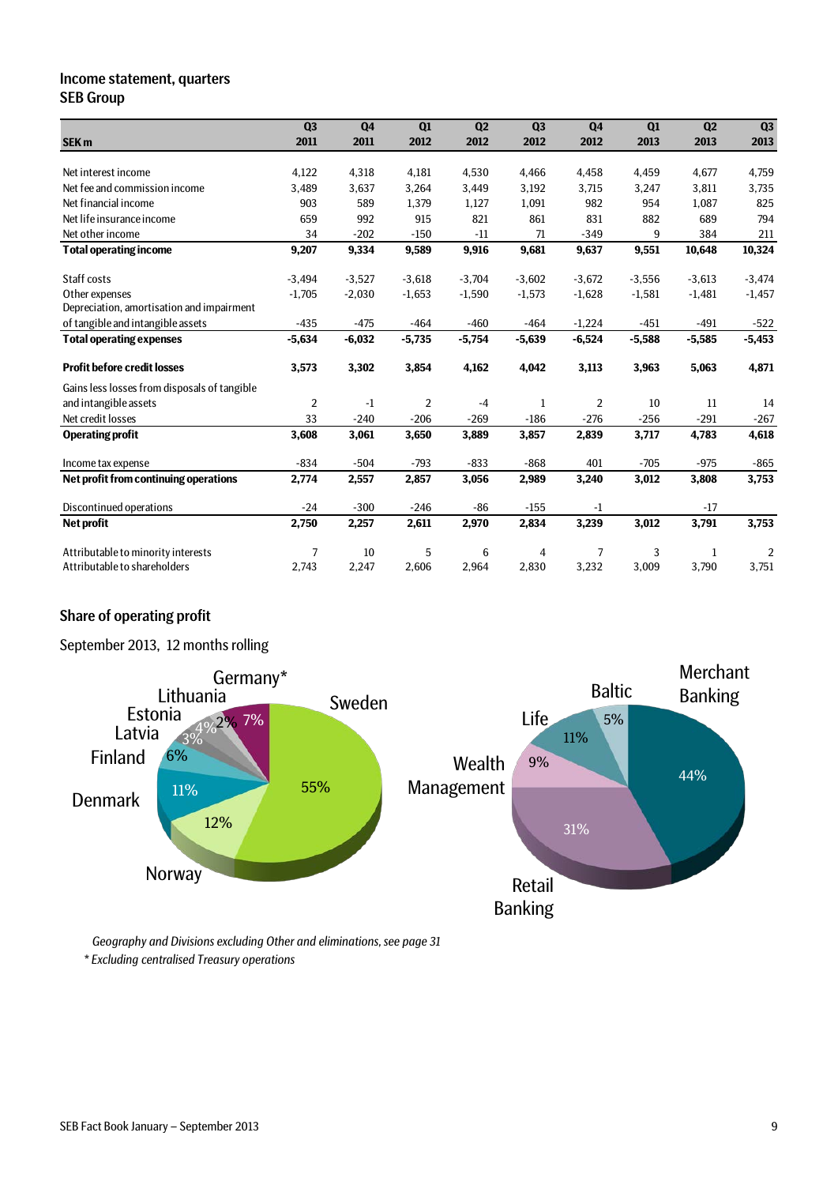## Income statement, quarters
### SEB Group

| SEK m | Q3 2011 | Q4 2011 | Q1 2012 | Q2 2012 | Q3 2012 | Q4 2012 | Q1 2013 | Q2 2013 | Q3 2013 |
|---|---|---|---|---|---|---|---|---|---|
| Net interest income | 4,122 | 4,318 | 4,181 | 4,530 | 4,466 | 4,458 | 4,459 | 4,677 | 4,759 |
| Net fee and commission income | 3,489 | 3,637 | 3,264 | 3,449 | 3,192 | 3,715 | 3,247 | 3,811 | 3,735 |
| Net financial income | 903 | 589 | 1,379 | 1,127 | 1,091 | 982 | 954 | 1,087 | 825 |
| Net life insurance income | 659 | 992 | 915 | 821 | 861 | 831 | 882 | 689 | 794 |
| Net other income | 34 | -202 | -150 | -11 | 71 | -349 | 9 | 384 | 211 |
| **Total operating income** | **9,207** | **9,334** | **9,589** | **9,916** | **9,681** | **9,637** | **9,551** | **10,648** | **10,324** |
| Staff costs | -3,494 | -3,527 | -3,618 | -3,704 | -3,602 | -3,672 | -3,556 | -3,613 | -3,474 |
| Other expenses | -1,705 | -2,030 | -1,653 | -1,590 | -1,573 | -1,628 | -1,581 | -1,481 | -1,457 |
| Depreciation, amortisation and impairment of tangible and intangible assets | -435 | -475 | -464 | -460 | -464 | -1,224 | -451 | -491 | -522 |
| **Total operating expenses** | **-5,634** | **-6,032** | **-5,735** | **-5,754** | **-5,639** | **-6,524** | **-5,588** | **-5,585** | **-5,453** |
| **Profit before credit losses** | **3,573** | **3,302** | **3,854** | **4,162** | **4,042** | **3,113** | **3,963** | **5,063** | **4,871** |
| Gains less losses from disposals of tangible and intangible assets | 2 | -1 | 2 | -4 | 1 | 2 | 10 | 11 | 14 |
| Net credit losses | 33 | -240 | -206 | -269 | -186 | -276 | -256 | -291 | -267 |
| **Operating profit** | **3,608** | **3,061** | **3,650** | **3,889** | **3,857** | **2,839** | **3,717** | **4,783** | **4,618** |
| Income tax expense | -834 | -504 | -793 | -833 | -868 | 401 | -705 | -975 | -865 |
| **Net profit from continuing operations** | **2,774** | **2,557** | **2,857** | **3,056** | **2,989** | **3,240** | **3,012** | **3,808** | **3,753** |
| Discontinued operations | -24 | -300 | -246 | -86 | -155 | -1 | | -17 | |
| **Net profit** | **2,750** | **2,257** | **2,611** | **2,970** | **2,834** | **3,239** | **3,012** | **3,791** | **3,753** |
| Attributable to minority interests | 7 | 10 | 5 | 6 | 4 | 7 | 3 | 1 | 2 |
| Attributable to shareholders | 2,743 | 2,247 | 2,606 | 2,964 | 2,830 | 3,232 | 3,009 | 3,790 | 3,751 |

## Share of operating profit

September 2013, 12 months rolling

| Geography | Share |
|---|---|
| Sweden | 55% |
| Norway | 12% |
| Denmark | 11% |
| Finland | 6% |
| Latvia | 3% |
| Estonia | 4% |
| Lithuania | 2% |
| Germany* | 7% |

| Division | Share |
|---|---|
| Merchant Banking | 44% |
| Retail Banking | 31% |
| Wealth Management | 9% |
| Life | 11% |
| Baltic | 5% |

*Geography and Divisions excluding Other and eliminations, see page 31*

*\* Excluding centralised Treasury operations*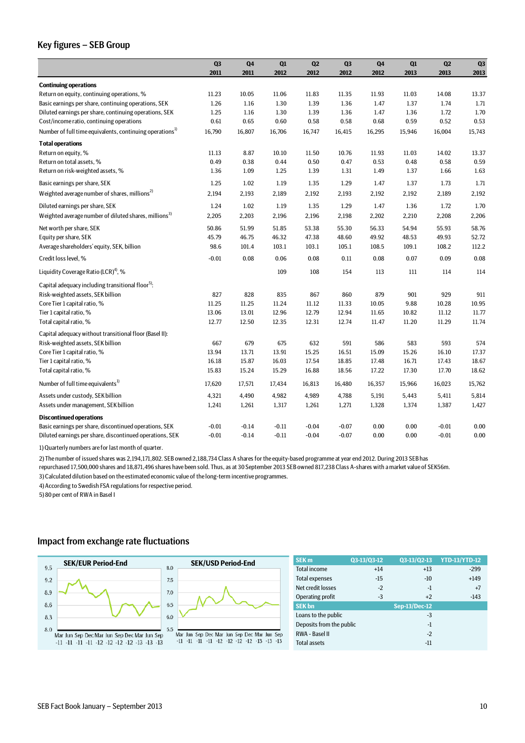## Key figures – SEB Group

| | Q3 2011 | Q4 2011 | Q1 2012 | Q2 2012 | Q3 2012 | Q4 2012 | Q1 2013 | Q2 2013 | Q3 2013 |
|---|---|---|---|---|---|---|---|---|---|
| **Continuing operations** | | | | | | | | | |
| Return on equity, continuing operations, % | 11.23 | 10.05 | 11.06 | 11.83 | 11.35 | 11.93 | 11.03 | 14.08 | 13.37 |
| Basic earnings per share, continuing operations, SEK | 1.26 | 1.16 | 1.30 | 1.39 | 1.36 | 1.47 | 1.37 | 1.74 | 1.71 |
| Diluted earnings per share, continuing operations, SEK | 1.25 | 1.16 | 1.30 | 1.39 | 1.36 | 1.47 | 1.36 | 1.72 | 1.70 |
| Cost/income ratio, continuing operations | 0.61 | 0.65 | 0.60 | 0.58 | 0.58 | 0.68 | 0.59 | 0.52 | 0.53 |
| Number of full time equivalents, continuing operations[1] | 16,790 | 16,807 | 16,706 | 16,747 | 16,415 | 16,295 | 15,946 | 16,004 | 15,743 |
| **Total operations** | | | | | | | | | |
| Return on equity, % | 11.13 | 8.87 | 10.10 | 11.50 | 10.76 | 11.93 | 11.03 | 14.02 | 13.37 |
| Return on total assets, % | 0.49 | 0.38 | 0.44 | 0.50 | 0.47 | 0.53 | 0.48 | 0.58 | 0.59 |
| Return on risk-weighted assets, % | 1.36 | 1.09 | 1.25 | 1.39 | 1.31 | 1.49 | 1.37 | 1.66 | 1.63 |
| Basic earnings per share, SEK | 1.25 | 1.02 | 1.19 | 1.35 | 1.29 | 1.47 | 1.37 | 1.73 | 1.71 |
| Weighted average number of shares, millions[2] | 2,194 | 2,193 | 2,189 | 2,192 | 2,193 | 2,192 | 2,192 | 2,189 | 2,192 |
| Diluted earnings per share, SEK | 1.24 | 1.02 | 1.19 | 1.35 | 1.29 | 1.47 | 1.36 | 1.72 | 1.70 |
| Weighted average number of diluted shares, millions[3] | 2,205 | 2,203 | 2,196 | 2,196 | 2,198 | 2,202 | 2,210 | 2,208 | 2,206 |
| Net worth per share, SEK | 50.86 | 51.99 | 51.85 | 53.38 | 55.30 | 56.33 | 54.94 | 55.93 | 58.76 |
| Equity per share, SEK | 45.79 | 46.75 | 46.32 | 47.38 | 48.60 | 49.92 | 48.53 | 49.93 | 52.72 |
| Average shareholders' equity, SEK, billion | 98.6 | 101.4 | 103.1 | 103.1 | 105.1 | 108.5 | 109.1 | 108.2 | 112.2 |
| Credit loss level, % | -0.01 | 0.08 | 0.06 | 0.08 | 0.11 | 0.08 | 0.07 | 0.09 | 0.08 |
| Liquidity Coverage Ratio (LCR)[4], % | | | 109 | 108 | 154 | 113 | 111 | 114 | 114 |
| Capital adequacy including transitional floor[5]: | | | | | | | | | |
| Risk-weighted assets, SEK billion | 827 | 828 | 835 | 867 | 860 | 879 | 901 | 929 | 911 |
| Core Tier 1 capital ratio, % | 11.25 | 11.25 | 11.24 | 11.12 | 11.33 | 10.05 | 9.88 | 10.28 | 10.95 |
| Tier 1 capital ratio, % | 13.06 | 13.01 | 12.96 | 12.79 | 12.94 | 11.65 | 10.82 | 11.12 | 11.77 |
| Total capital ratio, % | 12.77 | 12.50 | 12.35 | 12.31 | 12.74 | 11.47 | 11.20 | 11.29 | 11.74 |
| Capital adequacy without transitional floor (Basel II): | | | | | | | | | |
| Risk-weighted assets, SEK billion | 667 | 679 | 675 | 632 | 591 | 586 | 583 | 593 | 574 |
| Core Tier 1 capital ratio, % | 13.94 | 13.71 | 13.91 | 15.25 | 16.51 | 15.09 | 15.26 | 16.10 | 17.37 |
| Tier 1 capital ratio, % | 16.18 | 15.87 | 16.03 | 17.54 | 18.85 | 17.48 | 16.71 | 17.43 | 18.67 |
| Total capital ratio, % | 15.83 | 15.24 | 15.29 | 16.88 | 18.56 | 17.22 | 17.30 | 17.70 | 18.62 |
| Number of full time equivalents[1] | 17,620 | 17,571 | 17,434 | 16,813 | 16,480 | 16,357 | 15,966 | 16,023 | 15,762 |
| Assets under custody, SEK billion | 4,321 | 4,490 | 4,982 | 4,989 | 4,788 | 5,191 | 5,443 | 5,411 | 5,814 |
| Assets under management, SEK billion | 1,241 | 1,261 | 1,317 | 1,261 | 1,271 | 1,328 | 1,374 | 1,387 | 1,427 |
| **Discontinued operations** | | | | | | | | | |
| Basic earnings per share, discontinued operations, SEK | -0.01 | -0.14 | -0.11 | -0.04 | -0.07 | 0.00 | 0.00 | -0.01 | 0.00 |
| Diluted earnings per share, discontinued operations, SEK | -0.01 | -0.14 | -0.11 | -0.04 | -0.07 | 0.00 | 0.00 | -0.01 | 0.00 |

1) Quarterly numbers are for last month of quarter.

2) The number of issued shares was 2,194,171,802. SEB owned 2,188,734 Class A shares for the equity-based programme at year end 2012. During 2013 SEB has repurchased 17,500,000 shares and 18,871,496 shares have been sold. Thus, as at 30 September 2013 SEB owned 817,238 Class A-shares with a market value of SEK56m.

3) Calculated dilution based on the estimated economic value of the long-term incentive programmes.

4) According to Swedish FSA regulations for respective period.

5) 80 per cent of RWA in Basel I

## Impact from exchange rate fluctuations

**SEK/EUR Period-End**

**SEK/USD Period-End**

| SEK m | Q3-13/Q3-12 | Q3-13/Q2-13 | YTD-13/YTD-12 |
|---|---|---|---|
| Total income | +14 | +13 | -299 |
| Total expenses | -15 | -10 | +149 |
| Net credit losses | -2 | -1 | +7 |
| Operating profit | -3 | +2 | -143 |
| **SEK bn** | | **Sep-13/Dec-12** | |
| Loans to the public | | -3 | |
| Deposits from the public | | -1 | |
| RWA - Basel II | | -2 | |
| Total assets | | -11 | |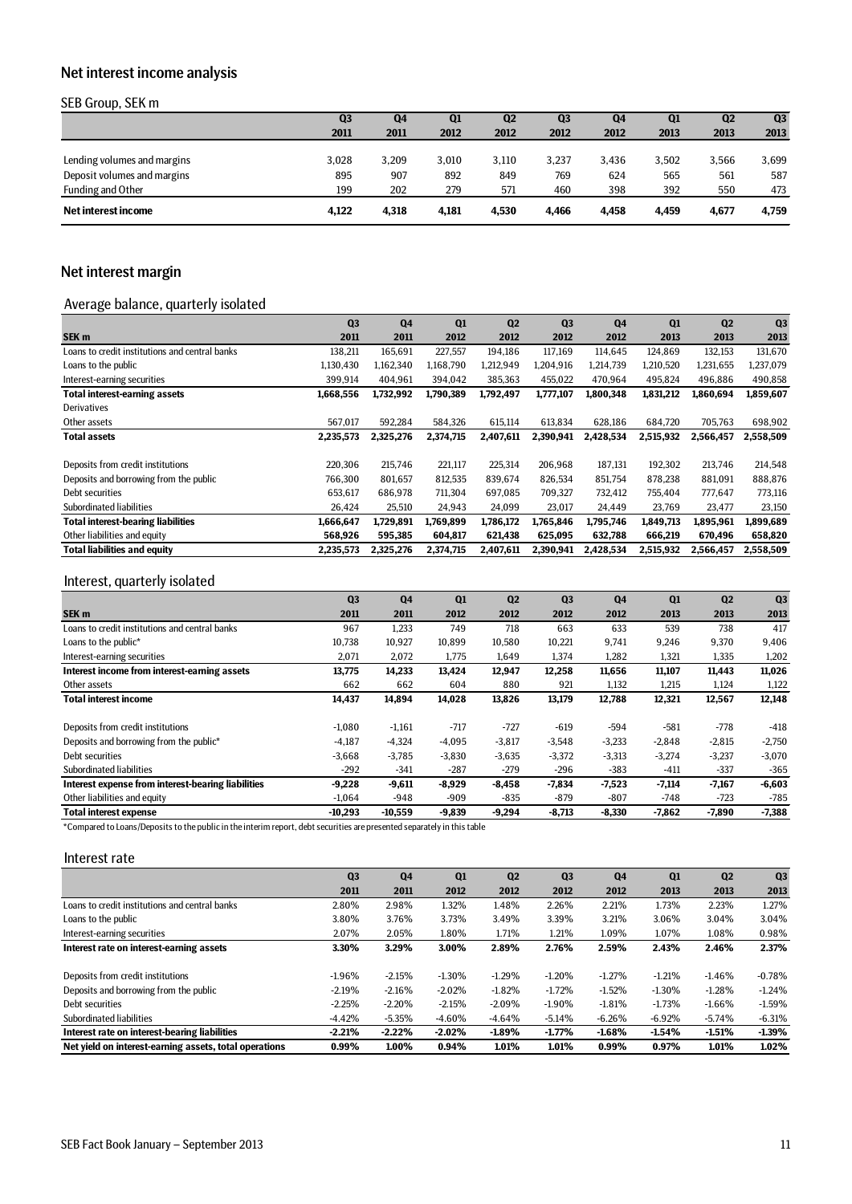## Net interest income analysis

SEB Group, SEK m

| | Q3 2011 | Q4 2011 | Q1 2012 | Q2 2012 | Q3 2012 | Q4 2012 | Q1 2013 | Q2 2013 | Q3 2013 |
|---|---|---|---|---|---|---|---|---|---|
| Lending volumes and margins | 3,028 | 3,209 | 3,010 | 3,110 | 3,237 | 3,436 | 3,502 | 3,566 | 3,699 |
| Deposit volumes and margins | 895 | 907 | 892 | 849 | 769 | 624 | 565 | 561 | 587 |
| Funding and Other | 199 | 202 | 279 | 571 | 460 | 398 | 392 | 550 | 473 |
| **Net interest income** | **4,122** | **4,318** | **4,181** | **4,530** | **4,466** | **4,458** | **4,459** | **4,677** | **4,759** |

## Net interest margin

### Average balance, quarterly isolated

| SEK m | Q3 2011 | Q4 2011 | Q1 2012 | Q2 2012 | Q3 2012 | Q4 2012 | Q1 2013 | Q2 2013 | Q3 2013 |
|---|---|---|---|---|---|---|---|---|---|
| Loans to credit institutions and central banks | 138,211 | 165,691 | 227,557 | 194,186 | 117,169 | 114,645 | 124,869 | 132,153 | 131,670 |
| Loans to the public | 1,130,430 | 1,162,340 | 1,168,790 | 1,212,949 | 1,204,916 | 1,214,739 | 1,210,520 | 1,231,655 | 1,237,079 |
| Interest-earning securities | 399,914 | 404,961 | 394,042 | 385,363 | 455,022 | 470,964 | 495,824 | 496,886 | 490,858 |
| **Total interest-earning assets** | **1,668,556** | **1,732,992** | **1,790,389** | **1,792,497** | **1,777,107** | **1,800,348** | **1,831,212** | **1,860,694** | **1,859,607** |
| Derivatives | | | | | | | | | |
| Other assets | 567,017 | 592,284 | 584,326 | 615,114 | 613,834 | 628,186 | 684,720 | 705,763 | 698,902 |
| **Total assets** | **2,235,573** | **2,325,276** | **2,374,715** | **2,407,611** | **2,390,941** | **2,428,534** | **2,515,932** | **2,566,457** | **2,558,509** |
| Deposits from credit institutions | 220,306 | 215,746 | 221,117 | 225,314 | 206,968 | 187,131 | 192,302 | 213,746 | 214,548 |
| Deposits and borrowing from the public | 766,300 | 801,657 | 812,535 | 839,674 | 826,534 | 851,754 | 878,238 | 881,091 | 888,876 |
| Debt securities | 653,617 | 686,978 | 711,304 | 697,085 | 709,327 | 732,412 | 755,404 | 777,647 | 773,116 |
| Subordinated liabilities | 26,424 | 25,510 | 24,943 | 24,099 | 23,017 | 24,449 | 23,769 | 23,477 | 23,150 |
| **Total interest-bearing liabilities** | **1,666,647** | **1,729,891** | **1,769,899** | **1,786,172** | **1,765,846** | **1,795,746** | **1,849,713** | **1,895,961** | **1,899,689** |
| Other liabilities and equity | 568,926 | 595,385 | 604,817 | 621,438 | 625,095 | 632,788 | 666,219 | 670,496 | 658,820 |
| **Total liabilities and equity** | **2,235,573** | **2,325,276** | **2,374,715** | **2,407,611** | **2,390,941** | **2,428,534** | **2,515,932** | **2,566,457** | **2,558,509** |

### Interest, quarterly isolated

| SEK m | Q3 2011 | Q4 2011 | Q1 2012 | Q2 2012 | Q3 2012 | Q4 2012 | Q1 2013 | Q2 2013 | Q3 2013 |
|---|---|---|---|---|---|---|---|---|---|
| Loans to credit institutions and central banks | 967 | 1,233 | 749 | 718 | 663 | 633 | 539 | 738 | 417 |
| Loans to the public* | 10,738 | 10,927 | 10,899 | 10,580 | 10,221 | 9,741 | 9,246 | 9,370 | 9,406 |
| Interest-earning securities | 2,071 | 2,072 | 1,775 | 1,649 | 1,374 | 1,282 | 1,321 | 1,335 | 1,202 |
| **Interest income from interest-earning assets** | **13,775** | **14,233** | **13,424** | **12,947** | **12,258** | **11,656** | **11,107** | **11,443** | **11,026** |
| Other assets | 662 | 662 | 604 | 880 | 921 | 1,132 | 1,215 | 1,124 | 1,122 |
| **Total interest income** | **14,437** | **14,894** | **14,028** | **13,826** | **13,179** | **12,788** | **12,321** | **12,567** | **12,148** |
| Deposits from credit institutions | -1,080 | -1,161 | -717 | -727 | -619 | -594 | -581 | -778 | -418 |
| Deposits and borrowing from the public* | -4,187 | -4,324 | -4,095 | -3,817 | -3,548 | -3,233 | -2,848 | -2,815 | -2,750 |
| Debt securities | -3,668 | -3,785 | -3,830 | -3,635 | -3,372 | -3,313 | -3,274 | -3,237 | -3,070 |
| Subordinated liabilities | -292 | -341 | -287 | -279 | -296 | -383 | -411 | -337 | -365 |
| **Interest expense from interest-bearing liabilities** | **-9,228** | **-9,611** | **-8,929** | **-8,458** | **-7,834** | **-7,523** | **-7,114** | **-7,167** | **-6,603** |
| Other liabilities and equity | -1,064 | -948 | -909 | -835 | -879 | -807 | -748 | -723 | -785 |
| **Total interest expense** | **-10,293** | **-10,559** | **-9,839** | **-9,294** | **-8,713** | **-8,330** | **-7,862** | **-7,890** | **-7,388** |

*Compared to Loans/Deposits to the public in the interim report, debt securities are presented separately in this table

### Interest rate

| | Q3 2011 | Q4 2011 | Q1 2012 | Q2 2012 | Q3 2012 | Q4 2012 | Q1 2013 | Q2 2013 | Q3 2013 |
|---|---|---|---|---|---|---|---|---|---|
| Loans to credit institutions and central banks | 2.80% | 2.98% | 1.32% | 1.48% | 2.26% | 2.21% | 1.73% | 2.23% | 1.27% |
| Loans to the public | 3.80% | 3.76% | 3.73% | 3.49% | 3.39% | 3.21% | 3.06% | 3.04% | 3.04% |
| Interest-earning securities | 2.07% | 2.05% | 1.80% | 1.71% | 1.21% | 1.09% | 1.07% | 1.08% | 0.98% |
| **Interest rate on interest-earning assets** | **3.30%** | **3.29%** | **3.00%** | **2.89%** | **2.76%** | **2.59%** | **2.43%** | **2.46%** | **2.37%** |
| Deposits from credit institutions | -1.96% | -2.15% | -1.30% | -1.29% | -1.20% | -1.27% | -1.21% | -1.46% | -0.78% |
| Deposits and borrowing from the public | -2.19% | -2.16% | -2.02% | -1.82% | -1.72% | -1.52% | -1.30% | -1.28% | -1.24% |
| Debt securities | -2.25% | -2.20% | -2.15% | -2.09% | -1.90% | -1.81% | -1.73% | -1.66% | -1.59% |
| Subordinated liabilities | -4.42% | -5.35% | -4.60% | -4.64% | -5.14% | -6.26% | -6.92% | -5.74% | -6.31% |
| **Interest rate on interest-bearing liabilities** | **-2.21%** | **-2.22%** | **-2.02%** | **-1.89%** | **-1.77%** | **-1.68%** | **-1.54%** | **-1.51%** | **-1.39%** |
| **Net yield on interest-earning assets, total operations** | **0.99%** | **1.00%** | **0.94%** | **1.01%** | **1.01%** | **0.99%** | **0.97%** | **1.01%** | **1.02%** |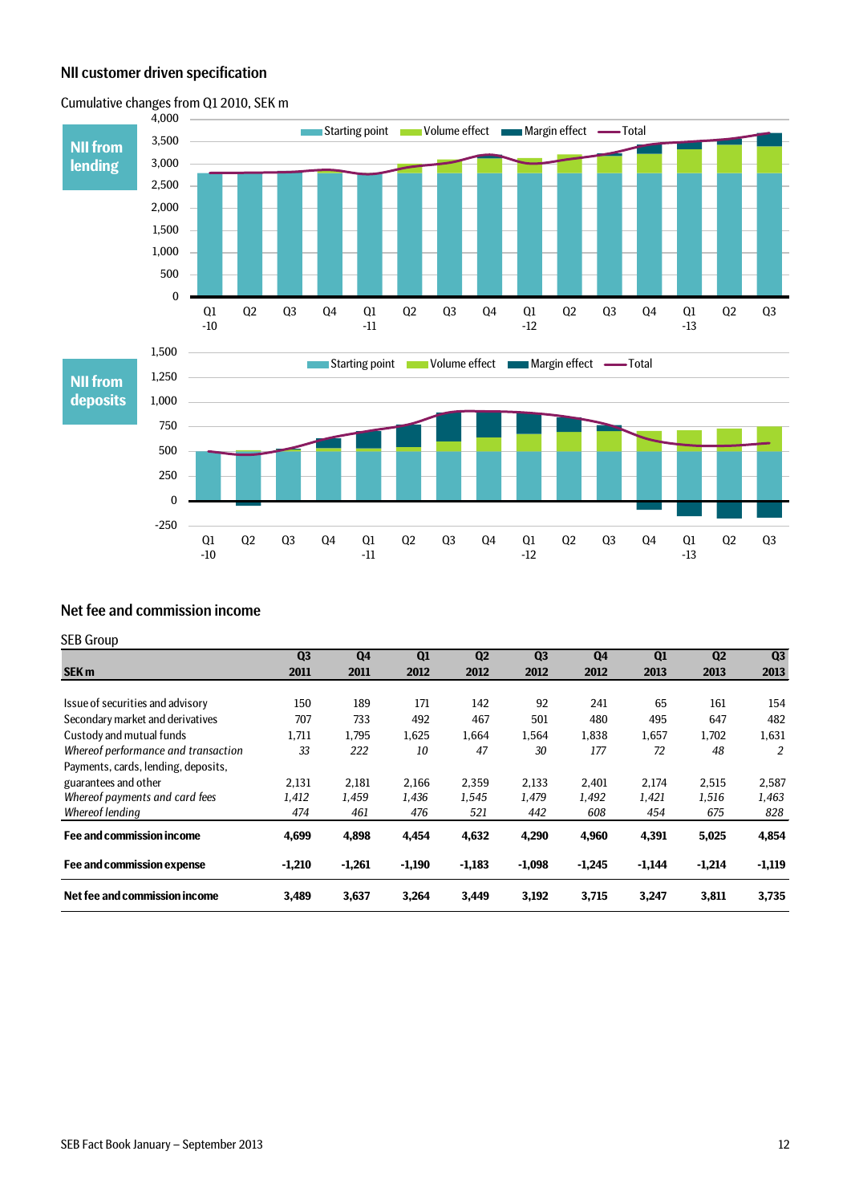## NII customer driven specification

Cumulative changes from Q1 2010, SEK m

**NII from lending**

Starting point | Volume effect | Margin effect | Total

**NII from deposits**

Starting point | Volume effect | Margin effect | Total

## Net fee and commission income

SEB Group

| SEK m | Q3 2011 | Q4 2011 | Q1 2012 | Q2 2012 | Q3 2012 | Q4 2012 | Q1 2013 | Q2 2013 | Q3 2013 |
|---|---|---|---|---|---|---|---|---|---|
| Issue of securities and advisory | 150 | 189 | 171 | 142 | 92 | 241 | 65 | 161 | 154 |
| Secondary market and derivatives | 707 | 733 | 492 | 467 | 501 | 480 | 495 | 647 | 482 |
| Custody and mutual funds | 1,711 | 1,795 | 1,625 | 1,664 | 1,564 | 1,838 | 1,657 | 1,702 | 1,631 |
| *Whereof performance and transaction* | *33* | *222* | *10* | *47* | *30* | *177* | *72* | *48* | *2* |
| Payments, cards, lending, deposits, guarantees and other | 2,131 | 2,181 | 2,166 | 2,359 | 2,133 | 2,401 | 2,174 | 2,515 | 2,587 |
| *Whereof payments and card fees* | *1,412* | *1,459* | *1,436* | *1,545* | *1,479* | *1,492* | *1,421* | *1,516* | *1,463* |
| *Whereof lending* | *474* | *461* | *476* | *521* | *442* | *608* | *454* | *675* | *828* |
| **Fee and commission income** | **4,699** | **4,898** | **4,454** | **4,632** | **4,290** | **4,960** | **4,391** | **5,025** | **4,854** |
| **Fee and commission expense** | **-1,210** | **-1,261** | **-1,190** | **-1,183** | **-1,098** | **-1,245** | **-1,144** | **-1,214** | **-1,119** |
| **Net fee and commission income** | **3,489** | **3,637** | **3,264** | **3,449** | **3,192** | **3,715** | **3,247** | **3,811** | **3,735** |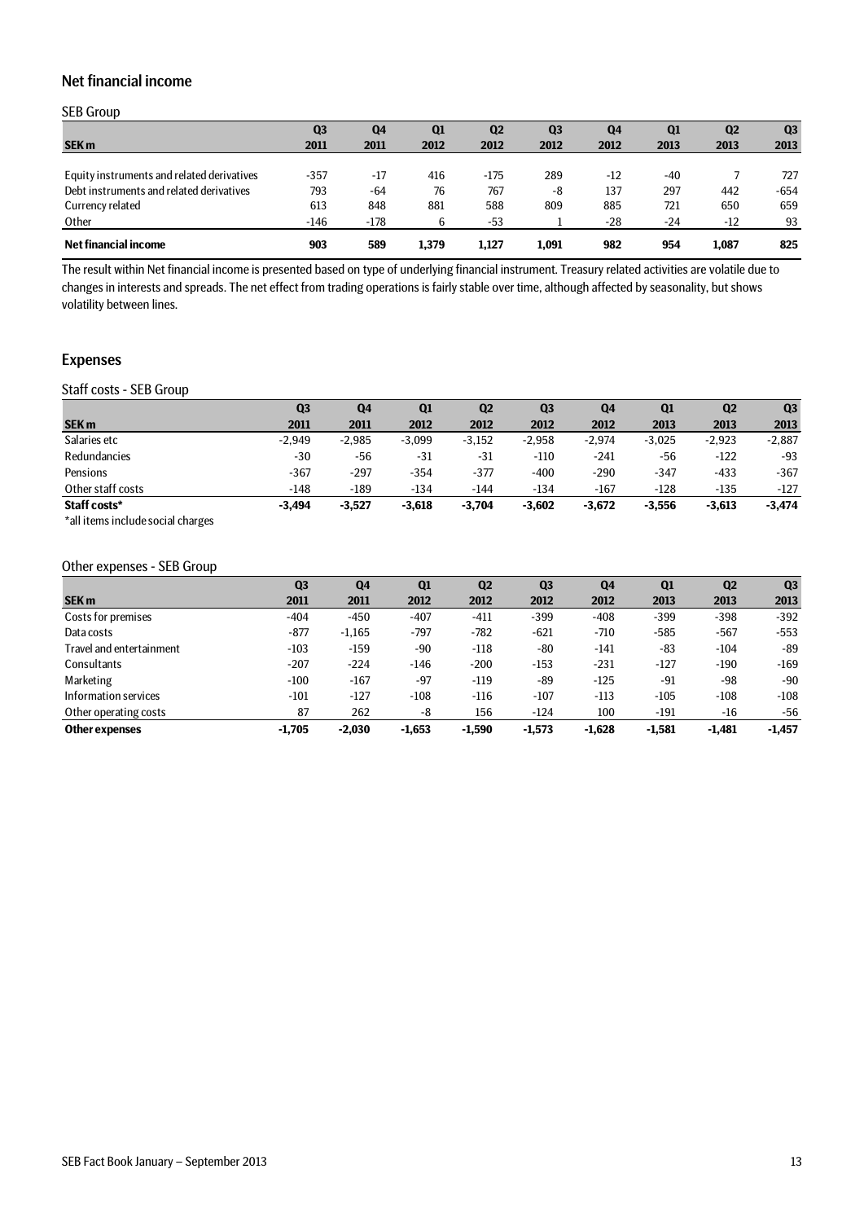## Net financial income

### SEB Group

| SEK m | Q3 2011 | Q4 2011 | Q1 2012 | Q2 2012 | Q3 2012 | Q4 2012 | Q1 2013 | Q2 2013 | Q3 2013 |
|---|---|---|---|---|---|---|---|---|---|
| Equity instruments and related derivatives | -357 | -17 | 416 | -175 | 289 | -12 | -40 | 7 | 727 |
| Debt instruments and related derivatives | 793 | -64 | 76 | 767 | -8 | 137 | 297 | 442 | -654 |
| Currency related | 613 | 848 | 881 | 588 | 809 | 885 | 721 | 650 | 659 |
| Other | -146 | -178 | 6 | -53 | 1 | -28 | -24 | -12 | 93 |
| **Net financial income** | **903** | **589** | **1,379** | **1,127** | **1,091** | **982** | **954** | **1,087** | **825** |

The result within Net financial income is presented based on type of underlying financial instrument. Treasury related activities are volatile due to changes in interests and spreads. The net effect from trading operations is fairly stable over time, although affected by seasonality, but shows volatility between lines.

## Expenses

### Staff costs - SEB Group

| SEK m | Q3 2011 | Q4 2011 | Q1 2012 | Q2 2012 | Q3 2012 | Q4 2012 | Q1 2013 | Q2 2013 | Q3 2013 |
|---|---|---|---|---|---|---|---|---|---|
| Salaries etc | -2,949 | -2,985 | -3,099 | -3,152 | -2,958 | -2,974 | -3,025 | -2,923 | -2,887 |
| Redundancies | -30 | -56 | -31 | -31 | -110 | -241 | -56 | -122 | -93 |
| Pensions | -367 | -297 | -354 | -377 | -400 | -290 | -347 | -433 | -367 |
| Other staff costs | -148 | -189 | -134 | -144 | -134 | -167 | -128 | -135 | -127 |
| **Staff costs*** | **-3,494** | **-3,527** | **-3,618** | **-3,704** | **-3,602** | **-3,672** | **-3,556** | **-3,613** | **-3,474** |

*all items include social charges

### Other expenses - SEB Group

| SEK m | Q3 2011 | Q4 2011 | Q1 2012 | Q2 2012 | Q3 2012 | Q4 2012 | Q1 2013 | Q2 2013 | Q3 2013 |
|---|---|---|---|---|---|---|---|---|---|
| Costs for premises | -404 | -450 | -407 | -411 | -399 | -408 | -399 | -398 | -392 |
| Data costs | -877 | -1,165 | -797 | -782 | -621 | -710 | -585 | -567 | -553 |
| Travel and entertainment | -103 | -159 | -90 | -118 | -80 | -141 | -83 | -104 | -89 |
| Consultants | -207 | -224 | -146 | -200 | -153 | -231 | -127 | -190 | -169 |
| Marketing | -100 | -167 | -97 | -119 | -89 | -125 | -91 | -98 | -90 |
| Information services | -101 | -127 | -108 | -116 | -107 | -113 | -105 | -108 | -108 |
| Other operating costs | 87 | 262 | -8 | 156 | -124 | 100 | -191 | -16 | -56 |
| **Other expenses** | **-1,705** | **-2,030** | **-1,653** | **-1,590** | **-1,573** | **-1,628** | **-1,581** | **-1,481** | **-1,457** |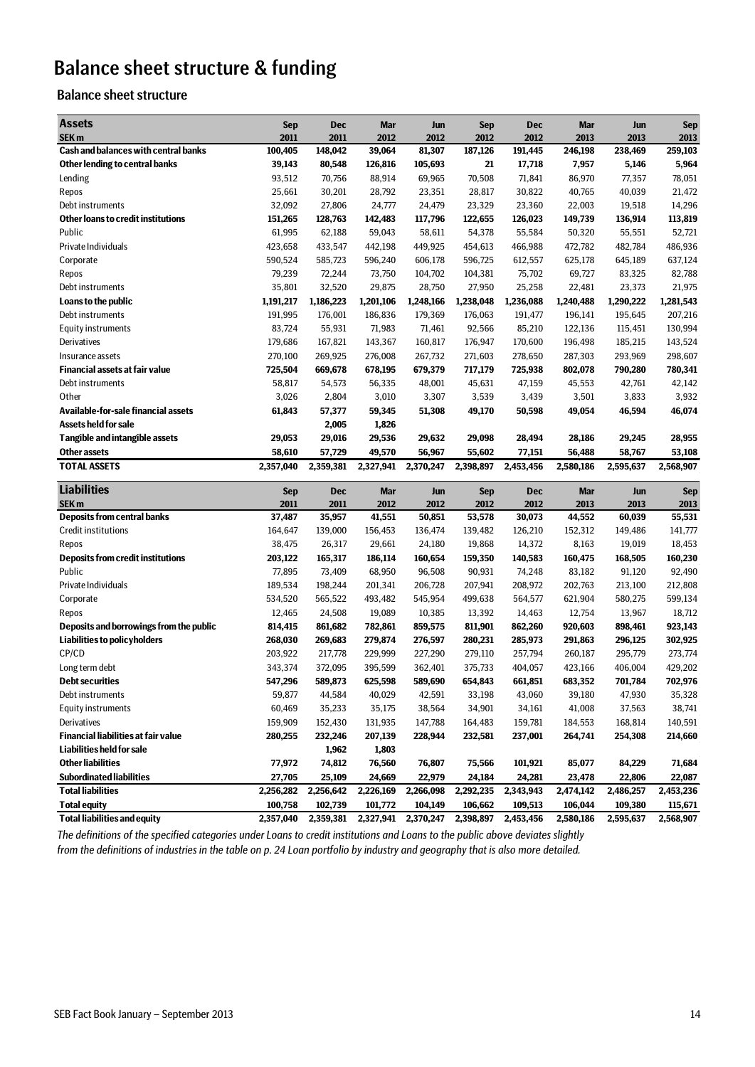# Balance sheet structure & funding

## Balance sheet structure

| **Assets**<br>**SEK m** | **Sep 2011** | **Dec 2011** | **Mar 2012** | **Jun 2012** | **Sep 2012** | **Dec 2012** | **Mar 2013** | **Jun 2013** | **Sep 2013** |
|---|---|---|---|---|---|---|---|---|---|
| **Cash and balances with central banks** | **100,405** | **148,042** | **39,064** | **81,307** | **187,126** | **191,445** | **246,198** | **238,469** | **259,103** |
| **Other lending to central banks** | **39,143** | **80,548** | **126,816** | **105,693** | **21** | **17,718** | **7,957** | **5,146** | **5,964** |
| Lending | 93,512 | 70,756 | 88,914 | 69,965 | 70,508 | 71,841 | 86,970 | 77,357 | 78,051 |
| Repos | 25,661 | 30,201 | 28,792 | 23,351 | 28,817 | 30,822 | 40,765 | 40,039 | 21,472 |
| Debt instruments | 32,092 | 27,806 | 24,777 | 24,479 | 23,329 | 23,360 | 22,003 | 19,518 | 14,296 |
| **Other loans to credit institutions** | **151,265** | **128,763** | **142,483** | **117,796** | **122,655** | **126,023** | **149,739** | **136,914** | **113,819** |
| Public | 61,995 | 62,188 | 59,043 | 58,611 | 54,378 | 55,584 | 50,320 | 55,551 | 52,721 |
| Private Individuals | 423,658 | 433,547 | 442,198 | 449,925 | 454,613 | 466,988 | 472,782 | 482,784 | 486,936 |
| Corporate | 590,524 | 585,723 | 596,240 | 606,178 | 596,725 | 612,557 | 625,178 | 645,189 | 637,124 |
| Repos | 79,239 | 72,244 | 73,750 | 104,702 | 104,381 | 75,702 | 69,727 | 83,325 | 82,788 |
| Debt instruments | 35,801 | 32,520 | 29,875 | 28,750 | 27,950 | 25,258 | 22,481 | 23,373 | 21,975 |
| **Loans to the public** | **1,191,217** | **1,186,223** | **1,201,106** | **1,248,166** | **1,238,048** | **1,236,088** | **1,240,488** | **1,290,222** | **1,281,543** |
| Debt instruments | 191,995 | 176,001 | 186,836 | 179,369 | 176,063 | 191,477 | 196,141 | 195,645 | 207,216 |
| Equity instruments | 83,724 | 55,931 | 71,983 | 71,461 | 92,566 | 85,210 | 122,136 | 115,451 | 130,994 |
| Derivatives | 179,686 | 167,821 | 143,367 | 160,817 | 176,947 | 170,600 | 196,498 | 185,215 | 143,524 |
| Insurance assets | 270,100 | 269,925 | 276,008 | 267,732 | 271,603 | 278,650 | 287,303 | 293,969 | 298,607 |
| **Financial assets at fair value** | **725,504** | **669,678** | **678,195** | **679,379** | **717,179** | **725,938** | **802,078** | **790,280** | **780,341** |
| Debt instruments | 58,817 | 54,573 | 56,335 | 48,001 | 45,631 | 47,159 | 45,553 | 42,761 | 42,142 |
| Other | 3,026 | 2,804 | 3,010 | 3,307 | 3,539 | 3,439 | 3,501 | 3,833 | 3,932 |
| **Available-for-sale financial assets** | **61,843** | **57,377** | **59,345** | **51,308** | **49,170** | **50,598** | **49,054** | **46,594** | **46,074** |
| **Assets held for sale** | | **2,005** | **1,826** | | | | | | |
| **Tangible and intangible assets** | **29,053** | **29,016** | **29,536** | **29,632** | **29,098** | **28,494** | **28,186** | **29,245** | **28,955** |
| **Other assets** | **58,610** | **57,729** | **49,570** | **56,967** | **55,602** | **77,151** | **56,488** | **58,767** | **53,108** |
| **TOTAL ASSETS** | **2,357,040** | **2,359,381** | **2,327,941** | **2,370,247** | **2,398,897** | **2,453,456** | **2,580,186** | **2,595,637** | **2,568,907** |

| **Liabilities**<br>**SEK m** | **Sep 2011** | **Dec 2011** | **Mar 2012** | **Jun 2012** | **Sep 2012** | **Dec 2012** | **Mar 2013** | **Jun 2013** | **Sep 2013** |
|---|---|---|---|---|---|---|---|---|---|
| **Deposits from central banks** | **37,487** | **35,957** | **41,551** | **50,851** | **53,578** | **30,073** | **44,552** | **60,039** | **55,531** |
| Credit institutions | 164,647 | 139,000 | 156,453 | 136,474 | 139,482 | 126,210 | 152,312 | 149,486 | 141,777 |
| Repos | 38,475 | 26,317 | 29,661 | 24,180 | 19,868 | 14,372 | 8,163 | 19,019 | 18,453 |
| **Deposits from credit institutions** | **203,122** | **165,317** | **186,114** | **160,654** | **159,350** | **140,583** | **160,475** | **168,505** | **160,230** |
| Public | 77,895 | 73,409 | 68,950 | 96,508 | 90,931 | 74,248 | 83,182 | 91,120 | 92,490 |
| Private Individuals | 189,534 | 198,244 | 201,341 | 206,728 | 207,941 | 208,972 | 202,763 | 213,100 | 212,808 |
| Corporate | 534,520 | 565,522 | 493,482 | 545,954 | 499,638 | 564,577 | 621,904 | 580,275 | 599,134 |
| Repos | 12,465 | 24,508 | 19,089 | 10,385 | 13,392 | 14,463 | 12,754 | 13,967 | 18,712 |
| **Deposits and borrowings from the public** | **814,415** | **861,682** | **782,861** | **859,575** | **811,901** | **862,260** | **920,603** | **898,461** | **923,143** |
| **Liabilities to policyholders** | **268,030** | **269,683** | **276,597** | **280,231** | **285,973** | **291,863** | **296,125** | **302,925** | |
| CP/CD | 203,922 | 217,778 | 229,999 | 227,290 | 279,110 | 257,794 | 260,187 | 295,779 | 273,774 |
| Long term debt | 343,374 | 372,095 | 395,599 | 362,401 | 375,733 | 404,057 | 423,166 | 406,004 | 429,202 |
| **Debt securities** | **547,296** | **589,873** | **625,598** | **589,690** | **654,843** | **661,851** | **683,352** | **701,784** | **702,976** |
| Debt instruments | 59,877 | 44,584 | 40,029 | 42,591 | 33,198 | 43,060 | 39,180 | 47,930 | 35,328 |
| Equity instruments | 60,469 | 35,233 | 35,175 | 38,564 | 34,901 | 34,161 | 41,008 | 37,563 | 38,741 |
| Derivatives | 159,909 | 152,430 | 131,935 | 147,788 | 164,483 | 159,781 | 184,553 | 168,814 | 140,591 |
| **Financial liabilities at fair value** | **280,255** | **232,246** | **207,139** | **228,944** | **232,581** | **237,001** | **264,741** | **254,308** | **214,660** |
| **Liabilities held for sale** | | **1,962** | **1,803** | | | | | | |
| **Other liabilities** | **77,972** | **74,812** | **76,560** | **76,807** | **75,566** | **101,921** | **85,077** | **84,229** | **71,684** |
| **Subordinated liabilities** | **27,705** | **25,109** | **24,669** | **22,979** | **24,184** | **24,281** | **23,478** | **22,806** | **22,087** |
| **Total liabilities** | **2,256,282** | **2,256,642** | **2,226,169** | **2,266,098** | **2,292,235** | **2,343,943** | **2,474,142** | **2,486,257** | **2,453,236** |
| **Total equity** | **100,758** | **102,739** | **101,772** | **104,149** | **106,662** | **109,513** | **106,044** | **109,380** | **115,671** |
| **Total liabilities and equity** | **2,357,040** | **2,359,381** | **2,327,941** | **2,370,247** | **2,398,897** | **2,453,456** | **2,580,186** | **2,595,637** | **2,568,907** |

*The definitions of the specified categories under Loans to credit institutions and Loans to the public above deviates slightly from the definitions of industries in the table on p. 24 Loan portfolio by industry and geography that is also more detailed.*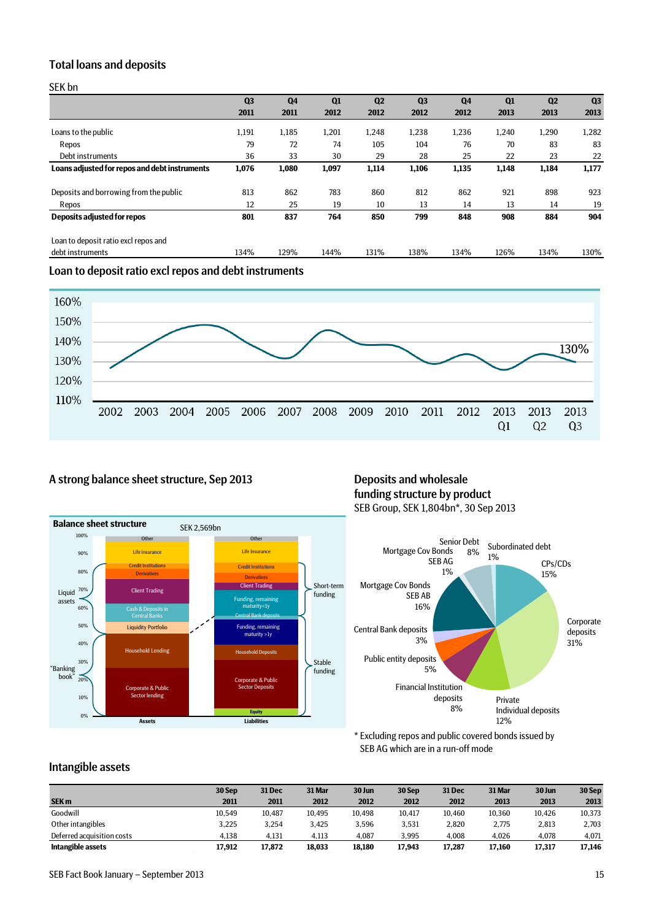## Total loans and deposits

SEK bn

| | Q3 2011 | Q4 2011 | Q1 2012 | Q2 2012 | Q3 2012 | Q4 2012 | Q1 2013 | Q2 2013 | Q3 2013 |
|---|---|---|---|---|---|---|---|---|---|
| Loans to the public | 1,191 | 1,185 | 1,201 | 1,248 | 1,238 | 1,236 | 1,240 | 1,290 | 1,282 |
| Repos | 79 | 72 | 74 | 105 | 104 | 76 | 70 | 83 | 83 |
| Debt instruments | 36 | 33 | 30 | 29 | 28 | 25 | 22 | 23 | 22 |
| **Loans adjusted for repos and debt instruments** | **1,076** | **1,080** | **1,097** | **1,114** | **1,106** | **1,135** | **1,148** | **1,184** | **1,177** |
| | | | | | | | | | |
| Deposits and borrowing from the public | 813 | 862 | 783 | 860 | 812 | 862 | 921 | 898 | 923 |
| Repos | 12 | 25 | 19 | 10 | 13 | 14 | 13 | 14 | 19 |
| **Deposits adjusted for repos** | **801** | **837** | **764** | **850** | **799** | **848** | **908** | **884** | **904** |
| | | | | | | | | | |
| Loan to deposit ratio excl repos and debt instruments | 134% | 129% | 144% | 131% | 138% | 134% | 126% | 134% | 130% |

## Loan to deposit ratio excl repos and debt instruments

## A strong balance sheet structure, Sep 2013

## Deposits and wholesale funding structure by product

SEB Group, SEK 1,804bn*, 30 Sep 2013

\* Excluding repos and public covered bonds issued by SEB AG which are in a run-off mode

## Intangible assets

| SEK m | 30 Sep 2011 | 31 Dec 2011 | 31 Mar 2012 | 30 Jun 2012 | 30 Sep 2012 | 31 Dec 2012 | 31 Mar 2013 | 30 Jun 2013 | 30 Sep 2013 |
|---|---|---|---|---|---|---|---|---|---|
| Goodwill | 10,549 | 10,487 | 10,495 | 10,498 | 10,417 | 10,460 | 10,360 | 10,426 | 10,373 |
| Other intangibles | 3,225 | 3,254 | 3,425 | 3,596 | 3,531 | 2,820 | 2,775 | 2,813 | 2,703 |
| Deferred acquisition costs | 4,138 | 4,131 | 4,113 | 4,087 | 3,995 | 4,008 | 4,026 | 4,078 | 4,071 |
| **Intangible assets** | **17,912** | **17,872** | **18,033** | **18,180** | **17,943** | **17,287** | **17,160** | **17,317** | **17,146** |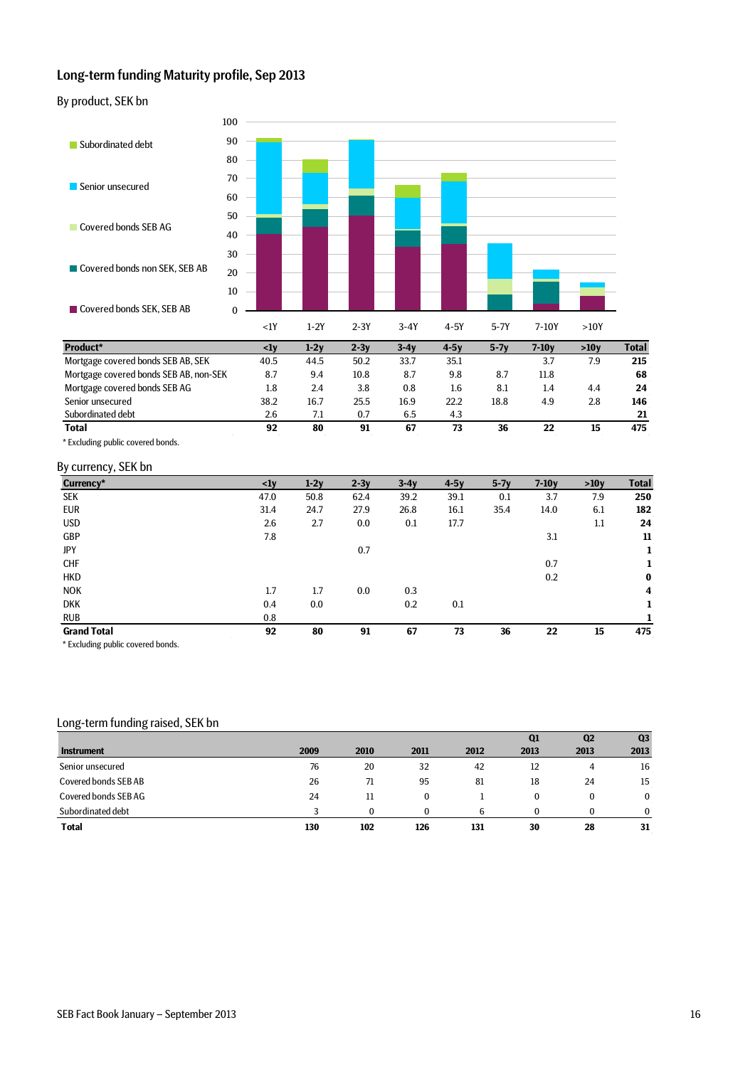## Long-term funding Maturity profile, Sep 2013

### By product, SEK bn

| Product* | <1y | 1-2y | 2-3y | 3-4y | 4-5y | 5-7y | 7-10y | >10y | Total |
|---|---|---|---|---|---|---|---|---|---|
| Mortgage covered bonds SEB AB, SEK | 40.5 | 44.5 | 50.2 | 33.7 | 35.1 | | 3.7 | 7.9 | **215** |
| Mortgage covered bonds SEB AB, non-SEK | 8.7 | 9.4 | 10.8 | 8.7 | 9.8 | 8.7 | 11.8 | | **68** |
| Mortgage covered bonds SEB AG | 1.8 | 2.4 | 3.8 | 0.8 | 1.6 | 8.1 | 1.4 | 4.4 | **24** |
| Senior unsecured | 38.2 | 16.7 | 25.5 | 16.9 | 22.2 | 18.8 | 4.9 | 2.8 | **146** |
| Subordinated debt | 2.6 | 7.1 | 0.7 | 6.5 | 4.3 | | | | **21** |
| **Total** | **92** | **80** | **91** | **67** | **73** | **36** | **22** | **15** | **475** |

\* Excluding public covered bonds.

### By currency, SEK bn

| Currency* | <1y | 1-2y | 2-3y | 3-4y | 4-5y | 5-7y | 7-10y | >10y | Total |
|---|---|---|---|---|---|---|---|---|---|
| SEK | 47.0 | 50.8 | 62.4 | 39.2 | 39.1 | 0.1 | 3.7 | 7.9 | **250** |
| EUR | 31.4 | 24.7 | 27.9 | 26.8 | 16.1 | 35.4 | 14.0 | 6.1 | **182** |
| USD | 2.6 | 2.7 | 0.0 | 0.1 | 17.7 | | | 1.1 | **24** |
| GBP | 7.8 | | | | | | 3.1 | | **11** |
| JPY | | | 0.7 | | | | | | **1** |
| CHF | | | | | | | 0.7 | | **1** |
| HKD | | | | | | | 0.2 | | **0** |
| NOK | 1.7 | 1.7 | 0.0 | 0.3 | | | | | **4** |
| DKK | 0.4 | 0.0 | | 0.2 | 0.1 | | | | **1** |
| RUB | 0.8 | | | | | | | | **1** |
| **Grand Total** | **92** | **80** | **91** | **67** | **73** | **36** | **22** | **15** | **475** |

\* Excluding public covered bonds.

### Long-term funding raised, SEK bn

| Instrument | 2009 | 2010 | 2011 | 2012 | Q1 2013 | Q2 2013 | Q3 2013 |
|---|---|---|---|---|---|---|---|
| Senior unsecured | 76 | 20 | 32 | 42 | 12 | 4 | 16 |
| Covered bonds SEB AB | 26 | 71 | 95 | 81 | 18 | 24 | 15 |
| Covered bonds SEB AG | 24 | 11 | 0 | 1 | 0 | 0 | 0 |
| Subordinated debt | 3 | 0 | 0 | 6 | 0 | 0 | 0 |
| **Total** | **130** | **102** | **126** | **131** | **30** | **28** | **31** |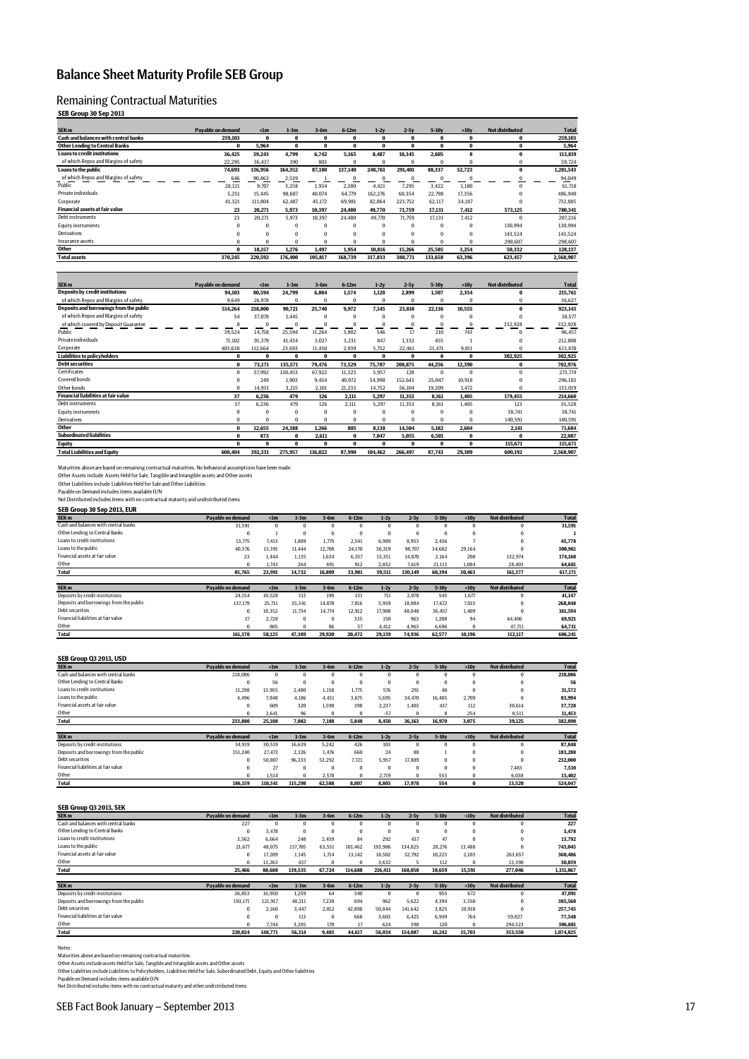# Balance Sheet Maturity Profile SEB Group

## Remaining Contractual Maturities

**SEB Group 30 Sep 2013**

| SEK m | Payable on demand | <1m | 1-3m | 3-6m | 6-12m | 1-2y | 2-5y | 5-10y | >10y | Not distributed | Total |
|---|---|---|---|---|---|---|---|---|---|---|---|
| **Cash and balances with central banks** | 259,103 | 0 | 0 | 0 | 0 | 0 | 0 | 0 | 0 | 0 | 259,103 |
| **Other Lending to Central Banks** | 0 | 5,964 | 0 | 0 | 0 | 0 | 0 | 0 | 0 | 0 | 5,964 |
| **Loans to credit institutions** | 36,425 | 39,243 | 4,799 | 6,742 | 5,165 | 8,487 | 10,345 | 2,605 | 8 | 0 | 113,819 |
| of which Repos and Margins of safety | 22,295 | 36,437 | 190 | 803 | 0 | 0 | 0 | 0 | 0 | 0 | 59,724 |
| **Loans to the public** | 74,693 | 136,956 | 164,352 | 87,180 | 137,140 | 248,761 | 291,401 | 88,337 | 52,723 | 0 | 1,281,543 |
| of which Repos and Margins of safety | 646 | 90,863 | 2,539 | 1 | 0 | 0 | 0 | 0 | 0 | 0 | 94,049 |
| Public | 28,121 | 9,707 | 3,258 | 1,934 | 2,380 | 4,421 | 7,295 | 3,422 | 1,180 | 0 | 61,718 |
| Private individuals | 5,251 | 15,445 | 98,607 | 40,074 | 64,779 | 162,276 | 60,354 | 22,798 | 17,356 | 0 | 486,940 |
| Corporate | 41,321 | 111,804 | 62,487 | 45,172 | 69,981 | 82,064 | 223,752 | 62,117 | 34,187 | 0 | 732,885 |
| **Financial assets at fair value** | 23 | 20,271 | 5,973 | 10,397 | 24,480 | 49,770 | 71,759 | 17,131 | 7,412 | 573,125 | 780,341 |
| Debt instruments | 23 | 20,271 | 5,973 | 10,397 | 24,480 | 49,770 | 71,759 | 17,131 | 7,412 | 0 | 207,216 |
| Equity instruments | 0 | 0 | 0 | 0 | 0 | 0 | 0 | 0 | 0 | 130,994 | 130,994 |
| Derivatives | 0 | 0 | 0 | 0 | 0 | 0 | 0 | 0 | 0 | 143,524 | 143,524 |
| Insurance assets | 0 | 0 | 0 | 0 | 0 | 0 | 0 | 0 | 0 | 298,607 | 298,607 |
| **Other** | 0 | 18,157 | 1,276 | 1,497 | 1,954 | 10,816 | 15,266 | 25,585 | 3,254 | 50,332 | 128,137 |
| **Total assets** | 370,245 | 220,592 | 176,400 | 105,817 | 168,739 | 317,833 | 388,771 | 133,658 | 63,396 | 623,457 | 2,568,907 |

| SEK m | Payable on demand | <1m | 1-3m | 3-6m | 6-12m | 1-2y | 2-5y | 5-10y | >10y | Not distributed | Total |
|---|---|---|---|---|---|---|---|---|---|---|---|
| **Deposits by credit institutions** | 94,103 | 80,594 | 24,799 | 6,804 | 1,574 | 1,128 | 2,899 | 1,507 | 2,354 | 0 | 215,761 |
| of which Repos and Margins of safety | 9,649 | 26,978 | 0 | 0 | 0 | 0 | 0 | 0 | 0 | 0 | 36,627 |
| **Deposits and borrowings from the public** | 514,264 | 218,800 | 90,721 | 25,740 | 9,972 | 7,145 | 23,810 | 22,136 | 10,555 | 0 | 923,143 |
| of which Repos and Margins of safety | 54 | 37,078 | 1,445 | 0 | 0 | 0 | 0 | 0 | 0 | 0 | 38,577 |
| of which covered by Deposit Guarantee | 0 | 0 | 0 | 0 | 0 | 0 | 0 | 0 | 0 | 332,928 | 332,928 |
| Public | 39,524 | 14,758 | 25,594 | 11,264 | 3,802 | 546 | 17 | 210 | 743 | 0 | 96,457 |
| Private individuals | 71,102 | 91,379 | 41,434 | 3,027 | 3,231 | 847 | 1,332 | 455 | 1 | 0 | 212,808 |
| Corporate | 403,638 | 112,664 | 23,693 | 11,450 | 2,939 | 5,752 | 22,461 | 21,471 | 9,811 | 0 | 613,878 |
| **Liabilities to policyholders** | 0 | 0 | 0 | 0 | 0 | 0 | 0 | 0 | 0 | 302,925 | 302,925 |
| **Debt securities** | 0 | 73,171 | 135,571 | 79,476 | 73,529 | 75,707 | 208,875 | 44,256 | 12,390 | 0 | 702,976 |
| Certificates | 0 | 57,992 | 130,453 | 67,922 | 11,323 | 5,957 | 128 | 0 | 0 | 0 | 273,774 |
| Covered bonds | 0 | 249 | 1,903 | 9,454 | 40,972 | 54,998 | 152,643 | 25,047 | 10,918 | 0 | 296,183 |
| Other bonds | 0 | 14,931 | 3,215 | 2,101 | 21,233 | 14,752 | 56,104 | 19,209 | 1,472 | 0 | 133,019 |
| **Financial liabilities at fair value** | 37 | 6,236 | 479 | 126 | 2,111 | 5,297 | 11,353 | 8,161 | 1,405 | 179,455 | 214,660 |
| Debt instruments | 37 | 6,236 | 479 | 126 | 2,111 | 5,297 | 11,353 | 8,161 | 1,405 | 123 | 35,328 |
| Equity instruments | 0 | 0 | 0 | 0 | 0 | 0 | 0 | 0 | 0 | 38,741 | 38,741 |
| Derivatives | 0 | 0 | 0 | 0 | 0 | 0 | 0 | 0 | 0 | 140,591 | 140,591 |
| **Other** | 0 | 12,655 | 24,388 | 1,266 | 805 | 8,138 | 14,504 | 5,182 | 2,604 | 2,141 | 71,684 |
| **Subordinated liabilities** | 0 | 873 | 0 | 2,611 | 0 | 7,047 | 5,055 | 6,501 | 0 | 0 | 22,087 |
| **Equity** | 0 | 0 | 0 | 0 | 0 | 0 | 0 | 0 | 0 | 115,671 | 115,671 |
| **Total Liabilities and Equity** | 608,404 | 392,331 | 275,957 | 116,022 | 87,990 | 104,462 | 266,497 | 87,743 | 29,309 | 600,192 | 2,568,907 |

Maturities above are based on remaining contractual maturities. No behavioral assumptions have been made.
Other Assets include Assets Held for Sale, Tangible and Intangible assets and Other assets
Other Liabilities include Liabilities Held for Sale and Other Liabilities
Payable on Demand includes items available O/N
Not Distributed includes items with no contractual maturity and undistributed items

**SEB Group 30 Sep 2013, EUR**

| SEK m | Payable on demand | <1m | 1-3m | 3-6m | 6-12m | 1-2y | 2-5y | 5-10y | >10y | Not distributed | Total |
|---|---|---|---|---|---|---|---|---|---|---|---|
| Cash and balances with central banks | 31,591 | 0 | 0 | 0 | 0 | 0 | 0 | 0 | 0 | 0 | 31,591 |
| Other Lending to Central Banks | 0 | 1 | 0 | 0 | 0 | 0 | 0 | 0 | 0 | 0 | 1 |
| Loans to credit institutions | 13,775 | 7,413 | 1,889 | 1,775 | 2,541 | 6,989 | 8,953 | 2,436 | 7 | 0 | 45,778 |
| Loans to the public | 40,376 | 13,391 | 11,444 | 12,708 | 24,170 | 36,319 | 98,707 | 34,682 | 29,164 | 0 | 300,961 |
| Financial assets at fair value | 23 | 1,444 | 1,135 | 1,634 | 6,357 | 13,351 | 14,870 | 2,164 | 208 | 132,974 | 174,160 |
| Other | 0 | 1,743 | 264 | 691 | 912 | 2,852 | 7,619 | 21,113 | 1,084 | 28,403 | 64,681 |
| **Total** | 85,765 | 23,991 | 14,732 | 16,809 | 33,981 | 59,511 | 130,149 | 60,394 | 30,463 | 161,377 | 617,171 |

| SEK m | Payable on demand | <1m | 1-3m | 3-6m | 6-12m | 1-2y | 2-5y | 5-10y | >10y | Not distributed | Total |
|---|---|---|---|---|---|---|---|---|---|---|---|
| Deposits by credit institutions | 24,154 | 10,528 | 313 | 190 | 151 | 711 | 2,878 | 545 | 1,677 | 0 | 41,147 |
| Deposits and borrowings from the public | 137,179 | 25,711 | 35,341 | 14,870 | 7,016 | 5,959 | 18,084 | 17,672 | 7,015 | 0 | 268,848 |
| Debt securities | 0 | 18,352 | 11,734 | 14,774 | 12,912 | 17,908 | 48,048 | 36,457 | 1,409 | 0 | 161,594 |
| Financial liabilities at fair value | 37 | 2,728 | 0 | 0 | 335 | 150 | 963 | 1,208 | 94 | 64,406 | 69,921 |
| Other | 0 | 805 | 0 | 86 | 57 | 4,412 | 4,963 | 6,696 | 0 | 47,711 | 64,731 |
| **Total** | 161,370 | 58,125 | 47,389 | 29,920 | 20,472 | 29,139 | 74,936 | 62,577 | 10,196 | 112,117 | 606,241 |

**SEB Group Q3 2013, USD**

| SEK m | Payable on demand | <1m | 1-3m | 3-6m | 6-12m | 1-2y | 2-5y | 5-10y | >10y | Not distributed | Total |
|---|---|---|---|---|---|---|---|---|---|---|---|
| Cash and balances with central banks | 218,086 | 0 | 0 | 0 | 0 | 0 | 0 | 0 | 0 | 0 | 218,086 |
| Other Lending to Central Banks | 0 | 56 | 0 | 0 | 0 | 0 | 0 | 0 | 0 | 0 | 56 |
| Loans to credit institutions | 11,298 | 13,955 | 2,480 | 1,158 | 1,775 | 576 | 291 | 40 | 0 | 0 | 31,572 |
| Loans to the public | 4,496 | 7,848 | 4,186 | 4,431 | 3,675 | 5,695 | 34,470 | 16,485 | 2,709 | 0 | 83,994 |
| Financial assets at fair value | 0 | 609 | 320 | 1,598 | 398 | 2,237 | 1,403 | 437 | 112 | 30,614 | 37,728 |
| Other | 0 | 2,641 | 96 | 0 | 0 | -57 | 0 | 8 | 254 | 8,511 | 11,453 |
| **Total** | 233,880 | 25,108 | 7,082 | 7,188 | 5,848 | 8,450 | 36,163 | 16,970 | 3,075 | 39,125 | 382,890 |

| SEK m | Payable on demand | <1m | 1-3m | 3-6m | 6-12m | 1-2y | 2-5y | 5-10y | >10y | Not distributed | Total |
|---|---|---|---|---|---|---|---|---|---|---|---|
| Deposits by credit institutions | 34,919 | 30,519 | 16,639 | 5,242 | 426 | 103 | 0 | 0 | 0 | 0 | 87,848 |
| Deposits and borrowings from the public | 151,240 | 27,473 | 2,326 | 1,476 | 660 | 24 | 88 | 1 | 0 | 0 | 183,288 |
| Debt securities | 0 | 50,807 | 96,333 | 53,292 | 7,721 | 5,957 | 17,889 | 0 | 0 | 0 | 232,000 |
| Financial liabilities at fair value | 0 | 27 | 0 | 0 | 0 | 0 | 0 | 0 | 0 | 7,483 | 7,510 |
| Other | 0 | 1,514 | 0 | 2,578 | 0 | 2,719 | 0 | 553 | 0 | 6,038 | 13,402 |
| **Total** | 186,159 | 110,341 | 115,298 | 62,588 | 8,807 | 8,803 | 17,978 | 554 | 0 | 13,520 | 524,047 |

**SEB Group Q3 2013, SEK**

| SEK m | Payable on demand | <1m | 1-3m | 3-6m | 6-12m | 1-2y | 2-5y | 5-10y | >10y | Not distributed | Total |
|---|---|---|---|---|---|---|---|---|---|---|---|
| Cash and balances with central banks | 227 | 0 | 0 | 0 | 0 | 0 | 0 | 0 | 0 | 0 | 227 |
| Other Lending to Central Banks | 0 | 3,478 | 0 | 0 | 0 | 0 | 0 | 0 | 0 | 0 | 3,478 |
| Loans to credit institutions | 3,562 | 6,664 | 248 | 2,459 | 84 | 292 | 437 | 47 | 0 | 0 | 13,792 |
| Loans to the public | 21,677 | 48,075 | 137,705 | 63,551 | 101,462 | 193,986 | 134,825 | 28,276 | 13,488 | 0 | 743,045 |
| Financial assets at fair value | 0 | 17,209 | 1,145 | 1,714 | 13,142 | 18,502 | 32,792 | 10,223 | 2,103 | 263,657 | 360,486 |
| Other | 0 | 13,263 | 437 | 0 | 0 | 3,632 | 5 | 112 | 0 | 13,390 | 30,839 |
| **Total** | 25,466 | 88,688 | 139,535 | 67,724 | 114,688 | 216,411 | 168,058 | 38,659 | 15,591 | 277,046 | 1,151,867 |

| SEK m | Payable on demand | <1m | 1-3m | 3-6m | 6-12m | 1-2y | 2-5y | 5-10y | >10y | Not distributed | Total |
|---|---|---|---|---|---|---|---|---|---|---|---|
| Deposits by credit institutions | 26,853 | 16,950 | 1,259 | 64 | 340 | 0 | 0 | 955 | 672 | 0 | 47,091 |
| Deposits and borrowings from the public | 193,171 | 121,917 | 48,211 | 7,238 | 694 | 962 | 5,622 | 4,394 | 3,350 | 0 | 385,560 |
| Debt securities | 0 | 2,160 | 3,447 | 2,012 | 42,898 | 50,844 | 141,642 | 3,825 | 10,918 | 0 | 257,745 |
| Financial liabilities at fair value | 0 | 0 | 113 | 0 | 668 | 3,603 | 6,425 | 6,949 | 764 | 59,027 | 77,548 |
| Other | 0 | 7,744 | 3,285 | 170 | 17 | 624 | 398 | 120 | 0 | 294,523 | 306,881 |
| **Total** | 220,024 | 148,771 | 56,314 | 9,483 | 44,617 | 56,034 | 154,087 | 16,242 | 15,703 | 353,550 | 1,074,825 |

Notes:
Maturities above are based on remaining contractual maturities.
Other Assets include assets Held for Sale, Tangible and Intangible assets and Other assets
Other Liabilities include Liabilities to Policyholders, Liabilities Held for Sale, Subordinated Debt, Equity and Other liabilities
Payable on Demand includes items available O/N
Not Distributed includes items with no contractual maturity and other undistributed items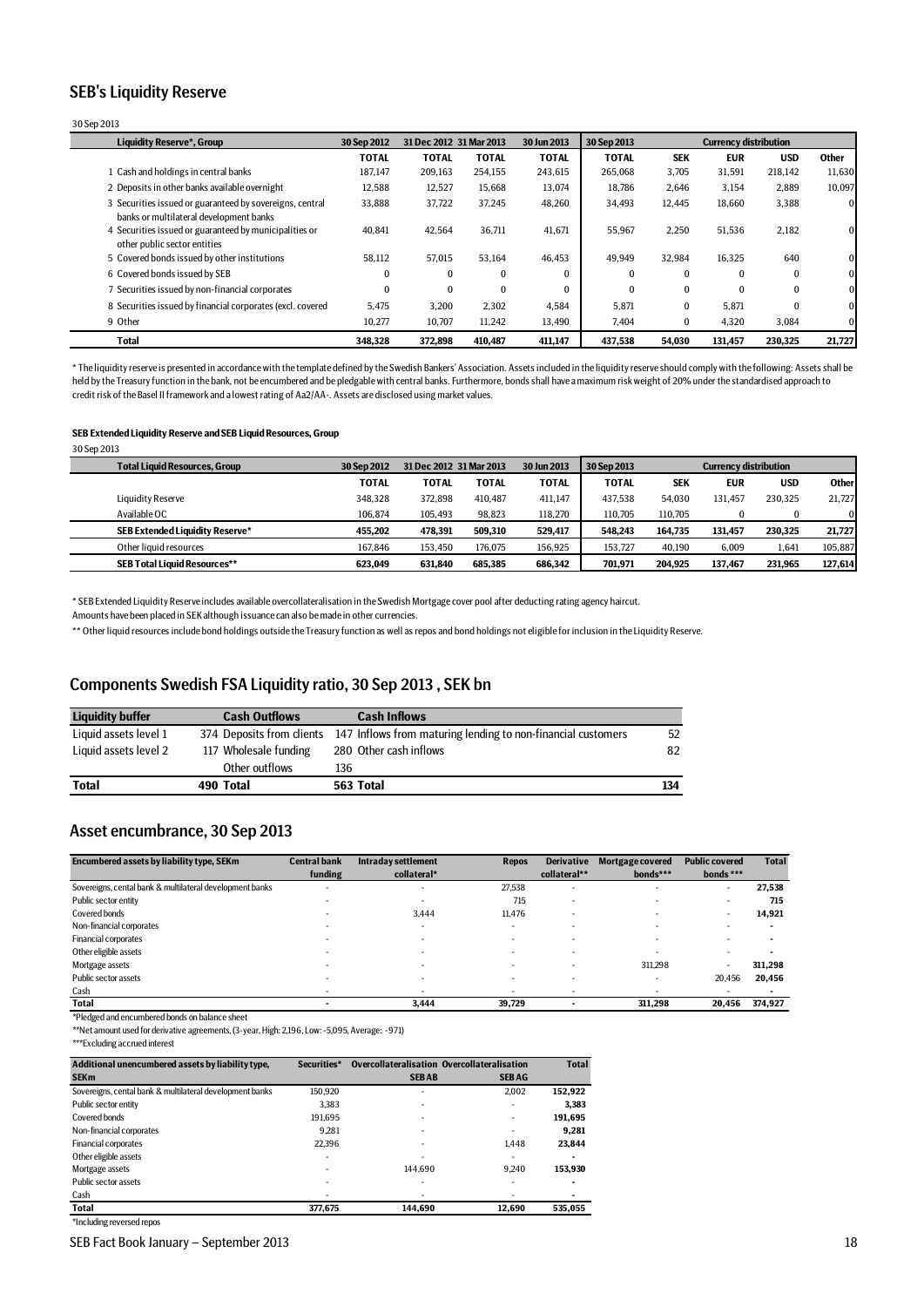## SEB's Liquidity Reserve

30 Sep 2013

| Liquidity Reserve*, Group | 30 Sep 2012 | 31 Dec 2012 | 31 Mar 2013 | 30 Jun 2013 | 30 Sep 2013 | Currency distribution | | | |
|---|---|---|---|---|---|---|---|---|---|
| | TOTAL | TOTAL | TOTAL | TOTAL | TOTAL | SEK | EUR | USD | Other |
| 1 Cash and holdings in central banks | 187,147 | 209,163 | 254,155 | 243,615 | 265,068 | 3,705 | 31,591 | 218,142 | 11,630 |
| 2 Deposits in other banks available overnight | 12,588 | 12,527 | 15,668 | 13,074 | 18,786 | 2,646 | 3,154 | 2,889 | 10,097 |
| 3 Securities issued or guaranteed by sovereigns, central banks or multilateral development banks | 33,888 | 37,722 | 37,245 | 48,260 | 34,493 | 12,445 | 18,660 | 3,388 | 0 |
| 4 Securities issued or guaranteed by municipalities or other public sector entities | 40,841 | 42,564 | 36,711 | 41,671 | 55,967 | 2,250 | 51,536 | 2,182 | 0 |
| 5 Covered bonds issued by other institutions | 58,112 | 57,015 | 53,164 | 46,453 | 49,949 | 32,984 | 16,325 | 640 | 0 |
| 6 Covered bonds issued by SEB | 0 | 0 | 0 | 0 | 0 | 0 | 0 | 0 | 0 |
| 7 Securities issued by non-financial corporates | 0 | 0 | 0 | 0 | 0 | 0 | 0 | 0 | 0 |
| 8 Securities issued by financial corporates (excl. covered | 5,475 | 3,200 | 2,302 | 4,584 | 5,871 | 0 | 5,871 | 0 | 0 |
| 9 Other | 10,277 | 10,707 | 11,242 | 13,490 | 7,404 | 0 | 4,320 | 3,084 | 0 |
| **Total** | **348,328** | **372,898** | **410,487** | **411,147** | **437,538** | **54,030** | **131,457** | **230,325** | **21,727** |

* The liquidity reserve is presented in accordance with the template defined by the Swedish Bankers' Association. Assets included in the liquidity reserve should comply with the following: Assets shall be held by the Treasury function in the bank, not be encumbered and be pledgable with central banks. Furthermore, bonds shall have a maximum risk weight of 20% under the standardised approach to credit risk of the Basel II framework and a lowest rating of Aa2/AA-. Assets are disclosed using market values.

**SEB Extended Liquidity Reserve and SEB Liquid Resources, Group**

30 Sep 2013

| Total Liquid Resources, Group | 30 Sep 2012 | 31 Dec 2012 | 31 Mar 2013 | 30 Jun 2013 | 30 Sep 2013 | Currency distribution | | | |
|---|---|---|---|---|---|---|---|---|---|
| | TOTAL | TOTAL | TOTAL | TOTAL | TOTAL | SEK | EUR | USD | Other |
| Liquidity Reserve | 348,328 | 372,898 | 410,487 | 411,147 | 437,538 | 54,030 | 131,457 | 230,325 | 21,727 |
| Available OC | 106,874 | 105,493 | 98,823 | 118,270 | 110,705 | 110,705 | 0 | 0 | 0 |
| **SEB Extended Liquidity Reserve*** | **455,202** | **478,391** | **509,310** | **529,417** | **548,243** | **164,735** | **131,457** | **230,325** | **21,727** |
| Other liquid resources | 167,846 | 153,450 | 176,075 | 156,925 | 153,727 | 40,190 | 6,009 | 1,641 | 105,887 |
| **SEB Total Liquid Resources**** | **623,049** | **631,840** | **685,385** | **686,342** | **701,971** | **204,925** | **137,467** | **231,965** | **127,614** |

* SEB Extended Liquidity Reserve includes available overcollateralisation in the Swedish Mortgage cover pool after deducting rating agency haircut.
Amounts have been placed in SEK although issuance can also be made in other currencies.

** Other liquid resources include bond holdings outside the Treasury function as well as repos and bond holdings not eligible for inclusion in the Liquidity Reserve.

## Components Swedish FSA Liquidity ratio, 30 Sep 2013 , SEK bn

| Liquidity buffer | | Cash Outflows | | Cash Inflows | |
|---|---|---|---|---|---|
| Liquid assets level 1 | 374 | Deposits from clients | 147 | Inflows from maturing lending to non-financial customers | 52 |
| Liquid assets level 2 | 117 | Wholesale funding | 280 | Other cash inflows | 82 |
| | | Other outflows | 136 | | |
| **Total** | **490** | **Total** | **563** | **Total** | **134** |

## Asset encumbrance, 30 Sep 2013

| Encumbered assets by liability type, SEKm | Central bank funding | Intraday settlement collateral* | Repos | Derivative collateral** | Mortgage covered bonds*** | Public covered bonds *** | Total |
|---|---|---|---|---|---|---|---|
| Sovereigns, cental bank & multilateral development banks | - | - | 27,538 | - | - | - | **27,538** |
| Public sector entity | - | - | 715 | - | - | - | **715** |
| Covered bonds | - | 3,444 | 11,476 | - | - | - | **14,921** |
| Non-financial corporates | - | - | - | - | - | - | **-** |
| Financial corporates | - | - | - | - | - | - | **-** |
| Other eligible assets | - | - | - | - | - | - | **-** |
| Mortgage assets | - | - | - | - | 311,298 | - | **311,298** |
| Public sector assets | - | - | - | - | - | 20,456 | **20,456** |
| Cash | - | - | - | - | - | - | **-** |
| **Total** | **-** | **3,444** | **39,729** | **-** | **311,298** | **20,456** | **374,927** |

*Pledged and encumbered bonds on balance sheet

**Net amount used for derivative agreements, (3-year, High: 2,196, Low: -5,095, Average: -971)

***Excluding accrued interest

| Additional unencumbered assets by liability type, SEKm | Securities* | Overcollateralisation SEB AB | Overcollateralisation SEB AG | Total |
|---|---|---|---|---|
| Sovereigns, cental bank & multilateral development banks | 150,920 | - | 2,002 | **152,922** |
| Public sector entity | 3,383 | - | - | **3,383** |
| Covered bonds | 191,695 | - | - | **191,695** |
| Non-financial corporates | 9,281 | - | - | **9,281** |
| Financial corporates | 22,396 | - | 1,448 | **23,844** |
| Other eligible assets | - | - | - | **-** |
| Mortgage assets | - | 144,690 | 9,240 | **153,930** |
| Public sector assets | - | - | - | **-** |
| Cash | - | - | - | **-** |
| **Total** | **377,675** | **144,690** | **12,690** | **535,055** |

*Including reversed repos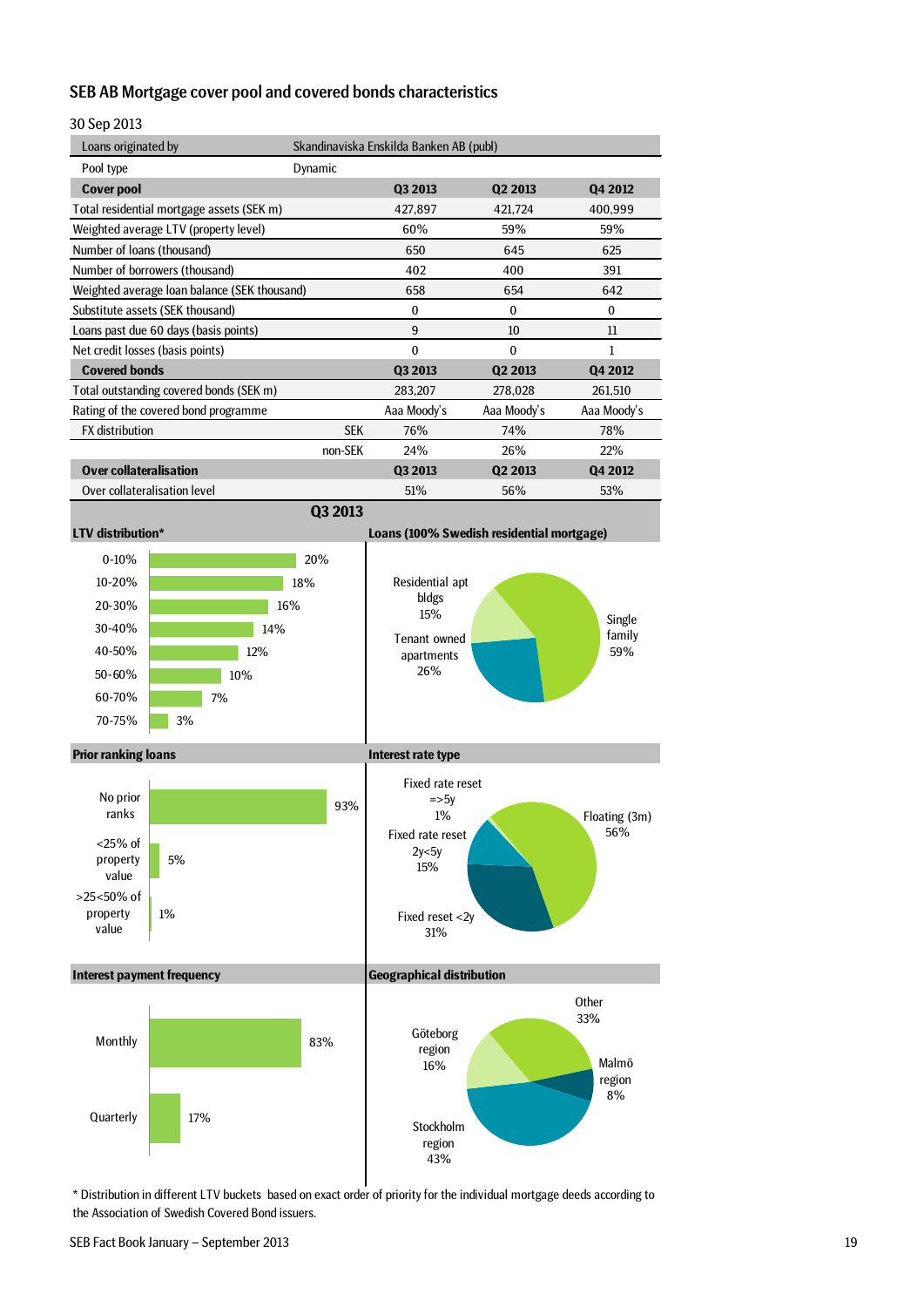## SEB AB Mortgage cover pool and covered bonds characteristics

30 Sep 2013

| Loans originated by | Skandinaviska Enskilda Banken AB (publ) | | | |
|---|---|---|---|---|
| Pool type | Dynamic | | | |
| **Cover pool** | | **Q3 2013** | **Q2 2013** | **Q4 2012** |
| Total residential mortgage assets (SEK m) | | 427,897 | 421,724 | 400,999 |
| Weighted average LTV (property level) | | 60% | 59% | 59% |
| Number of loans (thousand) | | 650 | 645 | 625 |
| Number of borrowers (thousand) | | 402 | 400 | 391 |
| Weighted average loan balance (SEK thousand) | | 658 | 654 | 642 |
| Substitute assets (SEK thousand) | | 0 | 0 | 0 |
| Loans past due 60 days (basis points) | | 9 | 10 | 11 |
| Net credit losses (basis points) | | 0 | 0 | 1 |
| **Covered bonds** | | **Q3 2013** | **Q2 2013** | **Q4 2012** |
| Total outstanding covered bonds (SEK m) | | 283,207 | 278,028 | 261,510 |
| Rating of the covered bond programme | | Aaa Moody's | Aaa Moody's | Aaa Moody's |
| FX distribution | SEK | 76% | 74% | 78% |
| | non-SEK | 24% | 26% | 22% |
| **Over collateralisation** | | **Q3 2013** | **Q2 2013** | **Q4 2012** |
| Over collateralisation level | | 51% | 56% | 53% |

### Q3 2013

**LTV distribution***

| LTV | Share |
|---|---|
| 0-10% | 20% |
| 10-20% | 18% |
| 20-30% | 16% |
| 30-40% | 14% |
| 40-50% | 12% |
| 50-60% | 10% |
| 60-70% | 7% |
| 70-75% | 3% |

**Loans (100% Swedish residential mortgage)**

| Type | Share |
|---|---|
| Single family | 59% |
| Tenant owned apartments | 26% |
| Residential apt bldgs | 15% |

**Prior ranking loans**

| Category | Share |
|---|---|
| No prior ranks | 93% |
| <25% of property value | 5% |
| >25<50% of property value | 1% |

**Interest rate type**

| Type | Share |
|---|---|
| Floating (3m) | 56% |
| Fixed reset <2y | 31% |
| Fixed rate reset 2y<5y | 15% |
| Fixed rate reset =>5y | 1% |

**Interest payment frequency**

| Frequency | Share |
|---|---|
| Monthly | 83% |
| Quarterly | 17% |

**Geographical distribution**

| Region | Share |
|---|---|
| Stockholm region | 43% |
| Other | 33% |
| Göteborg region | 16% |
| Malmö region | 8% |

* Distribution in different LTV buckets based on exact order of priority for the individual mortgage deeds according to the Association of Swedish Covered Bond issuers.

SEB Fact Book January – September 2013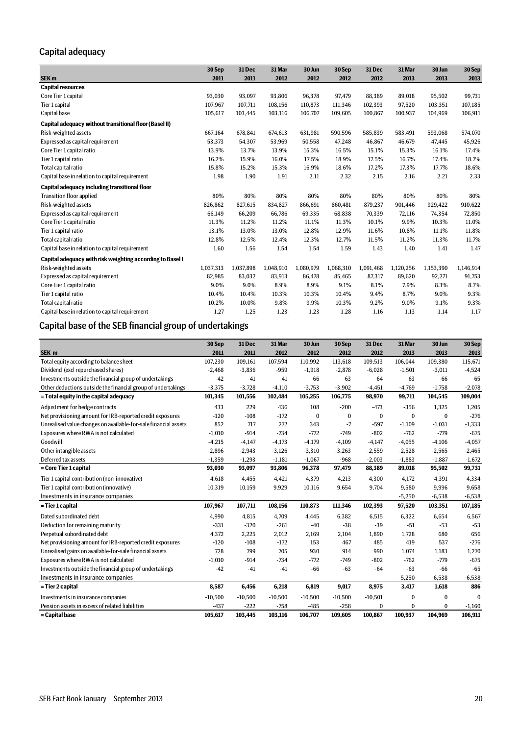## Capital adequacy

| SEK m | 30 Sep 2011 | 31 Dec 2011 | 31 Mar 2012 | 30 Jun 2012 | 30 Sep 2012 | 31 Dec 2012 | 31 Mar 2013 | 30 Jun 2013 | 30 Sep 2013 |
|---|---|---|---|---|---|---|---|---|---|
| **Capital resources** | | | | | | | | | |
| Core Tier 1 capital | 93,030 | 93,097 | 93,806 | 96,378 | 97,479 | 88,389 | 89,018 | 95,502 | 99,731 |
| Tier 1 capital | 107,967 | 107,711 | 108,156 | 110,873 | 111,346 | 102,393 | 97,520 | 103,351 | 107,185 |
| Capital base | 105,617 | 103,445 | 103,116 | 106,707 | 109,605 | 100,867 | 100,937 | 104,969 | 106,911 |
| **Capital adequacy without transitional floor (Basel II)** | | | | | | | | | |
| Risk-weighted assets | 667,164 | 678,841 | 674,613 | 631,981 | 590,596 | 585,839 | 583,491 | 593,068 | 574,070 |
| Expressed as capital requirement | 53,373 | 54,307 | 53,969 | 50,558 | 47,248 | 46,867 | 46,679 | 47,445 | 45,926 |
| Core Tier 1 capital ratio | 13.9% | 13.7% | 13.9% | 15.3% | 16.5% | 15.1% | 15.3% | 16.1% | 17.4% |
| Tier 1 capital ratio | 16.2% | 15.9% | 16.0% | 17.5% | 18.9% | 17.5% | 16.7% | 17.4% | 18.7% |
| Total capital ratio | 15.8% | 15.2% | 15.3% | 16.9% | 18.6% | 17.2% | 17.3% | 17.7% | 18.6% |
| Capital base in relation to capital requirement | 1.98 | 1.90 | 1.91 | 2.11 | 2.32 | 2.15 | 2.16 | 2.21 | 2.33 |
| **Capital adequacy including transitional floor** | | | | | | | | | |
| Transition floor applied | 80% | 80% | 80% | 80% | 80% | 80% | 80% | 80% | 80% |
| Risk-weighted assets | 826,862 | 827,615 | 834,827 | 866,691 | 860,481 | 879,237 | 901,446 | 929,422 | 910,622 |
| Expressed as capital requirement | 66,149 | 66,209 | 66,786 | 69,335 | 68,838 | 70,339 | 72,116 | 74,354 | 72,850 |
| Core Tier 1 capital ratio | 11.3% | 11.2% | 11.2% | 11.1% | 11.3% | 10.1% | 9.9% | 10.3% | 11.0% |
| Tier 1 capital ratio | 13.1% | 13.0% | 13.0% | 12.8% | 12.9% | 11.6% | 10.8% | 11.1% | 11.8% |
| Total capital ratio | 12.8% | 12.5% | 12.4% | 12.3% | 12.7% | 11.5% | 11.2% | 11.3% | 11.7% |
| Capital base in relation to capital requirement | 1.60 | 1.56 | 1.54 | 1.54 | 1.59 | 1.43 | 1.40 | 1.41 | 1.47 |
| **Capital adequacy with risk weighting according to Basel I** | | | | | | | | | |
| Risk-weighted assets | 1,037,313 | 1,037,898 | 1,048,910 | 1,080,979 | 1,068,310 | 1,091,468 | 1,120,256 | 1,153,390 | 1,146,914 |
| Expressed as capital requirement | 82,985 | 83,032 | 83,913 | 86,478 | 85,465 | 87,317 | 89,620 | 92,271 | 91,753 |
| Core Tier 1 capital ratio | 9.0% | 9.0% | 8.9% | 8.9% | 9.1% | 8.1% | 7.9% | 8.3% | 8.7% |
| Tier 1 capital ratio | 10.4% | 10.4% | 10.3% | 10.3% | 10.4% | 9.4% | 8.7% | 9.0% | 9.3% |
| Total capital ratio | 10.2% | 10.0% | 9.8% | 9.9% | 10.3% | 9.2% | 9.0% | 9.1% | 9.3% |
| Capital base in relation to capital requirement | 1.27 | 1.25 | 1.23 | 1.23 | 1.28 | 1.16 | 1.13 | 1.14 | 1.17 |

## Capital base of the SEB financial group of undertakings

| SEK m | 30 Sep 2011 | 31 Dec 2011 | 31 Mar 2012 | 30 Jun 2012 | 30 Sep 2012 | 31 Dec 2012 | 31 Mar 2013 | 30 Jun 2013 | 30 Sep 2013 |
|---|---|---|---|---|---|---|---|---|---|
| Total equity according to balance sheet | 107,230 | 109,161 | 107,594 | 110,992 | 113,618 | 109,513 | 106,044 | 109,380 | 115,671 |
| Dividend (excl repurchased shares) | -2,468 | -3,836 | -959 | -1,918 | -2,878 | -6,028 | -1,501 | -3,011 | -4,524 |
| Investments outside the financial group of undertakings | -42 | -41 | -41 | -66 | -63 | -64 | -63 | -66 | -65 |
| Other deductions outside the financial group of undertakings | -3,375 | -3,728 | -4,110 | -3,753 | -3,902 | -4,451 | -4,769 | -1,758 | -2,078 |
| **= Total equity in the capital adequacy** | **101,345** | **101,556** | **102,484** | **105,255** | **106,775** | **98,970** | **99,711** | **104,545** | **109,004** |
| Adjustment for hedge contracts | 433 | 229 | 436 | 108 | -200 | -473 | -356 | 1,325 | 1,205 |
| Net provisioning amount for IRB-reported credit exposures | -120 | -108 | -172 | 0 | 0 | 0 | 0 | 0 | -276 |
| Unrealised value changes on available-for-sale financial assets | 852 | 717 | 272 | 343 | -7 | -597 | -1,109 | -1,031 | -1,333 |
| Exposures where RWA is not calculated | -1,010 | -914 | -734 | -772 | -749 | -802 | -762 | -779 | -675 |
| Goodwill | -4,215 | -4,147 | -4,173 | -4,179 | -4,109 | -4,147 | -4,055 | -4,106 | -4,057 |
| Other intangible assets | -2,896 | -2,943 | -3,126 | -3,310 | -3,263 | -2,559 | -2,528 | -2,565 | -2,465 |
| Deferred tax assets | -1,359 | -1,293 | -1,181 | -1,067 | -968 | -2,003 | -1,883 | -1,887 | -1,672 |
| **= Core Tier 1 capital** | **93,030** | **93,097** | **93,806** | **96,378** | **97,479** | **88,389** | **89,018** | **95,502** | **99,731** |
| Tier 1 capital contribution (non-innovative) | 4,618 | 4,455 | 4,421 | 4,379 | 4,213 | 4,300 | 4,172 | 4,391 | 4,334 |
| Tier 1 capital contribution (innovative) | 10,319 | 10,159 | 9,929 | 10,116 | 9,654 | 9,704 | 9,580 | 9,996 | 9,658 |
| Investments in insurance companies | | | | | | | -5,250 | -6,538 | -6,538 |
| **= Tier 1 capital** | **107,967** | **107,711** | **108,156** | **110,873** | **111,346** | **102,393** | **97,520** | **103,351** | **107,185** |
| Dated subordinated debt | 4,990 | 4,815 | 4,709 | 4,445 | 6,382 | 6,515 | 6,322 | 6,654 | 6,567 |
| Deduction for remaining maturity | -331 | -320 | -261 | -40 | -38 | -39 | -51 | -53 | -53 |
| Perpetual subordinated debt | 4,372 | 2,225 | 2,012 | 2,169 | 2,104 | 1,890 | 1,728 | 680 | 656 |
| Net provisioning amount for IRB-reported credit exposures | -120 | -108 | -172 | 153 | 467 | 485 | 419 | 537 | -276 |
| Unrealised gains on available-for-sale financial assets | 728 | 799 | 705 | 930 | 914 | 990 | 1,074 | 1,183 | 1,270 |
| Exposures where RWA is not calculated | -1,010 | -914 | -734 | -772 | -749 | -802 | -762 | -779 | -675 |
| Investments outside the financial group of undertakings | -42 | -41 | -41 | -66 | -63 | -64 | -63 | -66 | -65 |
| Investments in insurance companies | | | | | | | -5,250 | -6,538 | -6,538 |
| **= Tier 2 capital** | **8,587** | **6,456** | **6,218** | **6,819** | **9,017** | **8,975** | **3,417** | **1,618** | **886** |
| Investments in insurance companies | -10,500 | -10,500 | -10,500 | -10,500 | -10,500 | -10,501 | 0 | 0 | 0 |
| Pension assets in excess of related liabilities | -437 | -222 | -758 | -485 | -258 | 0 | 0 | 0 | -1,160 |
| **= Capital base** | **105,617** | **103,445** | **103,116** | **106,707** | **109,605** | **100,867** | **100,937** | **104,969** | **106,911** |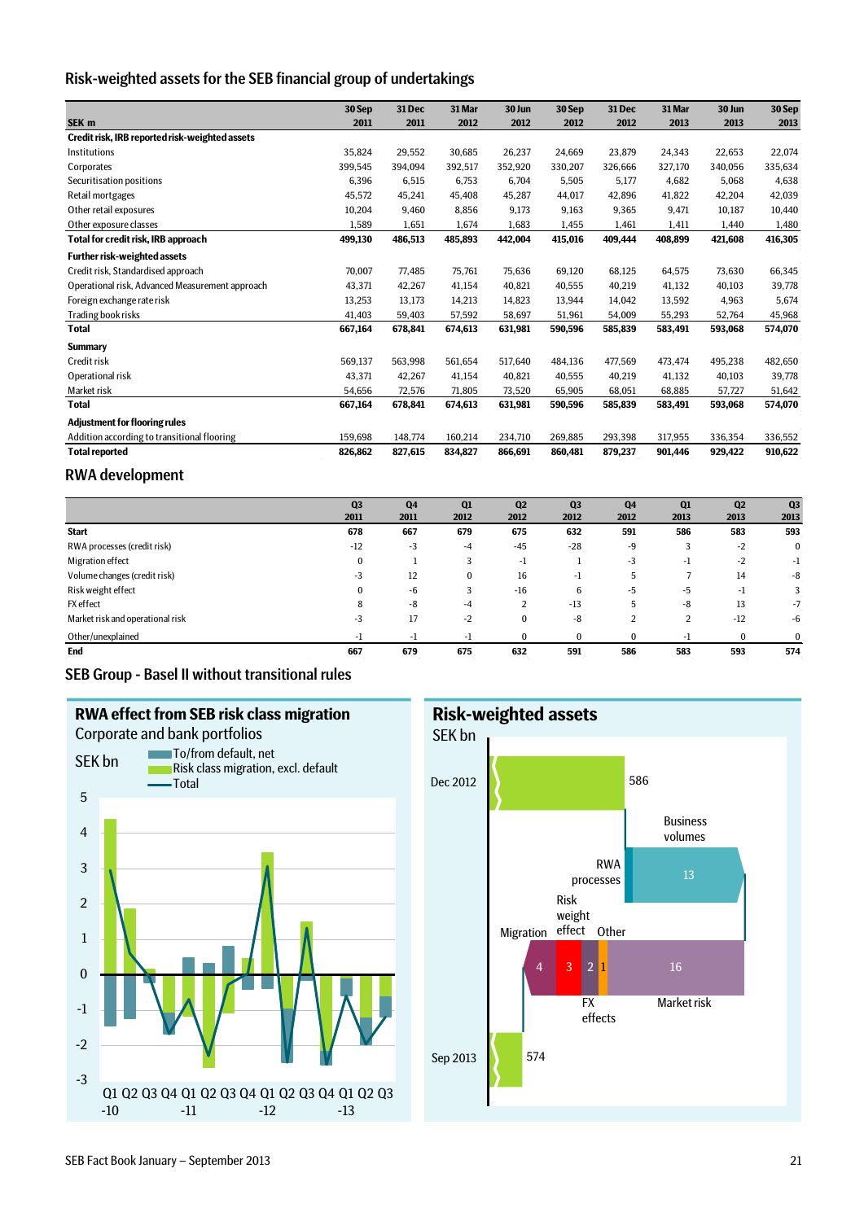## Risk-weighted assets for the SEB financial group of undertakings

| SEK m | 30 Sep 2011 | 31 Dec 2011 | 31 Mar 2012 | 30 Jun 2012 | 30 Sep 2012 | 31 Dec 2012 | 31 Mar 2013 | 30 Jun 2013 | 30 Sep 2013 |
|---|---|---|---|---|---|---|---|---|---|
| **Credit risk, IRB reported risk-weighted assets** | | | | | | | | | |
| Institutions | 35,824 | 29,552 | 30,685 | 26,237 | 24,669 | 23,879 | 24,343 | 22,653 | 22,074 |
| Corporates | 399,545 | 394,094 | 392,517 | 352,920 | 330,207 | 326,666 | 327,170 | 340,056 | 335,634 |
| Securitisation positions | 6,396 | 6,515 | 6,753 | 6,704 | 5,505 | 5,177 | 4,682 | 5,068 | 4,638 |
| Retail mortgages | 45,572 | 45,241 | 45,408 | 45,287 | 44,017 | 42,896 | 41,822 | 42,204 | 42,039 |
| Other retail exposures | 10,204 | 9,460 | 8,856 | 9,173 | 9,163 | 9,365 | 9,471 | 10,187 | 10,440 |
| Other exposure classes | 1,589 | 1,651 | 1,674 | 1,683 | 1,455 | 1,461 | 1,411 | 1,440 | 1,480 |
| **Total for credit risk, IRB approach** | **499,130** | **486,513** | **485,893** | **442,004** | **415,016** | **409,444** | **408,899** | **421,608** | **416,305** |
| **Further risk-weighted assets** | | | | | | | | | |
| Credit risk, Standardised approach | 70,007 | 77,485 | 75,761 | 75,636 | 69,120 | 68,125 | 64,575 | 73,630 | 66,345 |
| Operational risk, Advanced Measurement approach | 43,371 | 42,267 | 41,154 | 40,821 | 40,555 | 40,219 | 41,132 | 40,103 | 39,778 |
| Foreign exchange rate risk | 13,253 | 13,173 | 14,213 | 14,823 | 13,944 | 14,042 | 13,592 | 4,963 | 5,674 |
| Trading book risks | 41,403 | 59,403 | 57,592 | 58,697 | 51,961 | 54,009 | 55,293 | 52,764 | 45,968 |
| **Total** | **667,164** | **678,841** | **674,613** | **631,981** | **590,596** | **585,839** | **583,491** | **593,068** | **574,070** |
| **Summary** | | | | | | | | | |
| Credit risk | 569,137 | 563,998 | 561,654 | 517,640 | 484,136 | 477,569 | 473,474 | 495,238 | 482,650 |
| Operational risk | 43,371 | 42,267 | 41,154 | 40,821 | 40,555 | 40,219 | 41,132 | 40,103 | 39,778 |
| Market risk | 54,656 | 72,576 | 71,805 | 73,520 | 65,905 | 68,051 | 68,885 | 57,727 | 51,642 |
| **Total** | **667,164** | **678,841** | **674,613** | **631,981** | **590,596** | **585,839** | **583,491** | **593,068** | **574,070** |
| **Adjustment for flooring rules** | | | | | | | | | |
| Addition according to transitional flooring | 159,698 | 148,774 | 160,214 | 234,710 | 269,885 | 293,398 | 317,955 | 336,354 | 336,552 |
| **Total reported** | **826,862** | **827,615** | **834,827** | **866,691** | **860,481** | **879,237** | **901,446** | **929,422** | **910,622** |

## RWA development

| | Q3 2011 | Q4 2011 | Q1 2012 | Q2 2012 | Q3 2012 | Q4 2012 | Q1 2013 | Q2 2013 | Q3 2013 |
|---|---|---|---|---|---|---|---|---|---|
| **Start** | **678** | **667** | **679** | **675** | **632** | **591** | **586** | **583** | **593** |
| RWA processes (credit risk) | -12 | -3 | -4 | -45 | -28 | -9 | 3 | -2 | 0 |
| Migration effect | 0 | 1 | 3 | -1 | 1 | -3 | -1 | -2 | -1 |
| Volume changes (credit risk) | -3 | 12 | 0 | 16 | -1 | 5 | 7 | 14 | -8 |
| Risk weight effect | 0 | -6 | 3 | -16 | 6 | -5 | -5 | -1 | 3 |
| FX effect | 8 | -8 | -4 | 2 | -13 | 5 | -8 | 13 | -7 |
| Market risk and operational risk | -3 | 17 | -2 | 0 | -8 | 2 | 2 | -12 | -6 |
| Other/unexplained | -1 | -1 | -1 | 0 | 0 | 0 | -1 | 0 | 0 |
| **End** | **667** | **679** | **675** | **632** | **591** | **586** | **583** | **593** | **574** |

## SEB Group - Basel II without transitional rules

### RWA effect from SEB risk class migration

Corporate and bank portfolios

SEK bn

Legend: To/from default, net; Risk class migration, excl. default; Total

### Risk-weighted assets

SEK bn

Dec 2012: 586; Business volumes: 13; RWA processes; Risk weight effect; Migration: 4; 3; FX effects: 2; Other: 1; Market risk: 16; Sep 2013: 574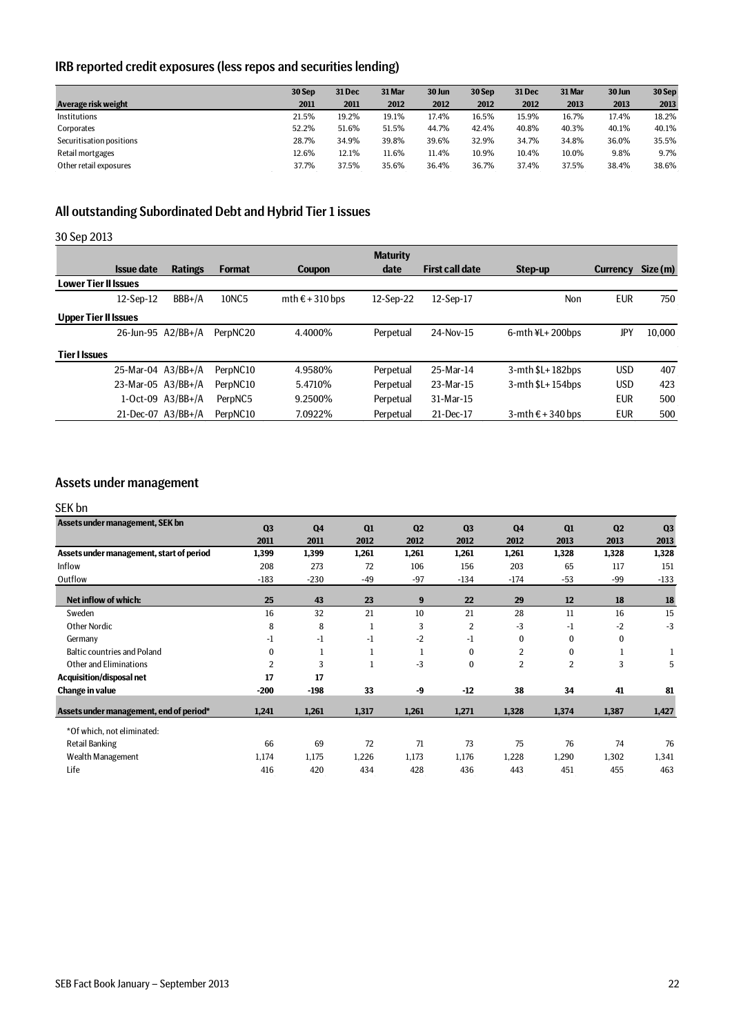## IRB reported credit exposures (less repos and securities lending)

| Average risk weight | 30 Sep 2011 | 31 Dec 2011 | 31 Mar 2012 | 30 Jun 2012 | 30 Sep 2012 | 31 Dec 2012 | 31 Mar 2013 | 30 Jun 2013 | 30 Sep 2013 |
|---|---|---|---|---|---|---|---|---|---|
| Institutions | 21.5% | 19.2% | 19.1% | 17.4% | 16.5% | 15.9% | 16.7% | 17.4% | 18.2% |
| Corporates | 52.2% | 51.6% | 51.5% | 44.7% | 42.4% | 40.8% | 40.3% | 40.1% | 40.1% |
| Securitisation positions | 28.7% | 34.9% | 39.8% | 39.6% | 32.9% | 34.7% | 34.8% | 36.0% | 35.5% |
| Retail mortgages | 12.6% | 12.1% | 11.6% | 11.4% | 10.9% | 10.4% | 10.0% | 9.8% | 9.7% |
| Other retail exposures | 37.7% | 37.5% | 35.6% | 36.4% | 36.7% | 37.4% | 37.5% | 38.4% | 38.6% |

## All outstanding Subordinated Debt and Hybrid Tier 1 issues

30 Sep 2013

| Issue date | Ratings | Format | Coupon | Maturity date | First call date | Step-up | Currency | Size (m) |
|---|---|---|---|---|---|---|---|---|
| **Lower Tier II Issues** | | | | | | | | |
| 12-Sep-12 | BBB+/A | 10NC5 | mth € + 310 bps | 12-Sep-22 | 12-Sep-17 | Non | EUR | 750 |
| **Upper Tier II Issues** | | | | | | | | |
| 26-Jun-95 | A2/BB+/A | PerpNC20 | 4.4000% | Perpetual | 24-Nov-15 | 6-mth ¥L+ 200bps | JPY | 10,000 |
| **Tier I Issues** | | | | | | | | |
| 25-Mar-04 | A3/BB+/A | PerpNC10 | 4.9580% | Perpetual | 25-Mar-14 | 3-mth $L+ 182bps | USD | 407 |
| 23-Mar-05 | A3/BB+/A | PerpNC10 | 5.4710% | Perpetual | 23-Mar-15 | 3-mth $L+ 154bps | USD | 423 |
| 1-Oct-09 | A3/BB+/A | PerpNC5 | 9.2500% | Perpetual | 31-Mar-15 | | EUR | 500 |
| 21-Dec-07 | A3/BB+/A | PerpNC10 | 7.0922% | Perpetual | 21-Dec-17 | 3-mth € + 340 bps | EUR | 500 |

## Assets under management

SEK bn

| Assets under management, SEK bn | Q3 2011 | Q4 2011 | Q1 2012 | Q2 2012 | Q3 2012 | Q4 2012 | Q1 2013 | Q2 2013 | Q3 2013 |
|---|---|---|---|---|---|---|---|---|---|
| **Assets under management, start of period** | **1,399** | **1,399** | **1,261** | **1,261** | **1,261** | **1,261** | **1,328** | **1,328** | **1,328** |
| Inflow | 208 | 273 | 72 | 106 | 156 | 203 | 65 | 117 | 151 |
| Outflow | -183 | -230 | -49 | -97 | -134 | -174 | -53 | -99 | -133 |
| **Net inflow of which:** | **25** | **43** | **23** | **9** | **22** | **29** | **12** | **18** | **18** |
| Sweden | 16 | 32 | 21 | 10 | 21 | 28 | 11 | 16 | 15 |
| Other Nordic | 8 | 8 | 1 | 3 | 2 | -3 | -1 | -2 | -3 |
| Germany | -1 | -1 | -1 | -2 | -1 | 0 | 0 | 0 | |
| Baltic countries and Poland | 0 | 1 | 1 | 1 | 0 | 2 | 0 | 1 | 1 |
| Other and Eliminations | 2 | 3 | 1 | -3 | 0 | 2 | 2 | 3 | 5 |
| **Acquisition/disposal net** | **17** | **17** | | | | | | | |
| **Change in value** | **-200** | **-198** | **33** | **-9** | **-12** | **38** | **34** | **41** | **81** |
| **Assets under management, end of period*** | **1,241** | **1,261** | **1,317** | **1,261** | **1,271** | **1,328** | **1,374** | **1,387** | **1,427** |
| *Of which, not eliminated: | | | | | | | | | |
| Retail Banking | 66 | 69 | 72 | 71 | 73 | 75 | 76 | 74 | 76 |
| Wealth Management | 1,174 | 1,175 | 1,226 | 1,173 | 1,176 | 1,228 | 1,290 | 1,302 | 1,341 |
| Life | 416 | 420 | 434 | 428 | 436 | 443 | 451 | 455 | 463 |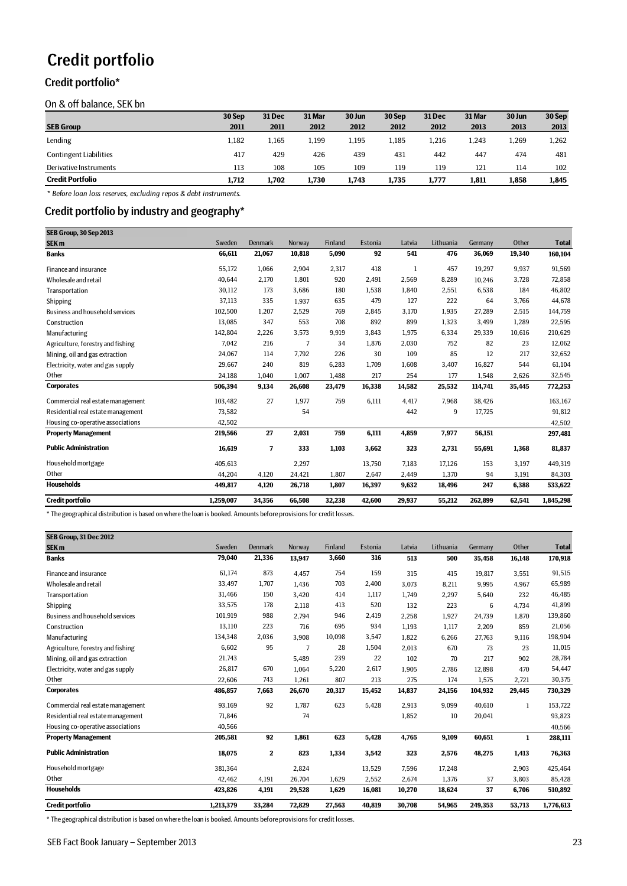# Credit portfolio

## Credit portfolio*

### On & off balance, SEK bn

| SEB Group | 30 Sep 2011 | 31 Dec 2011 | 31 Mar 2012 | 30 Jun 2012 | 30 Sep 2012 | 31 Dec 2012 | 31 Mar 2013 | 30 Jun 2013 | 30 Sep 2013 |
|---|---|---|---|---|---|---|---|---|---|
| Lending | 1,182 | 1,165 | 1,199 | 1,195 | 1,185 | 1,216 | 1,243 | 1,269 | 1,262 |
| Contingent Liabilities | 417 | 429 | 426 | 439 | 431 | 442 | 447 | 474 | 481 |
| Derivative Instruments | 113 | 108 | 105 | 109 | 119 | 119 | 121 | 114 | 102 |
| **Credit Portfolio** | **1,712** | **1,702** | **1,730** | **1,743** | **1,735** | **1,777** | **1,811** | **1,858** | **1,845** |

*\* Before loan loss reserves, excluding repos & debt instruments.*

## Credit portfolio by industry and geography*

| SEB Group, 30 Sep 2013<br>SEK m | Sweden | Denmark | Norway | Finland | Estonia | Latvia | Lithuania | Germany | Other | Total |
|---|---|---|---|---|---|---|---|---|---|---|
| **Banks** | **66,611** | **21,067** | **10,818** | **5,090** | **92** | **541** | **476** | **36,069** | **19,340** | **160,104** |
| Finance and insurance | 55,172 | 1,066 | 2,904 | 2,317 | 418 | 1 | 457 | 19,297 | 9,937 | 91,569 |
| Wholesale and retail | 40,644 | 2,170 | 1,801 | 920 | 2,491 | 2,569 | 8,289 | 10,246 | 3,728 | 72,858 |
| Transportation | 30,112 | 173 | 3,686 | 180 | 1,538 | 1,840 | 2,551 | 6,538 | 184 | 46,802 |
| Shipping | 37,113 | 335 | 1,937 | 635 | 479 | 127 | 222 | 64 | 3,766 | 44,678 |
| Business and household services | 102,500 | 1,207 | 2,529 | 769 | 2,845 | 3,170 | 1,935 | 27,289 | 2,515 | 144,759 |
| Construction | 13,085 | 347 | 553 | 708 | 892 | 899 | 1,323 | 3,499 | 1,289 | 22,595 |
| Manufacturing | 142,804 | 2,226 | 3,573 | 9,919 | 3,843 | 1,975 | 6,334 | 29,339 | 10,616 | 210,629 |
| Agriculture, forestry and fishing | 7,042 | 216 | 7 | 34 | 1,876 | 2,030 | 752 | 82 | 23 | 12,062 |
| Mining, oil and gas extraction | 24,067 | 114 | 7,792 | 226 | 30 | 109 | 85 | 12 | 217 | 32,652 |
| Electricity, water and gas supply | 29,667 | 240 | 819 | 6,283 | 1,709 | 1,608 | 3,407 | 16,827 | 544 | 61,104 |
| Other | 24,188 | 1,040 | 1,007 | 1,488 | 217 | 254 | 177 | 1,548 | 2,626 | 32,545 |
| **Corporates** | **506,394** | **9,134** | **26,608** | **23,479** | **16,338** | **14,582** | **25,532** | **114,741** | **35,445** | **772,253** |
| Commercial real estate management | 103,482 | 27 | 1,977 | 759 | 6,111 | 4,417 | 7,968 | 38,426 | | 163,167 |
| Residential real estate management | 73,582 | | 54 | | | 442 | 9 | 17,725 | | 91,812 |
| Housing co-operative associations | 42,502 | | | | | | | | | 42,502 |
| **Property Management** | **219,566** | **27** | **2,031** | **759** | **6,111** | **4,859** | **7,977** | **56,151** | | **297,481** |
| **Public Administration** | **16,619** | **7** | **333** | **1,103** | **3,662** | **323** | **2,731** | **55,691** | **1,368** | **81,837** |
| Household mortgage | 405,613 | | 2,297 | | 13,750 | 7,183 | 17,126 | 153 | 3,197 | 449,319 |
| Other | 44,204 | 4,120 | 24,421 | 1,807 | 2,647 | 2,449 | 1,370 | 94 | 3,191 | 84,303 |
| **Households** | **449,817** | **4,120** | **26,718** | **1,807** | **16,397** | **9,632** | **18,496** | **247** | **6,388** | **533,622** |
| **Credit portfolio** | **1,259,007** | **34,356** | **66,508** | **32,238** | **42,600** | **29,937** | **55,212** | **262,899** | **62,541** | **1,845,298** |

\* The geographical distribution is based on where the loan is booked. Amounts before provisions for credit losses.

| SEB Group, 31 Dec 2012<br>SEK m | Sweden | Denmark | Norway | Finland | Estonia | Latvia | Lithuania | Germany | Other | Total |
|---|---|---|---|---|---|---|---|---|---|---|
| **Banks** | **79,040** | **21,336** | **13,947** | **3,660** | **316** | **513** | **500** | **35,458** | **16,148** | **170,918** |
| Finance and insurance | 61,174 | 873 | 4,457 | 754 | 159 | 315 | 415 | 19,817 | 3,551 | 91,515 |
| Wholesale and retail | 33,497 | 1,707 | 1,436 | 703 | 2,400 | 3,073 | 8,211 | 9,995 | 4,967 | 65,989 |
| Transportation | 31,466 | 150 | 3,420 | 414 | 1,117 | 1,749 | 2,297 | 5,640 | 232 | 46,485 |
| Shipping | 33,575 | 178 | 2,118 | 413 | 520 | 132 | 223 | 6 | 4,734 | 41,899 |
| Business and household services | 101,919 | 988 | 2,794 | 946 | 2,419 | 2,258 | 1,927 | 24,739 | 1,870 | 139,860 |
| Construction | 13,110 | 223 | 716 | 695 | 934 | 1,193 | 1,117 | 2,209 | 859 | 21,056 |
| Manufacturing | 134,348 | 2,036 | 3,908 | 10,098 | 3,547 | 1,822 | 6,266 | 27,763 | 9,116 | 198,904 |
| Agriculture, forestry and fishing | 6,602 | 95 | 7 | 28 | 1,504 | 2,013 | 670 | 73 | 23 | 11,015 |
| Mining, oil and gas extraction | 21,743 | | 5,489 | 239 | 22 | 102 | 70 | 217 | 902 | 28,784 |
| Electricity, water and gas supply | 26,817 | 670 | 1,064 | 5,220 | 2,617 | 1,905 | 2,786 | 12,898 | 470 | 54,447 |
| Other | 22,606 | 743 | 1,261 | 807 | 213 | 275 | 174 | 1,575 | 2,721 | 30,375 |
| **Corporates** | **486,857** | **7,663** | **26,670** | **20,317** | **15,452** | **14,837** | **24,156** | **104,932** | **29,445** | **730,329** |
| Commercial real estate management | 93,169 | 92 | 1,787 | 623 | 5,428 | 2,913 | 9,099 | 40,610 | 1 | 153,722 |
| Residential real estate management | 71,846 | | 74 | | | 1,852 | 10 | 20,041 | | 93,823 |
| Housing co-operative associations | 40,566 | | | | | | | | | 40,566 |
| **Property Management** | **205,581** | **92** | **1,861** | **623** | **5,428** | **4,765** | **9,109** | **60,651** | **1** | **288,111** |
| **Public Administration** | **18,075** | **2** | **823** | **1,334** | **3,542** | **323** | **2,576** | **48,275** | **1,413** | **76,363** |
| Household mortgage | 381,364 | | 2,824 | | 13,529 | 7,596 | 17,248 | | 2,903 | 425,464 |
| Other | 42,462 | 4,191 | 26,704 | 1,629 | 2,552 | 2,674 | 1,376 | 37 | 3,803 | 85,428 |
| **Households** | **423,826** | **4,191** | **29,528** | **1,629** | **16,081** | **10,270** | **18,624** | **37** | **6,706** | **510,892** |
| **Credit portfolio** | **1,213,379** | **33,284** | **72,829** | **27,563** | **40,819** | **30,708** | **54,965** | **249,353** | **53,713** | **1,776,613** |

\* The geographical distribution is based on where the loan is booked. Amounts before provisions for credit losses.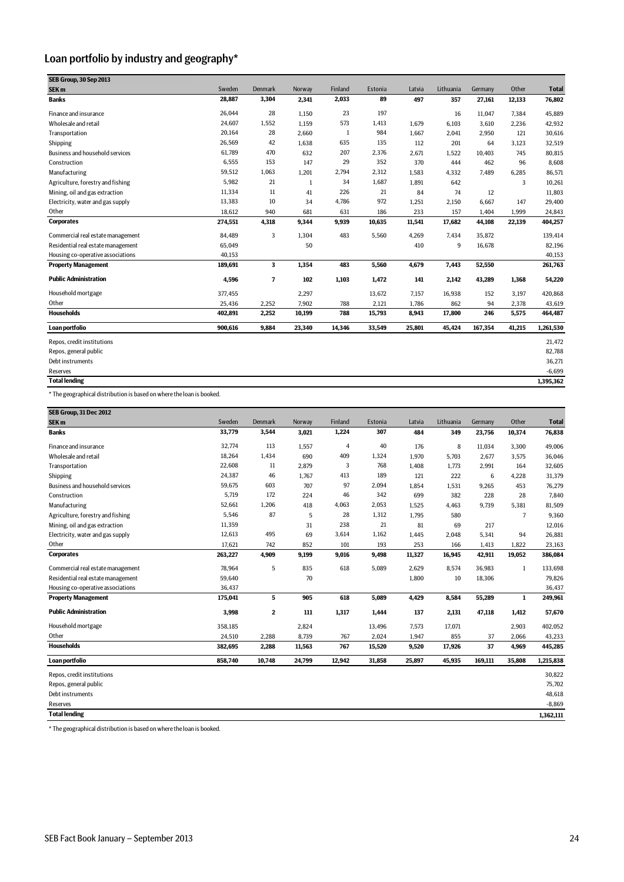## Loan portfolio by industry and geography*

| SEB Group, 30 Sep 2013 | | | | | | | | | | |
|---|---|---|---|---|---|---|---|---|---|---|
| SEK m | Sweden | Denmark | Norway | Finland | Estonia | Latvia | Lithuania | Germany | Other | Total |
| **Banks** | **28,887** | **3,304** | **2,341** | **2,033** | **89** | **497** | **357** | **27,161** | **12,133** | **76,802** |
| Finance and insurance | 26,044 | 28 | 1,150 | 23 | 197 | | 16 | 11,047 | 7,384 | 45,889 |
| Wholesale and retail | 24,607 | 1,552 | 1,159 | 573 | 1,413 | 1,679 | 6,103 | 3,610 | 2,236 | 42,932 |
| Transportation | 20,164 | 28 | 2,660 | 1 | 984 | 1,667 | 2,041 | 2,950 | 121 | 30,616 |
| Shipping | 26,569 | 42 | 1,638 | 635 | 135 | 112 | 201 | 64 | 3,123 | 32,519 |
| Business and household services | 61,789 | 470 | 632 | 207 | 2,376 | 2,671 | 1,522 | 10,403 | 745 | 80,815 |
| Construction | 6,555 | 153 | 147 | 29 | 352 | 370 | 444 | 462 | 96 | 8,608 |
| Manufacturing | 59,512 | 1,063 | 1,201 | 2,794 | 2,312 | 1,583 | 4,332 | 7,489 | 6,285 | 86,571 |
| Agriculture, forestry and fishing | 5,982 | 21 | 1 | 34 | 1,687 | 1,891 | 642 | | 3 | 10,261 |
| Mining, oil and gas extraction | 11,334 | 11 | 41 | 226 | 21 | 84 | 74 | 12 | | 11,803 |
| Electricity, water and gas supply | 13,383 | 10 | 34 | 4,786 | 972 | 1,251 | 2,150 | 6,667 | 147 | 29,400 |
| Other | 18,612 | 940 | 681 | 631 | 186 | 233 | 157 | 1,404 | 1,999 | 24,843 |
| **Corporates** | **274,551** | **4,318** | **9,344** | **9,939** | **10,635** | **11,541** | **17,682** | **44,108** | **22,139** | **404,257** |
| Commercial real estate management | 84,489 | 3 | 1,304 | 483 | 5,560 | 4,269 | 7,434 | 35,872 | | 139,414 |
| Residential real estate management | 65,049 | | 50 | | | 410 | 9 | 16,678 | | 82,196 |
| Housing co-operative associations | 40,153 | | | | | | | | | 40,153 |
| **Property Management** | **189,691** | **3** | **1,354** | **483** | **5,560** | **4,679** | **7,443** | **52,550** | | **261,763** |
| **Public Administration** | **4,596** | **7** | **102** | **1,103** | **1,472** | **141** | **2,142** | **43,289** | **1,368** | **54,220** |
| Household mortgage | 377,455 | | 2,297 | | 13,672 | 7,157 | 16,938 | 152 | 3,197 | 420,868 |
| Other | 25,436 | 2,252 | 7,902 | 788 | 2,121 | 1,786 | 862 | 94 | 2,378 | 43,619 |
| **Households** | **402,891** | **2,252** | **10,199** | **788** | **15,793** | **8,943** | **17,800** | **246** | **5,575** | **464,487** |
| **Loan portfolio** | **900,616** | **9,884** | **23,340** | **14,346** | **33,549** | **25,801** | **45,424** | **167,354** | **41,215** | **1,261,530** |
| Repos, credit institutions | | | | | | | | | | 21,472 |
| Repos, general public | | | | | | | | | | 82,788 |
| Debt instruments | | | | | | | | | | 36,271 |
| Reserves | | | | | | | | | | -6,699 |
| **Total lending** | | | | | | | | | | **1,395,362** |

\* The geographical distribution is based on where the loan is booked.

| SEB Group, 31 Dec 2012 | | | | | | | | | | |
|---|---|---|---|---|---|---|---|---|---|---|
| SEK m | Sweden | Denmark | Norway | Finland | Estonia | Latvia | Lithuania | Germany | Other | Total |
| **Banks** | **33,779** | **3,544** | **3,021** | **1,224** | **307** | **484** | **349** | **23,756** | **10,374** | **76,838** |
| Finance and insurance | 32,774 | 113 | 1,557 | 4 | 40 | 176 | 8 | 11,034 | 3,300 | 49,006 |
| Wholesale and retail | 18,264 | 1,434 | 690 | 409 | 1,324 | 1,970 | 5,703 | 2,677 | 3,575 | 36,046 |
| Transportation | 22,608 | 11 | 2,879 | 3 | 768 | 1,408 | 1,773 | 2,991 | 164 | 32,605 |
| Shipping | 24,387 | 46 | 1,767 | 413 | 189 | 121 | 222 | 6 | 4,228 | 31,379 |
| Business and household services | 59,675 | 603 | 707 | 97 | 2,094 | 1,854 | 1,531 | 9,265 | 453 | 76,279 |
| Construction | 5,719 | 172 | 224 | 46 | 342 | 699 | 382 | 228 | 28 | 7,840 |
| Manufacturing | 52,661 | 1,206 | 418 | 4,063 | 2,053 | 1,525 | 4,463 | 9,739 | 5,381 | 81,509 |
| Agriculture, forestry and fishing | 5,546 | 87 | 5 | 28 | 1,312 | 1,795 | 580 | | 7 | 9,360 |
| Mining, oil and gas extraction | 11,359 | | 31 | 238 | 21 | 81 | 69 | 217 | | 12,016 |
| Electricity, water and gas supply | 12,613 | 495 | 69 | 3,614 | 1,162 | 1,445 | 2,048 | 5,341 | 94 | 26,881 |
| Other | 17,621 | 742 | 852 | 101 | 193 | 253 | 166 | 1,413 | 1,822 | 23,163 |
| **Corporates** | **263,227** | **4,909** | **9,199** | **9,016** | **9,498** | **11,327** | **16,945** | **42,911** | **19,052** | **386,084** |
| Commercial real estate management | 78,964 | 5 | 835 | 618 | 5,089 | 2,629 | 8,574 | 36,983 | 1 | 133,698 |
| Residential real estate management | 59,640 | | 70 | | | 1,800 | 10 | 18,306 | | 79,826 |
| Housing co-operative associations | 36,437 | | | | | | | | | 36,437 |
| **Property Management** | **175,041** | **5** | **905** | **618** | **5,089** | **4,429** | **8,584** | **55,289** | **1** | **249,961** |
| **Public Administration** | **3,998** | **2** | **111** | **1,317** | **1,444** | **137** | **2,131** | **47,118** | **1,412** | **57,670** |
| Household mortgage | 358,185 | | 2,824 | | 13,496 | 7,573 | 17,071 | | 2,903 | 402,052 |
| Other | 24,510 | 2,288 | 8,739 | 767 | 2,024 | 1,947 | 855 | 37 | 2,066 | 43,233 |
| **Households** | **382,695** | **2,288** | **11,563** | **767** | **15,520** | **9,520** | **17,926** | **37** | **4,969** | **445,285** |
| **Loan portfolio** | **858,740** | **10,748** | **24,799** | **12,942** | **31,858** | **25,897** | **45,935** | **169,111** | **35,808** | **1,215,838** |
| Repos, credit institutions | | | | | | | | | | 30,822 |
| Repos, general public | | | | | | | | | | 75,702 |
| Debt instruments | | | | | | | | | | 48,618 |
| Reserves | | | | | | | | | | -8,869 |
| **Total lending** | | | | | | | | | | **1,362,111** |

\* The geographical distribution is based on where the loan is booked.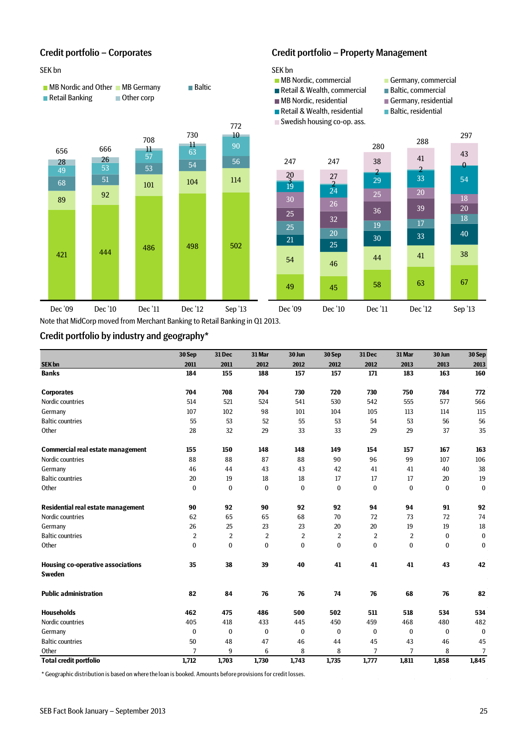## Credit portfolio – Corporates

SEK bn

| | Dec '09 | Dec '10 | Dec '11 | Dec '12 | Sep '13 |
|---|---|---|---|---|---|
| MB Nordic and Other | 421 | 444 | 486 | 498 | 502 |
| MB Germany | 89 | 92 | 101 | 104 | 114 |
| Baltic | 68 | 51 | 53 | 54 | 56 |
| Retail Banking | 49 | 53 | 57 | 63 | 90 |
| Other corp | 28 | 26 | 11 | 11 | 10 |
| Total | 656 | 666 | 708 | 730 | 772 |

## Credit portfolio – Property Management

SEK bn

| | Dec '09 | Dec '10 | Dec '11 | Dec '12 | Sep '13 |
|---|---|---|---|---|---|
| MB Nordic, commercial | 49 | 45 | 58 | 63 | 67 |
| Germany, commercial | 54 | 46 | 44 | 41 | 38 |
| Retail & Wealth, commercial | 21 | 25 | 30 | 33 | 40 |
| Baltic, commercial | 25 | 20 | 19 | 17 | 18 |
| MB Nordic, residential | 25 | 32 | 36 | 39 | 20 |
| Germany, residential | 30 | 26 | 25 | 20 | 18 |
| Retail & Wealth, residential | 19 | 24 | 29 | 33 | 54 |
| Baltic, residential | 3 | 2 | 2 | 2 | 0 |
| Swedish housing co-op. ass. | 20 | 27 | 38 | 41 | 43 |
| Total | 247 | 247 | 280 | 288 | 297 |

Note that MidCorp moved from Merchant Banking to Retail Banking in Q1 2013.

## Credit portfolio by industry and geography*

| SEK bn | 30 Sep 2011 | 31 Dec 2011 | 31 Mar 2012 | 30 Jun 2012 | 30 Sep 2012 | 31 Dec 2012 | 31 Mar 2013 | 30 Jun 2013 | 30 Sep 2013 |
|---|---|---|---|---|---|---|---|---|---|
| **Banks** | **184** | **155** | **188** | **157** | **157** | **171** | **183** | **163** | **160** |
| | | | | | | | | | |
| **Corporates** | **704** | **708** | **704** | **730** | **720** | **730** | **750** | **784** | **772** |
| Nordic countries | 514 | 521 | 524 | 541 | 530 | 542 | 555 | 577 | 566 |
| Germany | 107 | 102 | 98 | 101 | 104 | 105 | 113 | 114 | 115 |
| Baltic countries | 55 | 53 | 52 | 55 | 53 | 54 | 53 | 56 | 56 |
| Other | 28 | 32 | 29 | 33 | 33 | 29 | 29 | 37 | 35 |
| | | | | | | | | | |
| **Commercial real estate management** | **155** | **150** | **148** | **148** | **149** | **154** | **157** | **167** | **163** |
| Nordic countries | 88 | 88 | 87 | 88 | 90 | 96 | 99 | 107 | 106 |
| Germany | 46 | 44 | 43 | 43 | 42 | 41 | 41 | 40 | 38 |
| Baltic countries | 20 | 19 | 18 | 18 | 17 | 17 | 17 | 20 | 19 |
| Other | 0 | 0 | 0 | 0 | 0 | 0 | 0 | 0 | 0 |
| | | | | | | | | | |
| **Residential real estate management** | **90** | **92** | **90** | **92** | **92** | **94** | **94** | **91** | **92** |
| Nordic countries | 62 | 65 | 65 | 68 | 70 | 72 | 73 | 72 | 74 |
| Germany | 26 | 25 | 23 | 23 | 20 | 20 | 19 | 19 | 18 |
| Baltic countries | 2 | 2 | 2 | 2 | 2 | 2 | 2 | 0 | 0 |
| Other | 0 | 0 | 0 | 0 | 0 | 0 | 0 | 0 | 0 |
| | | | | | | | | | |
| **Housing co-operative associations Sweden** | **35** | **38** | **39** | **40** | **41** | **41** | **41** | **43** | **42** |
| | | | | | | | | | |
| **Public administration** | **82** | **84** | **76** | **76** | **74** | **76** | **68** | **76** | **82** |
| | | | | | | | | | |
| **Households** | **462** | **475** | **486** | **500** | **502** | **511** | **518** | **534** | **534** |
| Nordic countries | 405 | 418 | 433 | 445 | 450 | 459 | 468 | 480 | 482 |
| Germany | 0 | 0 | 0 | 0 | 0 | 0 | 0 | 0 | 0 |
| Baltic countries | 50 | 48 | 47 | 46 | 44 | 45 | 43 | 46 | 45 |
| Other | 7 | 9 | 6 | 8 | 8 | 7 | 7 | 8 | 7 |
| **Total credit portfolio** | **1,712** | **1,703** | **1,730** | **1,743** | **1,735** | **1,777** | **1,811** | **1,858** | **1,845** |

* Geographic distribution is based on where the loan is booked. Amounts before provisions for credit losses.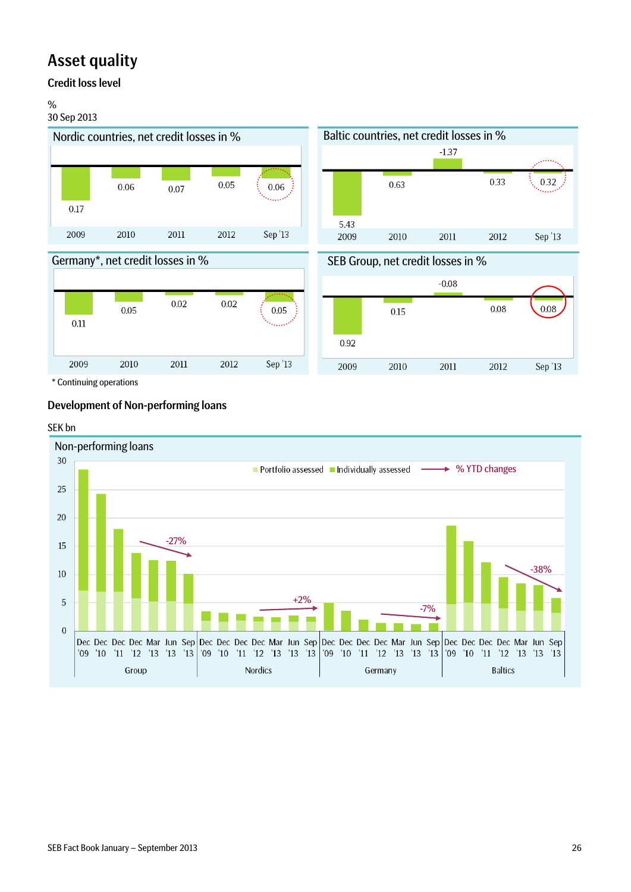# Asset quality

## Credit loss level

%
30 Sep 2013

Nordic countries, net credit losses in %

| 2009 | 2010 | 2011 | 2012 | Sep '13 |
|---|---|---|---|---|
| 0.17 | 0.06 | 0.07 | 0.05 | 0.06 |

Baltic countries, net credit losses in %

| 2009 | 2010 | 2011 | 2012 | Sep '13 |
|---|---|---|---|---|
| 5.43 | 0.63 | -1.37 | 0.33 | 0.32 |

Germany*, net credit losses in %

| 2009 | 2010 | 2011 | 2012 | Sep '13 |
|---|---|---|---|---|
| 0.11 | 0.05 | 0.02 | 0.02 | 0.05 |

SEB Group, net credit losses in %

| 2009 | 2010 | 2011 | 2012 | Sep '13 |
|---|---|---|---|---|
| 0.92 | 0.15 | -0.08 | 0.08 | 0.08 |

\* Continuing operations

## Development of Non-performing loans

SEK bn

Non-performing loans

Portfolio assessed / Individually assessed / % YTD changes

Group: Dec '09, Dec '10, Dec '11, Dec '12, Mar '13, Jun '13, Sep '13 (-27%)

Nordics: Dec '09, Dec '10, Dec '11, Dec '12, Mar '13, Jun '13, Sep '13 (+2%)

Germany: Dec '09, Dec '10, Dec '11, Dec '12, Mar '13, Jun '13, Sep '13 (-7%)

Baltics: Dec '09, Dec '10, Dec '11, Dec '12, Mar '13, Jun '13, Sep '13 (-38%)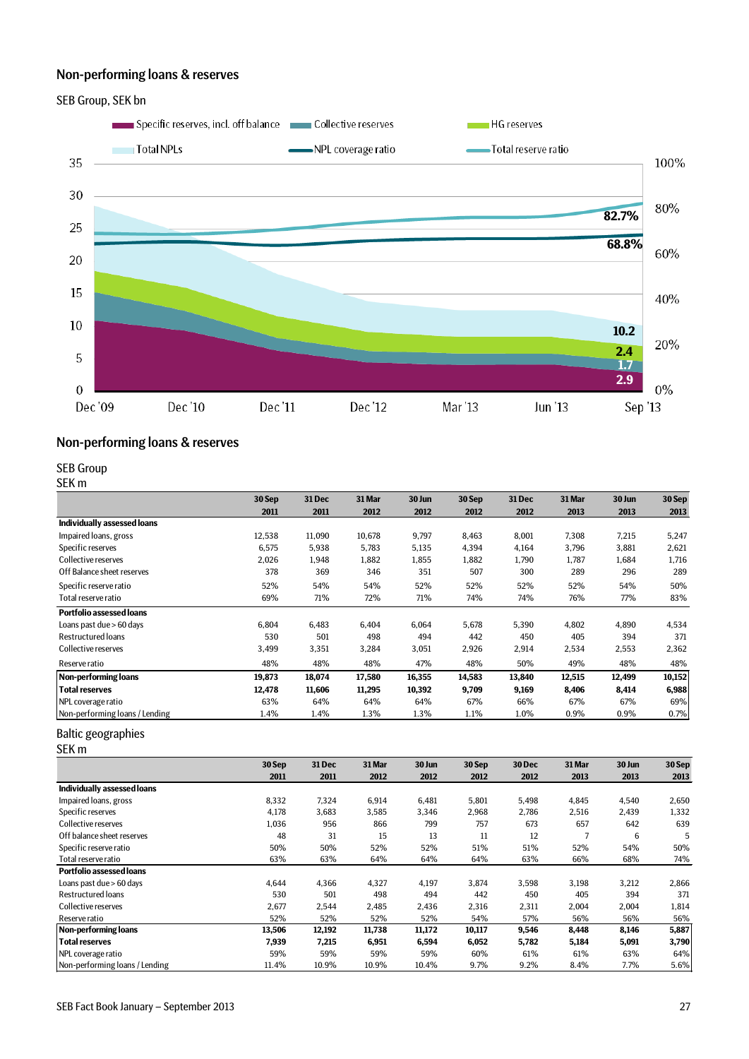## Non-performing loans & reserves

SEB Group, SEK bn

Specific reserves, incl. off balance | Collective reserves | HG reserves | Total NPLs | NPL coverage ratio | Total reserve ratio

35 / 30 / 25 / 20 / 15 / 10 / 5 / 0 — 100% / 80% / 60% / 40% / 20% / 0%

Dec '09 · Dec '10 · Dec '11 · Dec '12 · Mar '13 · Jun '13 · Sep '13

82.7%
68.8%
10.2
2.4
1.7
2.9

## Non-performing loans & reserves

SEB Group
SEK m

| | 30 Sep 2011 | 31 Dec 2011 | 31 Mar 2012 | 30 Jun 2012 | 30 Sep 2012 | 31 Dec 2012 | 31 Mar 2013 | 30 Jun 2013 | 30 Sep 2013 |
|---|---|---|---|---|---|---|---|---|---|
| **Individually assessed loans** | | | | | | | | | |
| Impaired loans, gross | 12,538 | 11,090 | 10,678 | 9,797 | 8,463 | 8,001 | 7,308 | 7,215 | 5,247 |
| Specific reserves | 6,575 | 5,938 | 5,783 | 5,135 | 4,394 | 4,164 | 3,796 | 3,881 | 2,621 |
| Collective reserves | 2,026 | 1,948 | 1,882 | 1,855 | 1,882 | 1,790 | 1,787 | 1,684 | 1,716 |
| Off Balance sheet reserves | 378 | 369 | 346 | 351 | 507 | 300 | 289 | 296 | 289 |
| Specific reserve ratio | 52% | 54% | 54% | 52% | 52% | 52% | 52% | 54% | 50% |
| Total reserve ratio | 69% | 71% | 72% | 71% | 74% | 74% | 76% | 77% | 83% |
| **Portfolio assessed loans** | | | | | | | | | |
| Loans past due > 60 days | 6,804 | 6,483 | 6,404 | 6,064 | 5,678 | 5,390 | 4,802 | 4,890 | 4,534 |
| Restructured loans | 530 | 501 | 498 | 494 | 442 | 450 | 405 | 394 | 371 |
| Collective reserves | 3,499 | 3,351 | 3,284 | 3,051 | 2,926 | 2,914 | 2,534 | 2,553 | 2,362 |
| Reserve ratio | 48% | 48% | 48% | 47% | 48% | 50% | 49% | 48% | 48% |
| **Non-performing loans** | **19,873** | **18,074** | **17,580** | **16,355** | **14,583** | **13,840** | **12,515** | **12,499** | **10,152** |
| **Total reserves** | **12,478** | **11,606** | **11,295** | **10,392** | **9,709** | **9,169** | **8,406** | **8,414** | **6,988** |
| NPL coverage ratio | 63% | 64% | 64% | 64% | 67% | 66% | 67% | 67% | 69% |
| Non-performing loans / Lending | 1.4% | 1.4% | 1.3% | 1.3% | 1.1% | 1.0% | 0.9% | 0.9% | 0.7% |

Baltic geographies
SEK m

| | 30 Sep 2011 | 31 Dec 2011 | 31 Mar 2012 | 30 Jun 2012 | 30 Sep 2012 | 30 Dec 2012 | 31 Mar 2013 | 30 Jun 2013 | 30 Sep 2013 |
|---|---|---|---|---|---|---|---|---|---|
| **Individually assessed loans** | | | | | | | | | |
| Impaired loans, gross | 8,332 | 7,324 | 6,914 | 6,481 | 5,801 | 5,498 | 4,845 | 4,540 | 2,650 |
| Specific reserves | 4,178 | 3,683 | 3,585 | 3,346 | 2,968 | 2,786 | 2,516 | 2,439 | 1,332 |
| Collective reserves | 1,036 | 956 | 866 | 799 | 757 | 673 | 657 | 642 | 639 |
| Off balance sheet reserves | 48 | 31 | 15 | 13 | 11 | 12 | 7 | 6 | 5 |
| Specific reserve ratio | 50% | 50% | 52% | 52% | 51% | 51% | 52% | 54% | 50% |
| Total reserve ratio | 63% | 63% | 64% | 64% | 64% | 63% | 66% | 68% | 74% |
| **Portfolio assessed loans** | | | | | | | | | |
| Loans past due > 60 days | 4,644 | 4,366 | 4,327 | 4,197 | 3,874 | 3,598 | 3,198 | 3,212 | 2,866 |
| Restructured loans | 530 | 501 | 498 | 494 | 442 | 450 | 405 | 394 | 371 |
| Collective reserves | 2,677 | 2,544 | 2,485 | 2,436 | 2,316 | 2,311 | 2,004 | 2,004 | 1,814 |
| Reserve ratio | 52% | 52% | 52% | 52% | 54% | 57% | 56% | 56% | 56% |
| **Non-performing loans** | **13,506** | **12,192** | **11,738** | **11,172** | **10,117** | **9,546** | **8,448** | **8,146** | **5,887** |
| **Total reserves** | **7,939** | **7,215** | **6,951** | **6,594** | **6,052** | **5,782** | **5,184** | **5,091** | **3,790** |
| NPL coverage ratio | 59% | 59% | 59% | 59% | 60% | 61% | 61% | 63% | 64% |
| Non-performing loans / Lending | 11.4% | 10.9% | 10.9% | 10.4% | 9.7% | 9.2% | 8.4% | 7.7% | 5.6% |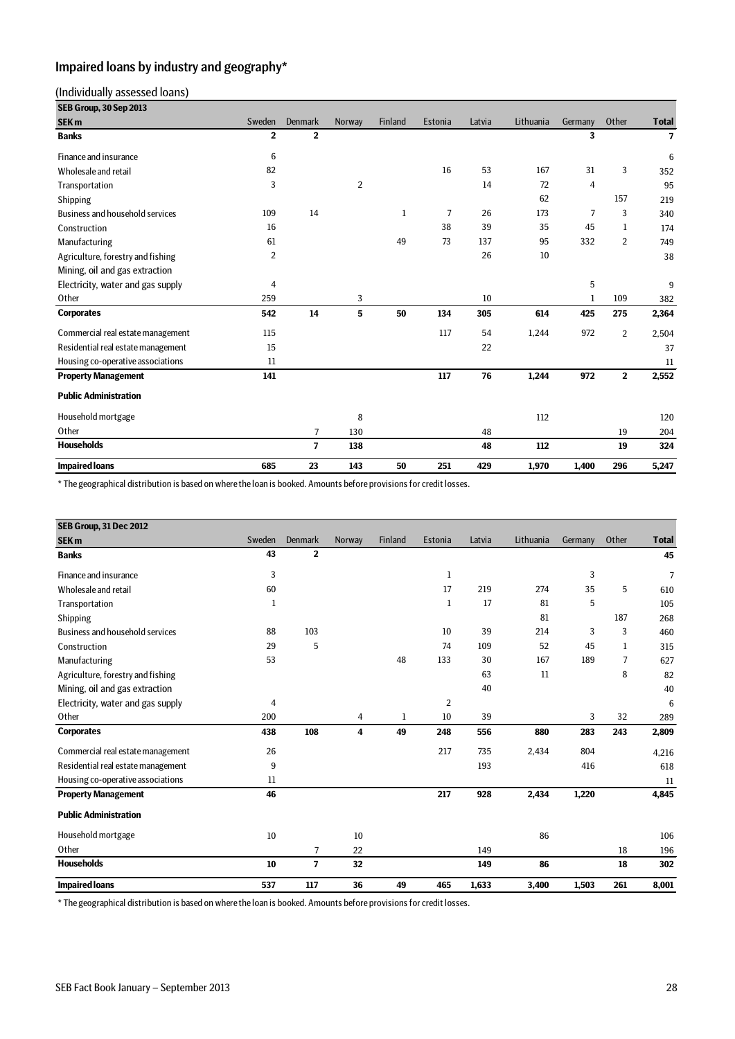## Impaired loans by industry and geography*

### (Individually assessed loans)

| SEB Group, 30 Sep 2013 | | | | | | | | | | |
|---|---|---|---|---|---|---|---|---|---|---|
| **SEK m** | Sweden | Denmark | Norway | Finland | Estonia | Latvia | Lithuania | Germany | Other | **Total** |
| **Banks** | **2** | **2** | | | | | | **3** | | **7** |
| Finance and insurance | 6 | | | | | | | | | 6 |
| Wholesale and retail | 82 | | | | 16 | 53 | 167 | 31 | 3 | 352 |
| Transportation | 3 | | 2 | | | 14 | 72 | 4 | | 95 |
| Shipping | | | | | | | 62 | | 157 | 219 |
| Business and household services | 109 | 14 | | 1 | 7 | 26 | 173 | 7 | 3 | 340 |
| Construction | 16 | | | | 38 | 39 | 35 | 45 | 1 | 174 |
| Manufacturing | 61 | | | 49 | 73 | 137 | 95 | 332 | 2 | 749 |
| Agriculture, forestry and fishing | 2 | | | | | 26 | 10 | | | 38 |
| Mining, oil and gas extraction | | | | | | | | | | |
| Electricity, water and gas supply | 4 | | | | | | | 5 | | 9 |
| Other | 259 | | 3 | | | 10 | | 1 | 109 | 382 |
| **Corporates** | **542** | **14** | **5** | **50** | **134** | **305** | **614** | **425** | **275** | **2,364** |
| Commercial real estate management | 115 | | | | 117 | 54 | 1,244 | 972 | 2 | 2,504 |
| Residential real estate management | 15 | | | | | 22 | | | | 37 |
| Housing co-operative associations | 11 | | | | | | | | | 11 |
| **Property Management** | **141** | | | | **117** | **76** | **1,244** | **972** | **2** | **2,552** |
| **Public Administration** | | | | | | | | | | |
| Household mortgage | | | 8 | | | | 112 | | | 120 |
| Other | | 7 | 130 | | | 48 | | | 19 | 204 |
| **Households** | | **7** | **138** | | | **48** | **112** | | **19** | **324** |
| **Impaired loans** | **685** | **23** | **143** | **50** | **251** | **429** | **1,970** | **1,400** | **296** | **5,247** |

* The geographical distribution is based on where the loan is booked. Amounts before provisions for credit losses.

| SEB Group, 31 Dec 2012 | | | | | | | | | | |
|---|---|---|---|---|---|---|---|---|---|---|
| **SEK m** | Sweden | Denmark | Norway | Finland | Estonia | Latvia | Lithuania | Germany | Other | **Total** |
| **Banks** | **43** | **2** | | | | | | | | **45** |
| Finance and insurance | 3 | | | | 1 | | | 3 | | 7 |
| Wholesale and retail | 60 | | | | 17 | 219 | 274 | 35 | 5 | 610 |
| Transportation | 1 | | | | 1 | 17 | 81 | 5 | | 105 |
| Shipping | | | | | | | 81 | | 187 | 268 |
| Business and household services | 88 | 103 | | | 10 | 39 | 214 | 3 | 3 | 460 |
| Construction | 29 | 5 | | | 74 | 109 | 52 | 45 | 1 | 315 |
| Manufacturing | 53 | | | 48 | 133 | 30 | 167 | 189 | 7 | 627 |
| Agriculture, forestry and fishing | | | | | | 63 | 11 | | 8 | 82 |
| Mining, oil and gas extraction | | | | | | 40 | | | | 40 |
| Electricity, water and gas supply | 4 | | | | 2 | | | | | 6 |
| Other | 200 | | 4 | 1 | 10 | 39 | | 3 | 32 | 289 |
| **Corporates** | **438** | **108** | **4** | **49** | **248** | **556** | **880** | **283** | **243** | **2,809** |
| Commercial real estate management | 26 | | | | 217 | 735 | 2,434 | 804 | | 4,216 |
| Residential real estate management | 9 | | | | | 193 | | 416 | | 618 |
| Housing co-operative associations | 11 | | | | | | | | | 11 |
| **Property Management** | **46** | | | | **217** | **928** | **2,434** | **1,220** | | **4,845** |
| **Public Administration** | | | | | | | | | | |
| Household mortgage | 10 | | 10 | | | | 86 | | | 106 |
| Other | | 7 | 22 | | | 149 | | | 18 | 196 |
| **Households** | **10** | **7** | **32** | | | **149** | **86** | | **18** | **302** |
| **Impaired loans** | **537** | **117** | **36** | **49** | **465** | **1,633** | **3,400** | **1,503** | **261** | **8,001** |

* The geographical distribution is based on where the loan is booked. Amounts before provisions for credit losses.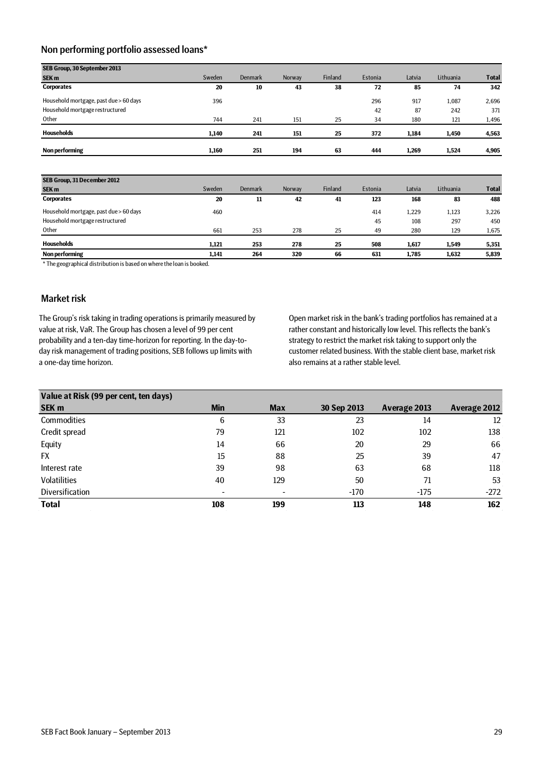## Non performing portfolio assessed loans*

| SEB Group, 30 September 2013 | | | | | | | | |
|---|---|---|---|---|---|---|---|---|
| **SEK m** | Sweden | Denmark | Norway | Finland | Estonia | Latvia | Lithuania | **Total** |
| **Corporates** | **20** | **10** | **43** | **38** | **72** | **85** | **74** | **342** |
| Household mortgage, past due > 60 days | 396 | | | | 296 | 917 | 1,087 | 2,696 |
| Household mortgage restructured | | | | | 42 | 87 | 242 | 371 |
| Other | 744 | 241 | 151 | 25 | 34 | 180 | 121 | 1,496 |
| **Households** | **1,140** | **241** | **151** | **25** | **372** | **1,184** | **1,450** | **4,563** |
| **Non performing** | **1,160** | **251** | **194** | **63** | **444** | **1,269** | **1,524** | **4,905** |

| SEB Group, 31 December 2012 | | | | | | | | |
|---|---|---|---|---|---|---|---|---|
| **SEK m** | Sweden | Denmark | Norway | Finland | Estonia | Latvia | Lithuania | **Total** |
| **Corporates** | **20** | **11** | **42** | **41** | **123** | **168** | **83** | **488** |
| Household mortgage, past due > 60 days | 460 | | | | 414 | 1,229 | 1,123 | 3,226 |
| Household mortgage restructured | | | | | 45 | 108 | 297 | 450 |
| Other | 661 | 253 | 278 | 25 | 49 | 280 | 129 | 1,675 |
| **Households** | **1,121** | **253** | **278** | **25** | **508** | **1,617** | **1,549** | **5,351** |
| **Non performing** | **1,141** | **264** | **320** | **66** | **631** | **1,785** | **1,632** | **5,839** |

* The geographical distribution is based on where the loan is booked.

## Market risk

The Group's risk taking in trading operations is primarily measured by value at risk, VaR. The Group has chosen a level of 99 per cent probability and a ten-day time-horizon for reporting. In the day-to-day risk management of trading positions, SEB follows up limits with a one-day time horizon.

Open market risk in the bank's trading portfolios has remained at a rather constant and historically low level. This reflects the bank's strategy to restrict the market risk taking to support only the customer related business. With the stable client base, market risk also remains at a rather stable level.

| Value at Risk (99 per cent, ten days) | | | | | |
|---|---|---|---|---|---|
| **SEK m** | **Min** | **Max** | **30 Sep 2013** | **Average 2013** | **Average 2012** |
| Commodities | 6 | 33 | 23 | 14 | 12 |
| Credit spread | 79 | 121 | 102 | 102 | 138 |
| Equity | 14 | 66 | 20 | 29 | 66 |
| FX | 15 | 88 | 25 | 39 | 47 |
| Interest rate | 39 | 98 | 63 | 68 | 118 |
| Volatilities | 40 | 129 | 50 | 71 | 53 |
| Diversification | - | - | -170 | -175 | -272 |
| **Total** | **108** | **199** | **113** | **148** | **162** |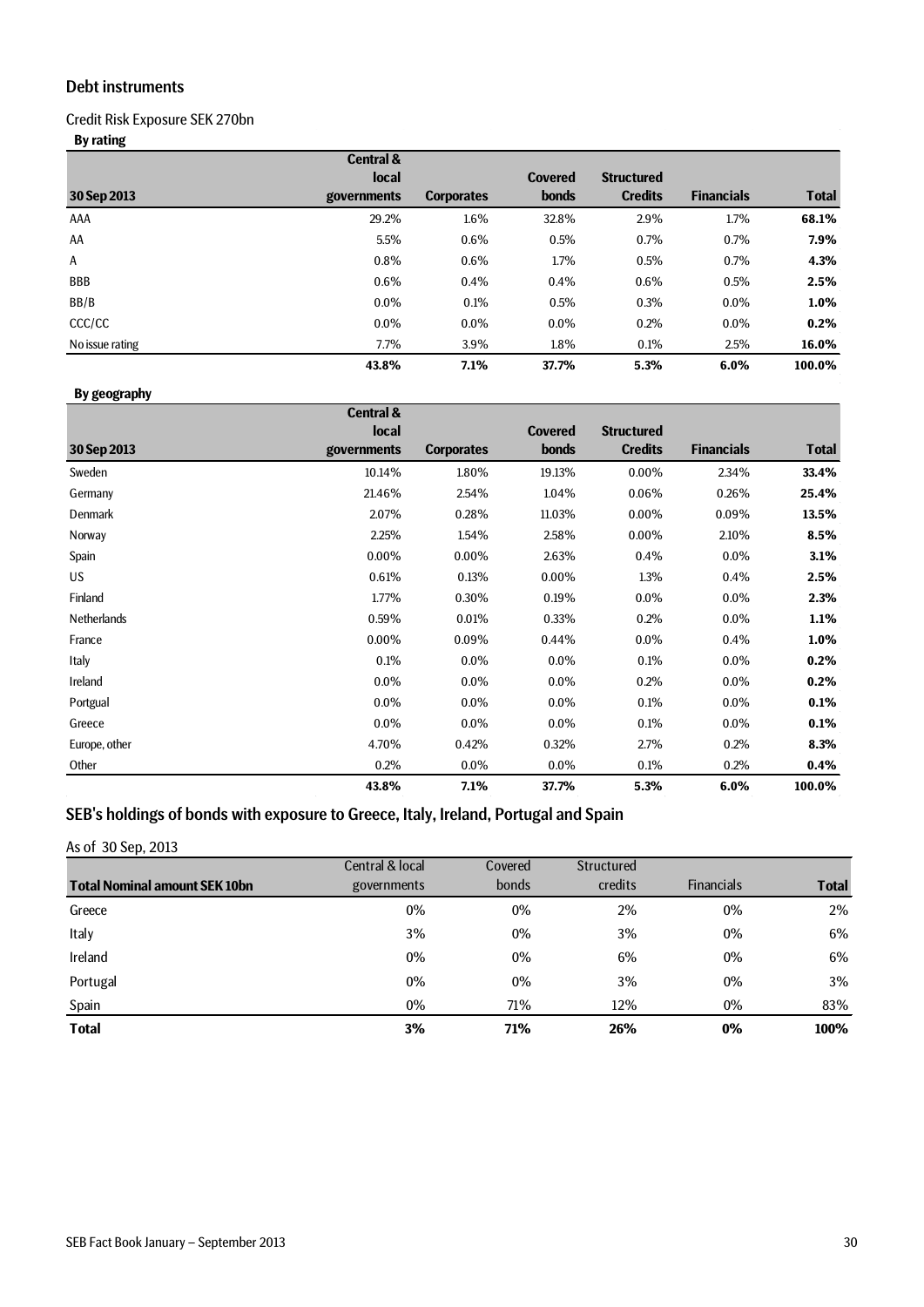## Debt instruments

Credit Risk Exposure SEK 270bn

**By rating**

| 30 Sep 2013 | Central & local governments | Corporates | Covered bonds | Structured Credits | Financials | Total |
|---|---|---|---|---|---|---|
| AAA | 29.2% | 1.6% | 32.8% | 2.9% | 1.7% | **68.1%** |
| AA | 5.5% | 0.6% | 0.5% | 0.7% | 0.7% | **7.9%** |
| A | 0.8% | 0.6% | 1.7% | 0.5% | 0.7% | **4.3%** |
| BBB | 0.6% | 0.4% | 0.4% | 0.6% | 0.5% | **2.5%** |
| BB/B | 0.0% | 0.1% | 0.5% | 0.3% | 0.0% | **1.0%** |
| CCC/CC | 0.0% | 0.0% | 0.0% | 0.2% | 0.0% | **0.2%** |
| No issue rating | 7.7% | 3.9% | 1.8% | 0.1% | 2.5% | **16.0%** |
| | **43.8%** | **7.1%** | **37.7%** | **5.3%** | **6.0%** | **100.0%** |

**By geography**

| 30 Sep 2013 | Central & local governments | Corporates | Covered bonds | Structured Credits | Financials | Total |
|---|---|---|---|---|---|---|
| Sweden | 10.14% | 1.80% | 19.13% | 0.00% | 2.34% | **33.4%** |
| Germany | 21.46% | 2.54% | 1.04% | 0.06% | 0.26% | **25.4%** |
| Denmark | 2.07% | 0.28% | 11.03% | 0.00% | 0.09% | **13.5%** |
| Norway | 2.25% | 1.54% | 2.58% | 0.00% | 2.10% | **8.5%** |
| Spain | 0.00% | 0.00% | 2.63% | 0.4% | 0.0% | **3.1%** |
| US | 0.61% | 0.13% | 0.00% | 1.3% | 0.4% | **2.5%** |
| Finland | 1.77% | 0.30% | 0.19% | 0.0% | 0.0% | **2.3%** |
| Netherlands | 0.59% | 0.01% | 0.33% | 0.2% | 0.0% | **1.1%** |
| France | 0.00% | 0.09% | 0.44% | 0.0% | 0.4% | **1.0%** |
| Italy | 0.1% | 0.0% | 0.0% | 0.1% | 0.0% | **0.2%** |
| Ireland | 0.0% | 0.0% | 0.0% | 0.2% | 0.0% | **0.2%** |
| Portgual | 0.0% | 0.0% | 0.0% | 0.1% | 0.0% | **0.1%** |
| Greece | 0.0% | 0.0% | 0.0% | 0.1% | 0.0% | **0.1%** |
| Europe, other | 4.70% | 0.42% | 0.32% | 2.7% | 0.2% | **8.3%** |
| Other | 0.2% | 0.0% | 0.0% | 0.1% | 0.2% | **0.4%** |
| | **43.8%** | **7.1%** | **37.7%** | **5.3%** | **6.0%** | **100.0%** |

## SEB's holdings of bonds with exposure to Greece, Italy, Ireland, Portugal and Spain

As of 30 Sep, 2013

| Total Nominal amount SEK 10bn | Central & local governments | Covered bonds | Structured credits | Financials | Total |
|---|---|---|---|---|---|
| Greece | 0% | 0% | 2% | 0% | 2% |
| Italy | 3% | 0% | 3% | 0% | 6% |
| Ireland | 0% | 0% | 6% | 0% | 6% |
| Portugal | 0% | 0% | 3% | 0% | 3% |
| Spain | 0% | 71% | 12% | 0% | 83% |
| **Total** | **3%** | **71%** | **26%** | **0%** | **100%** |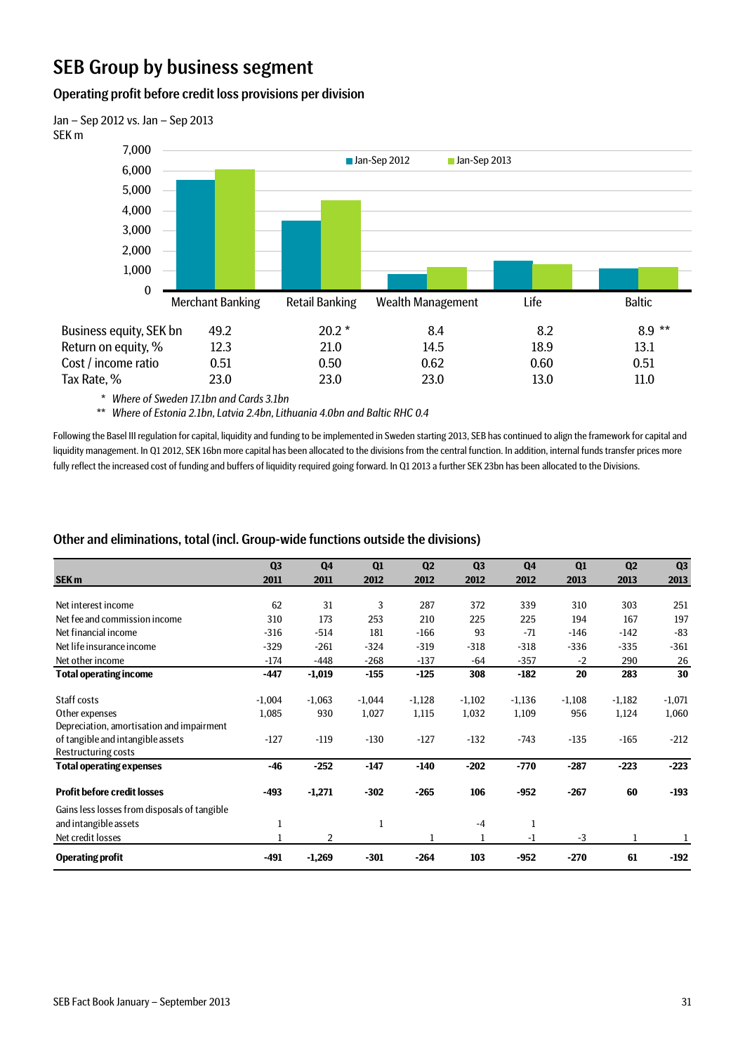# SEB Group by business segment

## Operating profit before credit loss provisions per division

Jan – Sep 2012 vs. Jan – Sep 2013
SEK m

| | Merchant Banking | Retail Banking | Wealth Management | Life | Baltic |
|---|---|---|---|---|---|
| Business equity, SEK bn | 49.2 | 20.2 * | 8.4 | 8.2 | 8.9 ** |
| Return on equity, % | 12.3 | 21.0 | 14.5 | 18.9 | 13.1 |
| Cost / income ratio | 0.51 | 0.50 | 0.62 | 0.60 | 0.51 |
| Tax Rate, % | 23.0 | 23.0 | 23.0 | 13.0 | 11.0 |

*\* Where of Sweden 17.1bn and Cards 3.1bn*

*\*\* Where of Estonia 2.1bn, Latvia 2.4bn, Lithuania 4.0bn and Baltic RHC 0.4*

Following the Basel III regulation for capital, liquidity and funding to be implemented in Sweden starting 2013, SEB has continued to align the framework for capital and liquidity management. In Q1 2012, SEK 16bn more capital has been allocated to the divisions from the central function. In addition, internal funds transfer prices more fully reflect the increased cost of funding and buffers of liquidity required going forward. In Q1 2013 a further SEK 23bn has been allocated to the Divisions.

## Other and eliminations, total (incl. Group-wide functions outside the divisions)

| SEK m | Q3 2011 | Q4 2011 | Q1 2012 | Q2 2012 | Q3 2012 | Q4 2012 | Q1 2013 | Q2 2013 | Q3 2013 |
|---|---|---|---|---|---|---|---|---|---|
| Net interest income | 62 | 31 | 3 | 287 | 372 | 339 | 310 | 303 | 251 |
| Net fee and commission income | 310 | 173 | 253 | 210 | 225 | 225 | 194 | 167 | 197 |
| Net financial income | -316 | -514 | 181 | -166 | 93 | -71 | -146 | -142 | -83 |
| Net life insurance income | -329 | -261 | -324 | -319 | -318 | -318 | -336 | -335 | -361 |
| Net other income | -174 | -448 | -268 | -137 | -64 | -357 | -2 | 290 | 26 |
| **Total operating income** | **-447** | **-1,019** | **-155** | **-125** | **308** | **-182** | **20** | **283** | **30** |
| Staff costs | -1,004 | -1,063 | -1,044 | -1,128 | -1,102 | -1,136 | -1,108 | -1,182 | -1,071 |
| Other expenses | 1,085 | 930 | 1,027 | 1,115 | 1,032 | 1,109 | 956 | 1,124 | 1,060 |
| Depreciation, amortisation and impairment of tangible and intangible assets | -127 | -119 | -130 | -127 | -132 | -743 | -135 | -165 | -212 |
| Restructuring costs | | | | | | | | | |
| **Total operating expenses** | **-46** | **-252** | **-147** | **-140** | **-202** | **-770** | **-287** | **-223** | **-223** |
| **Profit before credit losses** | **-493** | **-1,271** | **-302** | **-265** | **106** | **-952** | **-267** | **60** | **-193** |
| Gains less losses from disposals of tangible and intangible assets | 1 | | 1 | | -4 | 1 | | | |
| Net credit losses | 1 | 2 | | 1 | 1 | -1 | -3 | 1 | 1 |
| **Operating profit** | **-491** | **-1,269** | **-301** | **-264** | **103** | **-952** | **-270** | **61** | **-192** |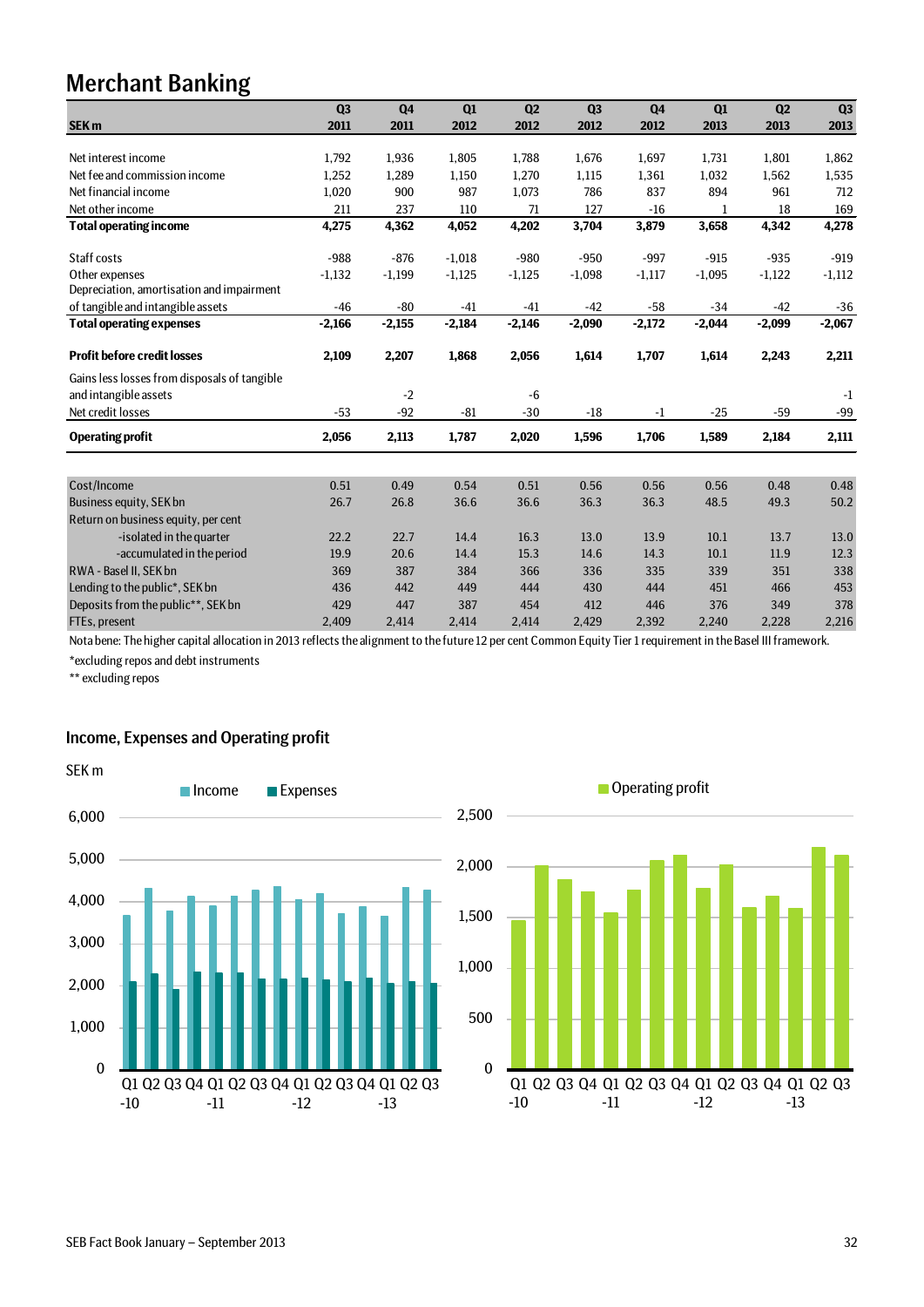# Merchant Banking

| SEK m | Q3 2011 | Q4 2011 | Q1 2012 | Q2 2012 | Q3 2012 | Q4 2012 | Q1 2013 | Q2 2013 | Q3 2013 |
|---|---|---|---|---|---|---|---|---|---|
| Net interest income | 1,792 | 1,936 | 1,805 | 1,788 | 1,676 | 1,697 | 1,731 | 1,801 | 1,862 |
| Net fee and commission income | 1,252 | 1,289 | 1,150 | 1,270 | 1,115 | 1,361 | 1,032 | 1,562 | 1,535 |
| Net financial income | 1,020 | 900 | 987 | 1,073 | 786 | 837 | 894 | 961 | 712 |
| Net other income | 211 | 237 | 110 | 71 | 127 | -16 | 1 | 18 | 169 |
| **Total operating income** | **4,275** | **4,362** | **4,052** | **4,202** | **3,704** | **3,879** | **3,658** | **4,342** | **4,278** |
| Staff costs | -988 | -876 | -1,018 | -980 | -950 | -997 | -915 | -935 | -919 |
| Other expenses | -1,132 | -1,199 | -1,125 | -1,125 | -1,098 | -1,117 | -1,095 | -1,122 | -1,112 |
| Depreciation, amortisation and impairment of tangible and intangible assets | -46 | -80 | -41 | -41 | -42 | -58 | -34 | -42 | -36 |
| **Total operating expenses** | **-2,166** | **-2,155** | **-2,184** | **-2,146** | **-2,090** | **-2,172** | **-2,044** | **-2,099** | **-2,067** |
| **Profit before credit losses** | **2,109** | **2,207** | **1,868** | **2,056** | **1,614** | **1,707** | **1,614** | **2,243** | **2,211** |
| Gains less losses from disposals of tangible and intangible assets | | -2 | | -6 | | | | | -1 |
| Net credit losses | -53 | -92 | -81 | -30 | -18 | -1 | -25 | -59 | -99 |
| **Operating profit** | **2,056** | **2,113** | **1,787** | **2,020** | **1,596** | **1,706** | **1,589** | **2,184** | **2,111** |

| | Q3 2011 | Q4 2011 | Q1 2012 | Q2 2012 | Q3 2012 | Q4 2012 | Q1 2013 | Q2 2013 | Q3 2013 |
|---|---|---|---|---|---|---|---|---|---|
| Cost/Income | 0.51 | 0.49 | 0.54 | 0.51 | 0.56 | 0.56 | 0.56 | 0.48 | 0.48 |
| Business equity, SEK bn | 26.7 | 26.8 | 36.6 | 36.6 | 36.3 | 36.3 | 48.5 | 49.3 | 50.2 |
| Return on business equity, per cent | | | | | | | | | |
| -isolated in the quarter | 22.2 | 22.7 | 14.4 | 16.3 | 13.0 | 13.9 | 10.1 | 13.7 | 13.0 |
| -accumulated in the period | 19.9 | 20.6 | 14.4 | 15.3 | 14.6 | 14.3 | 10.1 | 11.9 | 12.3 |
| RWA - Basel II, SEK bn | 369 | 387 | 384 | 366 | 336 | 335 | 339 | 351 | 338 |
| Lending to the public*, SEK bn | 436 | 442 | 449 | 444 | 430 | 444 | 451 | 466 | 453 |
| Deposits from the public**, SEK bn | 429 | 447 | 387 | 454 | 412 | 446 | 376 | 349 | 378 |
| FTEs, present | 2,409 | 2,414 | 2,414 | 2,414 | 2,429 | 2,392 | 2,240 | 2,228 | 2,216 |

Nota bene: The higher capital allocation in 2013 reflects the alignment to the future 12 per cent Common Equity Tier 1 requirement in the Basel III framework.

*excluding repos and debt instruments

** excluding repos

## Income, Expenses and Operating profit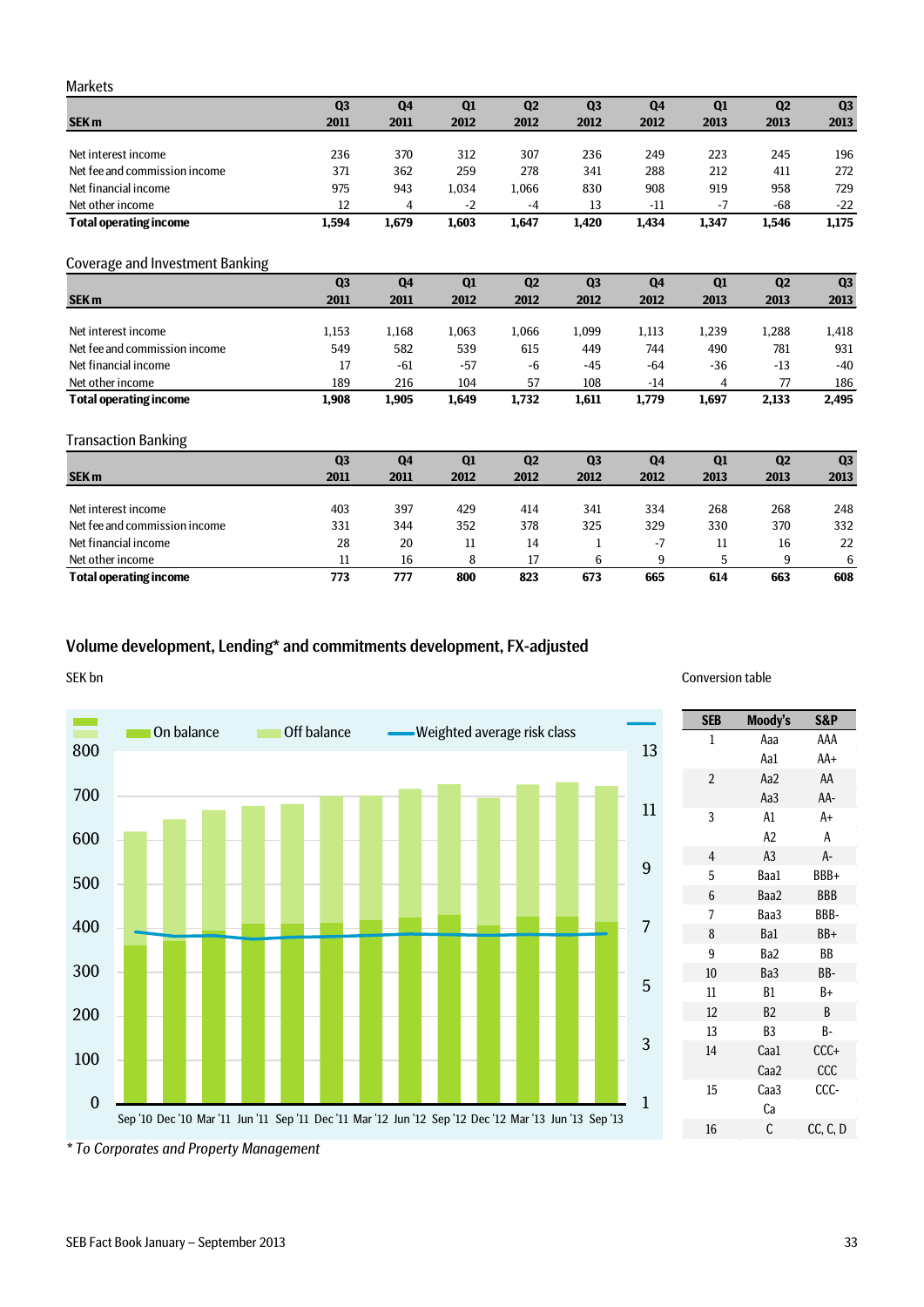## Markets

| SEK m | Q3 2011 | Q4 2011 | Q1 2012 | Q2 2012 | Q3 2012 | Q4 2012 | Q1 2013 | Q2 2013 | Q3 2013 |
|---|---|---|---|---|---|---|---|---|---|
| Net interest income | 236 | 370 | 312 | 307 | 236 | 249 | 223 | 245 | 196 |
| Net fee and commission income | 371 | 362 | 259 | 278 | 341 | 288 | 212 | 411 | 272 |
| Net financial income | 975 | 943 | 1,034 | 1,066 | 830 | 908 | 919 | 958 | 729 |
| Net other income | 12 | 4 | -2 | -4 | 13 | -11 | -7 | -68 | -22 |
| **Total operating income** | **1,594** | **1,679** | **1,603** | **1,647** | **1,420** | **1,434** | **1,347** | **1,546** | **1,175** |

## Coverage and Investment Banking

| SEK m | Q3 2011 | Q4 2011 | Q1 2012 | Q2 2012 | Q3 2012 | Q4 2012 | Q1 2013 | Q2 2013 | Q3 2013 |
|---|---|---|---|---|---|---|---|---|---|
| Net interest income | 1,153 | 1,168 | 1,063 | 1,066 | 1,099 | 1,113 | 1,239 | 1,288 | 1,418 |
| Net fee and commission income | 549 | 582 | 539 | 615 | 449 | 744 | 490 | 781 | 931 |
| Net financial income | 17 | -61 | -57 | -6 | -45 | -64 | -36 | -13 | -40 |
| Net other income | 189 | 216 | 104 | 57 | 108 | -14 | 4 | 77 | 186 |
| **Total operating income** | **1,908** | **1,905** | **1,649** | **1,732** | **1,611** | **1,779** | **1,697** | **2,133** | **2,495** |

## Transaction Banking

| SEK m | Q3 2011 | Q4 2011 | Q1 2012 | Q2 2012 | Q3 2012 | Q4 2012 | Q1 2013 | Q2 2013 | Q3 2013 |
|---|---|---|---|---|---|---|---|---|---|
| Net interest income | 403 | 397 | 429 | 414 | 341 | 334 | 268 | 268 | 248 |
| Net fee and commission income | 331 | 344 | 352 | 378 | 325 | 329 | 330 | 370 | 332 |
| Net financial income | 28 | 20 | 11 | 14 | 1 | -7 | 11 | 16 | 22 |
| Net other income | 11 | 16 | 8 | 17 | 6 | 9 | 5 | 9 | 6 |
| **Total operating income** | **773** | **777** | **800** | **823** | **673** | **665** | **614** | **663** | **608** |

## Volume development, Lending* and commitments development, FX-adjusted

SEK bn

On balance | Off balance | Weighted average risk class

Sep '10 Dec '10 Mar '11 Jun '11 Sep '11 Dec '11 Mar '12 Jun '12 Sep '12 Dec '12 Mar '13 Jun '13 Sep '13

*\* To Corporates and Property Management*

Conversion table

| SEB | Moody's | S&P |
|---|---|---|
| 1 | Aaa | AAA |
| | Aa1 | AA+ |
| 2 | Aa2 | AA |
| | Aa3 | AA- |
| 3 | A1 | A+ |
| | A2 | A |
| 4 | A3 | A- |
| 5 | Baa1 | BBB+ |
| 6 | Baa2 | BBB |
| 7 | Baa3 | BBB- |
| 8 | Ba1 | BB+ |
| 9 | Ba2 | BB |
| 10 | Ba3 | BB- |
| 11 | B1 | B+ |
| 12 | B2 | B |
| 13 | B3 | B- |
| 14 | Caa1 | CCC+ |
| | Caa2 | CCC |
| 15 | Caa3 | CCC- |
| | Ca | |
| 16 | C | CC, C, D |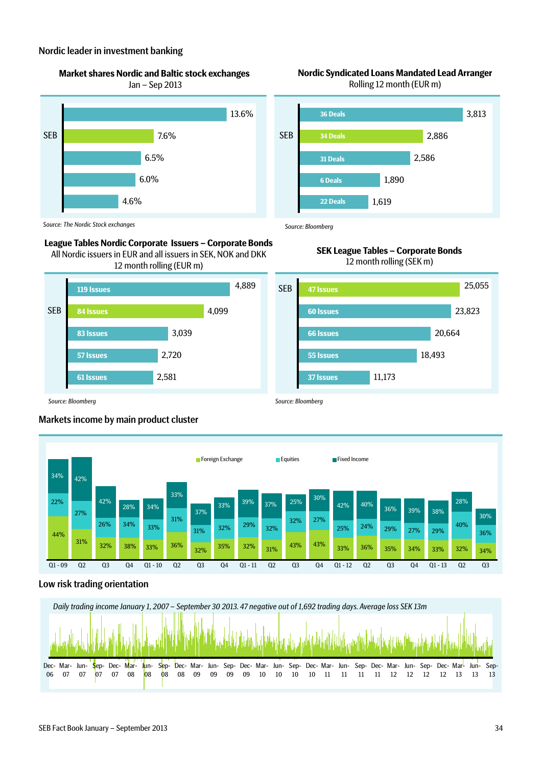## Nordic leader in investment banking

### Market shares Nordic and Baltic stock exchanges
Jan – Sep 2013

| | Market share |
|---|---|
| | 13.6% |
| SEB | 7.6% |
| | 6.5% |
| | 6.0% |
| | 4.6% |

*Source: The Nordic Stock exchanges*

### Nordic Syndicated Loans Mandated Lead Arranger
Rolling 12 month (EUR m)

| | Deals | EUR m |
|---|---|---|
| | 36 Deals | 3,813 |
| SEB | 34 Deals | 2,886 |
| | 31 Deals | 2,586 |
| | 6 Deals | 1,890 |
| | 22 Deals | 1,619 |

*Source: Bloomberg*

### League Tables Nordic Corporate Issuers – Corporate Bonds
All Nordic issuers in EUR and all issuers in SEK, NOK and DKK
12 month rolling (EUR m)

| | Issues | EUR m |
|---|---|---|
| | 119 Issues | 4,889 |
| SEB | 84 Issues | 4,099 |
| | 83 Issues | 3,039 |
| | 57 Issues | 2,720 |
| | 61 Issues | 2,581 |

*Source: Bloomberg*

### SEK League Tables – Corporate Bonds
12 month rolling (SEK m)

| | Issues | SEK m |
|---|---|---|
| SEB | 47 Issues | 25,055 |
| | 60 Issues | 23,823 |
| | 66 Issues | 20,664 |
| | 55 Issues | 18,493 |
| | 37 Issues | 11,173 |

*Source: Bloomberg*

## Markets income by main product cluster

| | Q1 - 09 | Q2 | Q3 | Q4 | Q1 - 10 | Q2 | Q3 | Q4 | Q1 - 11 | Q2 | Q3 | Q4 | Q1 - 12 | Q2 | Q3 | Q4 | Q1 - 13 | Q2 | Q3 |
|---|---|---|---|---|---|---|---|---|---|---|---|---|---|---|---|---|---|---|---|
| Fixed Income | 34% | 42% | 42% | 28% | 34% | 33% | 37% | 33% | 39% | 37% | 25% | 30% | 42% | 40% | 36% | 39% | 38% | 28% | 30% |
| Equities | 22% | 27% | 26% | 34% | 33% | 31% | 31% | 32% | 29% | 32% | 32% | 27% | 25% | 24% | 29% | 27% | 29% | 40% | 36% |
| Foreign Exchange | 44% | 31% | 32% | 38% | 33% | 36% | 32% | 35% | 32% | 31% | 43% | 43% | 33% | 36% | 35% | 34% | 33% | 32% | 34% |

## Low risk trading orientation

*Daily trading income January 1, 2007 – September 30 2013. 47 negative out of 1,692 trading days. Average loss SEK 13m*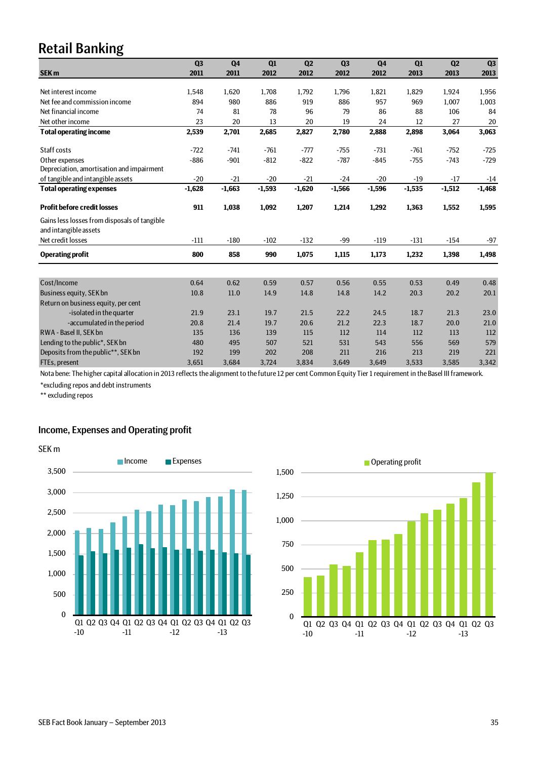# Retail Banking

| SEK m | Q3 2011 | Q4 2011 | Q1 2012 | Q2 2012 | Q3 2012 | Q4 2012 | Q1 2013 | Q2 2013 | Q3 2013 |
|---|---|---|---|---|---|---|---|---|---|
| Net interest income | 1,548 | 1,620 | 1,708 | 1,792 | 1,796 | 1,821 | 1,829 | 1,924 | 1,956 |
| Net fee and commission income | 894 | 980 | 886 | 919 | 886 | 957 | 969 | 1,007 | 1,003 |
| Net financial income | 74 | 81 | 78 | 96 | 79 | 86 | 88 | 106 | 84 |
| Net other income | 23 | 20 | 13 | 20 | 19 | 24 | 12 | 27 | 20 |
| **Total operating income** | **2,539** | **2,701** | **2,685** | **2,827** | **2,780** | **2,888** | **2,898** | **3,064** | **3,063** |
| Staff costs | -722 | -741 | -761 | -777 | -755 | -731 | -761 | -752 | -725 |
| Other expenses | -886 | -901 | -812 | -822 | -787 | -845 | -755 | -743 | -729 |
| Depreciation, amortisation and impairment of tangible and intangible assets | -20 | -21 | -20 | -21 | -24 | -20 | -19 | -17 | -14 |
| **Total operating expenses** | **-1,628** | **-1,663** | **-1,593** | **-1,620** | **-1,566** | **-1,596** | **-1,535** | **-1,512** | **-1,468** |
| **Profit before credit losses** | **911** | **1,038** | **1,092** | **1,207** | **1,214** | **1,292** | **1,363** | **1,552** | **1,595** |
| Gains less losses from disposals of tangible and intangible assets | | | | | | | | | |
| Net credit losses | -111 | -180 | -102 | -132 | -99 | -119 | -131 | -154 | -97 |
| **Operating profit** | **800** | **858** | **990** | **1,075** | **1,115** | **1,173** | **1,232** | **1,398** | **1,498** |
| | | | | | | | | | |
| Cost/Income | 0.64 | 0.62 | 0.59 | 0.57 | 0.56 | 0.55 | 0.53 | 0.49 | 0.48 |
| Business equity, SEK bn | 10.8 | 11.0 | 14.9 | 14.8 | 14.8 | 14.2 | 20.3 | 20.2 | 20.1 |
| Return on business equity, per cent | | | | | | | | | |
| -isolated in the quarter | 21.9 | 23.1 | 19.7 | 21.5 | 22.2 | 24.5 | 18.7 | 21.3 | 23.0 |
| -accumulated in the period | 20.8 | 21.4 | 19.7 | 20.6 | 21.2 | 22.3 | 18.7 | 20.0 | 21.0 |
| RWA - Basel II, SEK bn | 135 | 136 | 139 | 115 | 112 | 114 | 112 | 113 | 112 |
| Lending to the public*, SEK bn | 480 | 495 | 507 | 521 | 531 | 543 | 556 | 569 | 579 |
| Deposits from the public**, SEK bn | 192 | 199 | 202 | 208 | 211 | 216 | 213 | 219 | 221 |
| FTEs, present | 3,651 | 3,684 | 3,724 | 3,834 | 3,649 | 3,649 | 3,533 | 3,585 | 3,342 |

Nota bene: The higher capital allocation in 2013 reflects the alignment to the future 12 per cent Common Equity Tier 1 requirement in the Basel III framework.

*excluding repos and debt instruments

** excluding repos

## Income, Expenses and Operating profit

SEK m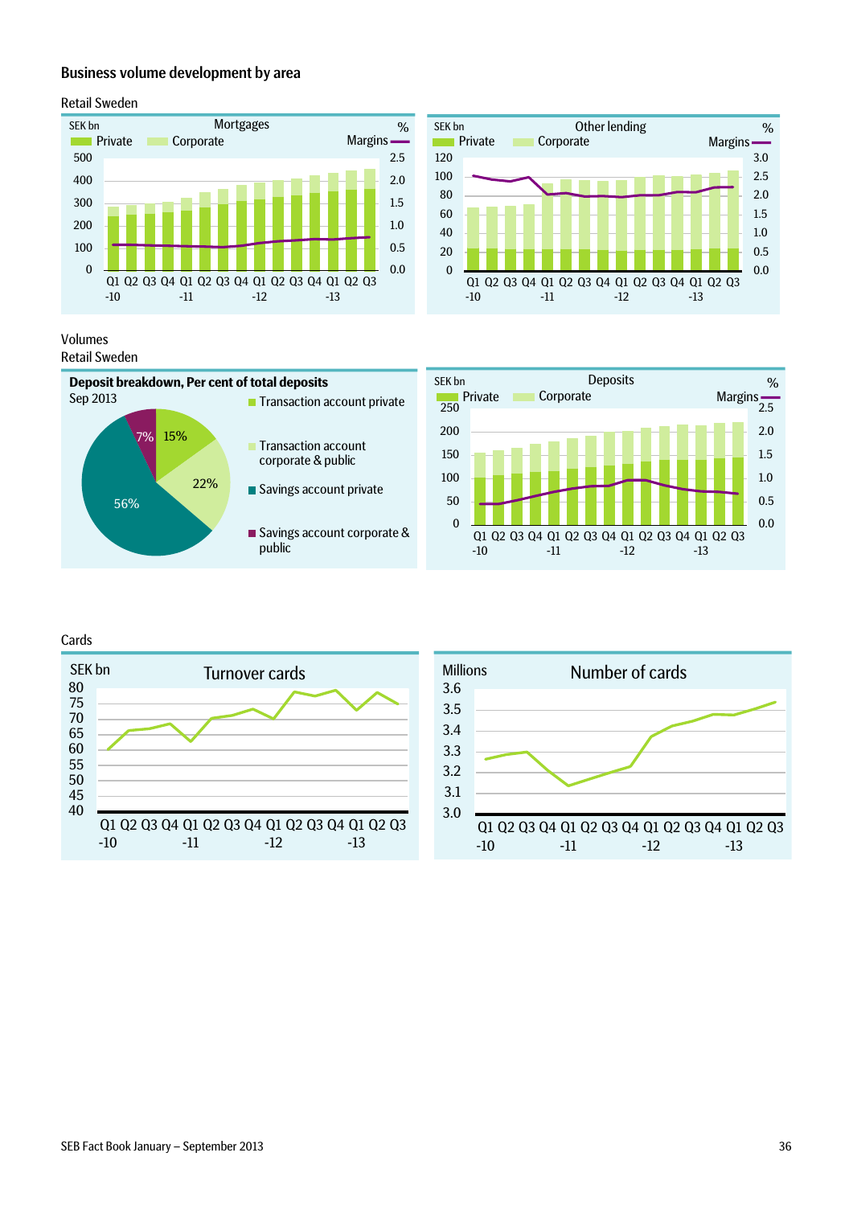## Business volume development by area

### Retail Sweden

**Mortgages**

SEK bn | Private | Corporate | Margins %

500, 400, 300, 200, 100, 0 | 2.5, 2.0, 1.5, 1.0, 0.5, 0.0

Q1 Q2 Q3 Q4 Q1 Q2 Q3 Q4 Q1 Q2 Q3 Q4 Q1 Q2 Q3
-10 -11 -12 -13

**Other lending**

SEK bn | Private | Corporate | Margins %

120, 100, 80, 60, 40, 20, 0 | 3.0, 2.5, 2.0, 1.5, 1.0, 0.5, 0.0

Q1 Q2 Q3 Q4 Q1 Q2 Q3 Q4 Q1 Q2 Q3 Q4 Q1 Q2 Q3
-10 -11 -12 -13

### Volumes
### Retail Sweden

**Deposit breakdown, Per cent of total deposits**

Sep 2013

- Transaction account private: 15%
- Transaction account corporate & public: 22%
- Savings account private: 56%
- Savings account corporate & public: 7%

**Deposits**

SEK bn | Private | Corporate | Margins %

250, 200, 150, 100, 50, 0 | 2.5, 2.0, 1.5, 1.0, 0.5, 0.0

Q1 Q2 Q3 Q4 Q1 Q2 Q3 Q4 Q1 Q2 Q3 Q4 Q1 Q2 Q3
-10 -11 -12 -13

### Cards

**Turnover cards**

SEK bn

80, 75, 70, 65, 60, 55, 50, 45, 40

Q1 Q2 Q3 Q4 Q1 Q2 Q3 Q4 Q1 Q2 Q3 Q4 Q1 Q2 Q3
-10 -11 -12 -13

**Number of cards**

Millions

3.6, 3.5, 3.4, 3.3, 3.2, 3.1, 3.0

Q1 Q2 Q3 Q4 Q1 Q2 Q3 Q4 Q1 Q2 Q3 Q4 Q1 Q2 Q3
-10 -11 -12 -13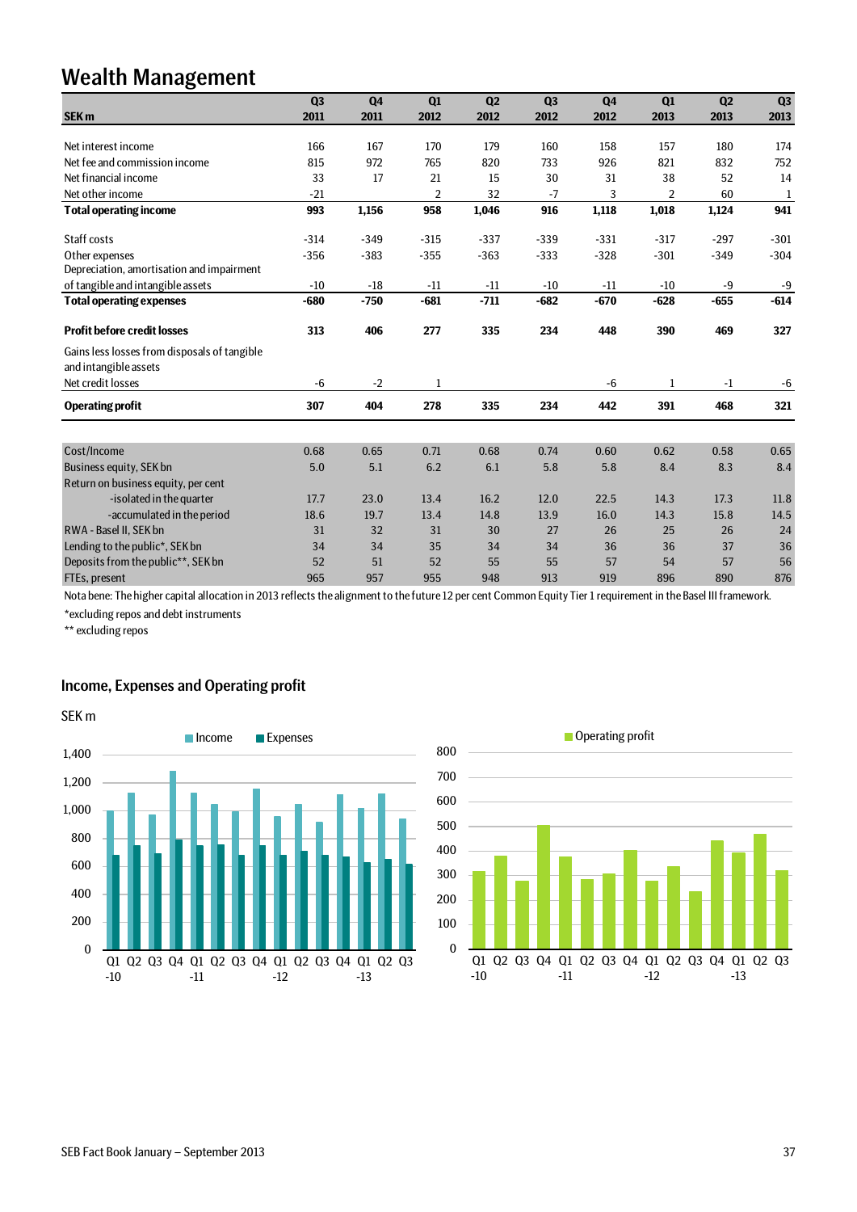# Wealth Management

| SEK m | Q3 2011 | Q4 2011 | Q1 2012 | Q2 2012 | Q3 2012 | Q4 2012 | Q1 2013 | Q2 2013 | Q3 2013 |
|---|---|---|---|---|---|---|---|---|---|
| Net interest income | 166 | 167 | 170 | 179 | 160 | 158 | 157 | 180 | 174 |
| Net fee and commission income | 815 | 972 | 765 | 820 | 733 | 926 | 821 | 832 | 752 |
| Net financial income | 33 | 17 | 21 | 15 | 30 | 31 | 38 | 52 | 14 |
| Net other income | -21 | | 2 | 32 | -7 | 3 | 2 | 60 | 1 |
| **Total operating income** | **993** | **1,156** | **958** | **1,046** | **916** | **1,118** | **1,018** | **1,124** | **941** |
| Staff costs | -314 | -349 | -315 | -337 | -339 | -331 | -317 | -297 | -301 |
| Other expenses | -356 | -383 | -355 | -363 | -333 | -328 | -301 | -349 | -304 |
| Depreciation, amortisation and impairment of tangible and intangible assets | -10 | -18 | -11 | -11 | -10 | -11 | -10 | -9 | -9 |
| **Total operating expenses** | **-680** | **-750** | **-681** | **-711** | **-682** | **-670** | **-628** | **-655** | **-614** |
| **Profit before credit losses** | **313** | **406** | **277** | **335** | **234** | **448** | **390** | **469** | **327** |
| Gains less losses from disposals of tangible and intangible assets | | | | | | | | | |
| Net credit losses | -6 | -2 | 1 | | | -6 | 1 | -1 | -6 |
| **Operating profit** | **307** | **404** | **278** | **335** | **234** | **442** | **391** | **468** | **321** |
| Cost/Income | 0.68 | 0.65 | 0.71 | 0.68 | 0.74 | 0.60 | 0.62 | 0.58 | 0.65 |
| Business equity, SEK bn | 5.0 | 5.1 | 6.2 | 6.1 | 5.8 | 5.8 | 8.4 | 8.3 | 8.4 |
| Return on business equity, per cent | | | | | | | | | |
| -isolated in the quarter | 17.7 | 23.0 | 13.4 | 16.2 | 12.0 | 22.5 | 14.3 | 17.3 | 11.8 |
| -accumulated in the period | 18.6 | 19.7 | 13.4 | 14.8 | 13.9 | 16.0 | 14.3 | 15.8 | 14.5 |
| RWA - Basel II, SEK bn | 31 | 32 | 31 | 30 | 27 | 26 | 25 | 26 | 24 |
| Lending to the public*, SEK bn | 34 | 34 | 35 | 34 | 34 | 36 | 36 | 37 | 36 |
| Deposits from the public**, SEK bn | 52 | 51 | 52 | 55 | 55 | 57 | 54 | 57 | 56 |
| FTEs, present | 965 | 957 | 955 | 948 | 913 | 919 | 896 | 890 | 876 |

Nota bene: The higher capital allocation in 2013 reflects the alignment to the future 12 per cent Common Equity Tier 1 requirement in the Basel III framework.

*excluding repos and debt instruments

** excluding repos

## Income, Expenses and Operating profit

SEK m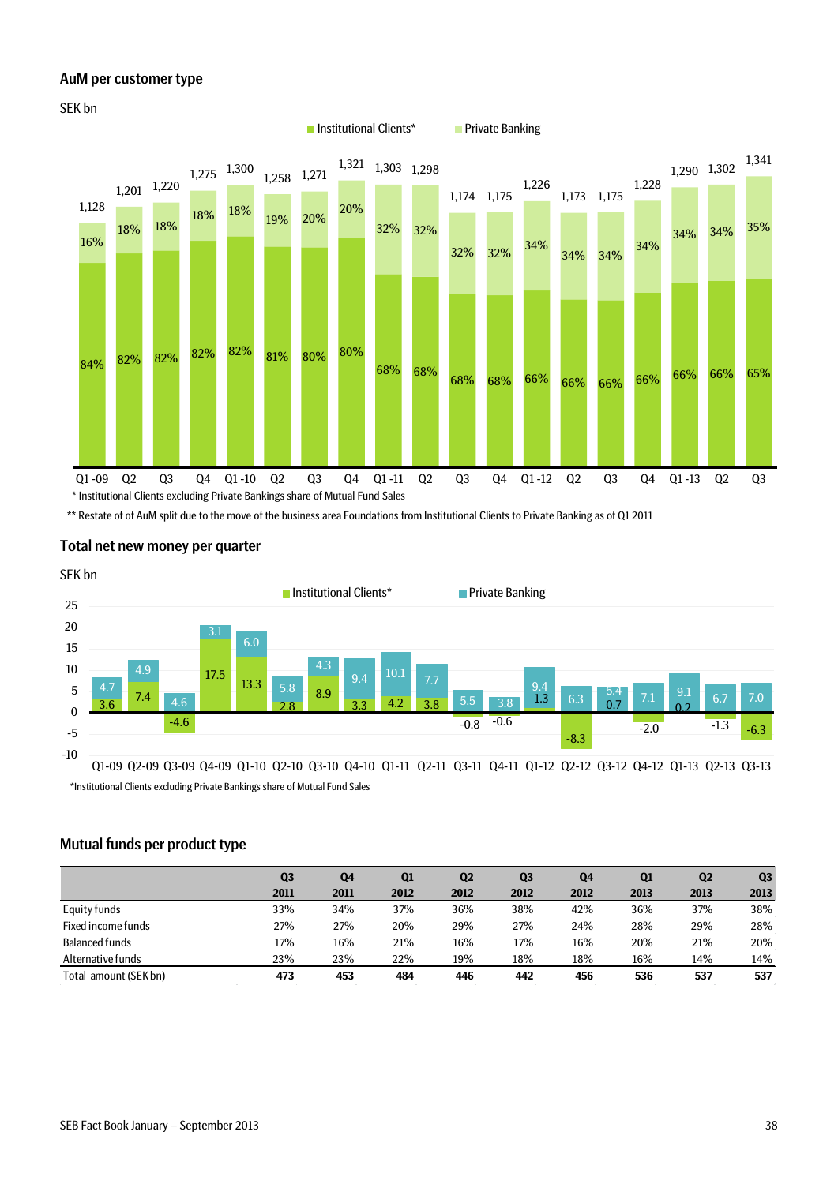## AuM per customer type

SEK bn

| Quarter | Total | Institutional Clients* | Private Banking |
|---|---|---|---|
| Q1 -09 | 1,128 | 84% | 16% |
| Q2 | 1,201 | 82% | 18% |
| Q3 | 1,220 | 82% | 18% |
| Q4 | 1,275 | 82% | 18% |
| Q1 -10 | 1,300 | 82% | 18% |
| Q2 | 1,258 | 81% | 19% |
| Q3 | 1,271 | 80% | 20% |
| Q4 | 1,321 | 80% | 20% |
| Q1 -11 | 1,303 | 68% | 32% |
| Q2 | 1,298 | 68% | 32% |
| Q3 | 1,174 | 68% | 32% |
| Q4 | 1,175 | 68% | 32% |
| Q1 -12 | 1,226 | 66% | 34% |
| Q2 | 1,173 | 66% | 34% |
| Q3 | 1,175 | 66% | 34% |
| Q4 | 1,228 | 66% | 34% |
| Q1 -13 | 1,290 | 66% | 34% |
| Q2 | 1,302 | 66% | 34% |
| Q3 | 1,341 | 65% | 35% |

* Institutional Clients excluding Private Bankings share of Mutual Fund Sales

** Restate of of AuM split due to the move of the business area Foundations from Institutional Clients to Private Banking as of Q1 2011

## Total net new money per quarter

SEK bn

| Quarter | Institutional Clients* | Private Banking |
|---|---|---|
| Q1-09 | 3.6 | 4.7 |
| Q2-09 | 7.4 | 4.9 |
| Q3-09 | -4.6 | 4.6 |
| Q4-09 | 17.5 | 3.1 |
| Q1-10 | 13.3 | 6.0 |
| Q2-10 | 2.8 | 5.8 |
| Q3-10 | 8.9 | 4.3 |
| Q4-10 | 3.3 | 9.4 |
| Q1-11 | 4.2 | 10.1 |
| Q2-11 | 3.8 | 7.7 |
| Q3-11 | -0.8 | 5.5 |
| Q4-11 | -0.6 | 3.8 |
| Q1-12 | 1.3 | 9.4 |
| Q2-12 | -8.3 | 6.3 |
| Q3-12 | 0.7 | 5.4 |
| Q4-12 | -2.0 | 7.1 |
| Q1-13 | 0.2 | 9.1 |
| Q2-13 | -1.3 | 6.7 |
| Q3-13 | -6.3 | 7.0 |

*Institutional Clients excluding Private Bankings share of Mutual Fund Sales

## Mutual funds per product type

| | Q3 2011 | Q4 2011 | Q1 2012 | Q2 2012 | Q3 2012 | Q4 2012 | Q1 2013 | Q2 2013 | Q3 2013 |
|---|---|---|---|---|---|---|---|---|---|
| Equity funds | 33% | 34% | 37% | 36% | 38% | 42% | 36% | 37% | 38% |
| Fixed income funds | 27% | 27% | 20% | 29% | 27% | 24% | 28% | 29% | 28% |
| Balanced funds | 17% | 16% | 21% | 16% | 17% | 16% | 20% | 21% | 20% |
| Alternative funds | 23% | 23% | 22% | 19% | 18% | 18% | 16% | 14% | 14% |
| **Total amount (SEK bn)** | **473** | **453** | **484** | **446** | **442** | **456** | **536** | **537** | **537** |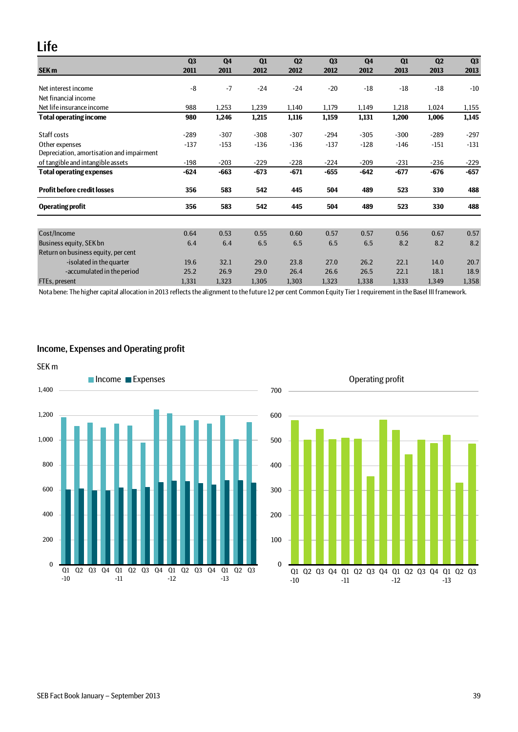# Life

| SEK m | Q3 2011 | Q4 2011 | Q1 2012 | Q2 2012 | Q3 2012 | Q4 2012 | Q1 2013 | Q2 2013 | Q3 2013 |
|---|---|---|---|---|---|---|---|---|---|
| Net interest income | -8 | -7 | -24 | -24 | -20 | -18 | -18 | -18 | -10 |
| Net financial income | | | | | | | | | |
| Net life insurance income | 988 | 1,253 | 1,239 | 1,140 | 1,179 | 1,149 | 1,218 | 1,024 | 1,155 |
| **Total operating income** | **980** | **1,246** | **1,215** | **1,116** | **1,159** | **1,131** | **1,200** | **1,006** | **1,145** |
| Staff costs | -289 | -307 | -308 | -307 | -294 | -305 | -300 | -289 | -297 |
| Other expenses | -137 | -153 | -136 | -136 | -137 | -128 | -146 | -151 | -131 |
| Depreciation, amortisation and impairment of tangible and intangible assets | -198 | -203 | -229 | -228 | -224 | -209 | -231 | -236 | -229 |
| **Total operating expenses** | **-624** | **-663** | **-673** | **-671** | **-655** | **-642** | **-677** | **-676** | **-657** |
| **Profit before credit losses** | **356** | **583** | **542** | **445** | **504** | **489** | **523** | **330** | **488** |
| **Operating profit** | **356** | **583** | **542** | **445** | **504** | **489** | **523** | **330** | **488** |
| Cost/Income | 0.64 | 0.53 | 0.55 | 0.60 | 0.57 | 0.57 | 0.56 | 0.67 | 0.57 |
| Business equity, SEK bn | 6.4 | 6.4 | 6.5 | 6.5 | 6.5 | 6.5 | 8.2 | 8.2 | 8.2 |
| Return on business equity, per cent | | | | | | | | | |
| -isolated in the quarter | 19.6 | 32.1 | 29.0 | 23.8 | 27.0 | 26.2 | 22.1 | 14.0 | 20.7 |
| -accumulated in the period | 25.2 | 26.9 | 29.0 | 26.4 | 26.6 | 26.5 | 22.1 | 18.1 | 18.9 |
| FTEs, present | 1,331 | 1,323 | 1,305 | 1,303 | 1,323 | 1,338 | 1,333 | 1,349 | 1,358 |

Nota bene: The higher capital allocation in 2013 reflects the alignment to the future 12 per cent Common Equity Tier 1 requirement in the Basel III framework.

## Income, Expenses and Operating profit

SEK m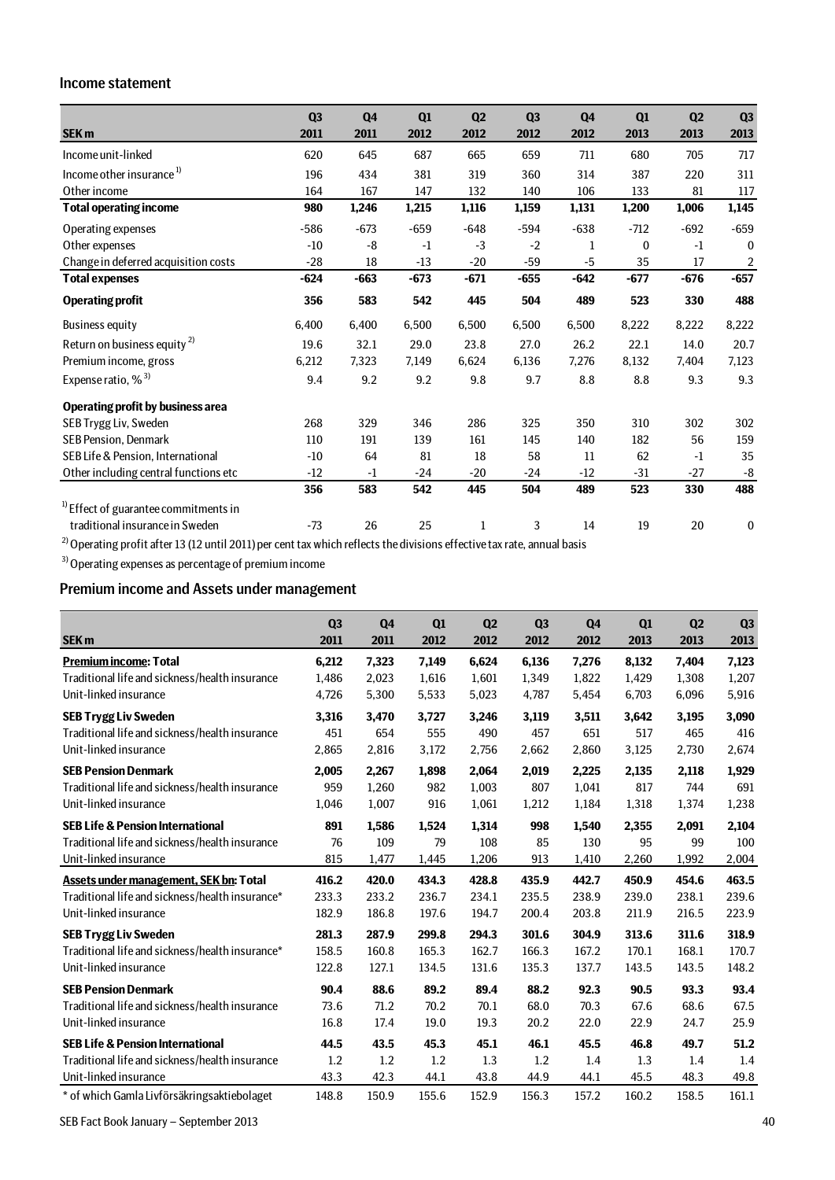## Income statement

| SEK m | Q3 2011 | Q4 2011 | Q1 2012 | Q2 2012 | Q3 2012 | Q4 2012 | Q1 2013 | Q2 2013 | Q3 2013 |
|---|---|---|---|---|---|---|---|---|---|
| Income unit-linked | 620 | 645 | 687 | 665 | 659 | 711 | 680 | 705 | 717 |
| Income other insurance [1] | 196 | 434 | 381 | 319 | 360 | 314 | 387 | 220 | 311 |
| Other income | 164 | 167 | 147 | 132 | 140 | 106 | 133 | 81 | 117 |
| **Total operating income** | **980** | **1,246** | **1,215** | **1,116** | **1,159** | **1,131** | **1,200** | **1,006** | **1,145** |
| Operating expenses | -586 | -673 | -659 | -648 | -594 | -638 | -712 | -692 | -659 |
| Other expenses | -10 | -8 | -1 | -3 | -2 | 1 | 0 | -1 | 0 |
| Change in deferred acquisition costs | -28 | 18 | -13 | -20 | -59 | -5 | 35 | 17 | 2 |
| **Total expenses** | **-624** | **-663** | **-673** | **-671** | **-655** | **-642** | **-677** | **-676** | **-657** |
| **Operating profit** | **356** | **583** | **542** | **445** | **504** | **489** | **523** | **330** | **488** |
| Business equity | 6,400 | 6,400 | 6,500 | 6,500 | 6,500 | 6,500 | 8,222 | 8,222 | 8,222 |
| Return on business equity [2] | 19.6 | 32.1 | 29.0 | 23.8 | 27.0 | 26.2 | 22.1 | 14.0 | 20.7 |
| Premium income, gross | 6,212 | 7,323 | 7,149 | 6,624 | 6,136 | 7,276 | 8,132 | 7,404 | 7,123 |
| Expense ratio, % [3] | 9.4 | 9.2 | 9.2 | 9.8 | 9.7 | 8.8 | 8.8 | 9.3 | 9.3 |
| **Operating profit by business area** | | | | | | | | | |
| SEB Trygg Liv, Sweden | 268 | 329 | 346 | 286 | 325 | 350 | 310 | 302 | 302 |
| SEB Pension, Denmark | 110 | 191 | 139 | 161 | 145 | 140 | 182 | 56 | 159 |
| SEB Life & Pension, International | -10 | 64 | 81 | 18 | 58 | 11 | 62 | -1 | 35 |
| Other including central functions etc | -12 | -1 | -24 | -20 | -24 | -12 | -31 | -27 | -8 |
| | **356** | **583** | **542** | **445** | **504** | **489** | **523** | **330** | **488** |
| [1] Effect of guarantee commitments in traditional insurance in Sweden | -73 | 26 | 25 | 1 | 3 | 14 | 19 | 20 | 0 |

[2] Operating profit after 13 (12 until 2011) per cent tax which reflects the divisions effective tax rate, annual basis

[3] Operating expenses as percentage of premium income

## Premium income and Assets under management

| SEK m | Q3 2011 | Q4 2011 | Q1 2012 | Q2 2012 | Q3 2012 | Q4 2012 | Q1 2013 | Q2 2013 | Q3 2013 |
|---|---|---|---|---|---|---|---|---|---|
| **Premium income: Total** | **6,212** | **7,323** | **7,149** | **6,624** | **6,136** | **7,276** | **8,132** | **7,404** | **7,123** |
| Traditional life and sickness/health insurance | 1,486 | 2,023 | 1,616 | 1,601 | 1,349 | 1,822 | 1,429 | 1,308 | 1,207 |
| Unit-linked insurance | 4,726 | 5,300 | 5,533 | 5,023 | 4,787 | 5,454 | 6,703 | 6,096 | 5,916 |
| **SEB Trygg Liv Sweden** | **3,316** | **3,470** | **3,727** | **3,246** | **3,119** | **3,511** | **3,642** | **3,195** | **3,090** |
| Traditional life and sickness/health insurance | 451 | 654 | 555 | 490 | 457 | 651 | 517 | 465 | 416 |
| Unit-linked insurance | 2,865 | 2,816 | 3,172 | 2,756 | 2,662 | 2,860 | 3,125 | 2,730 | 2,674 |
| **SEB Pension Denmark** | **2,005** | **2,267** | **1,898** | **2,064** | **2,019** | **2,225** | **2,135** | **2,118** | **1,929** |
| Traditional life and sickness/health insurance | 959 | 1,260 | 982 | 1,003 | 807 | 1,041 | 817 | 744 | 691 |
| Unit-linked insurance | 1,046 | 1,007 | 916 | 1,061 | 1,212 | 1,184 | 1,318 | 1,374 | 1,238 |
| **SEB Life & Pension International** | **891** | **1,586** | **1,524** | **1,314** | **998** | **1,540** | **2,355** | **2,091** | **2,104** |
| Traditional life and sickness/health insurance | 76 | 109 | 79 | 108 | 85 | 130 | 95 | 99 | 100 |
| Unit-linked insurance | 815 | 1,477 | 1,445 | 1,206 | 913 | 1,410 | 2,260 | 1,992 | 2,004 |
| **Assets under management, SEK bn: Total** | **416.2** | **420.0** | **434.3** | **428.8** | **435.9** | **442.7** | **450.9** | **454.6** | **463.5** |
| Traditional life and sickness/health insurance* | 233.3 | 233.2 | 236.7 | 234.1 | 235.5 | 238.9 | 239.0 | 238.1 | 239.6 |
| Unit-linked insurance | 182.9 | 186.8 | 197.6 | 194.7 | 200.4 | 203.8 | 211.9 | 216.5 | 223.9 |
| **SEB Trygg Liv Sweden** | **281.3** | **287.9** | **299.8** | **294.3** | **301.6** | **304.9** | **313.6** | **311.6** | **318.9** |
| Traditional life and sickness/health insurance* | 158.5 | 160.8 | 165.3 | 162.7 | 166.3 | 167.2 | 170.1 | 168.1 | 170.7 |
| Unit-linked insurance | 122.8 | 127.1 | 134.5 | 131.6 | 135.3 | 137.7 | 143.5 | 143.5 | 148.2 |
| **SEB Pension Denmark** | **90.4** | **88.6** | **89.2** | **89.4** | **88.2** | **92.3** | **90.5** | **93.3** | **93.4** |
| Traditional life and sickness/health insurance | 73.6 | 71.2 | 70.2 | 70.1 | 68.0 | 70.3 | 67.6 | 68.6 | 67.5 |
| Unit-linked insurance | 16.8 | 17.4 | 19.0 | 19.3 | 20.2 | 22.0 | 22.9 | 24.7 | 25.9 |
| **SEB Life & Pension International** | **44.5** | **43.5** | **45.3** | **45.1** | **46.1** | **45.5** | **46.8** | **49.7** | **51.2** |
| Traditional life and sickness/health insurance | 1.2 | 1.2 | 1.2 | 1.3 | 1.2 | 1.4 | 1.3 | 1.4 | 1.4 |
| Unit-linked insurance | 43.3 | 42.3 | 44.1 | 43.8 | 44.9 | 44.1 | 45.5 | 48.3 | 49.8 |
| * of which Gamla Livförsäkringsaktiebolaget | 148.8 | 150.9 | 155.6 | 152.9 | 156.3 | 157.2 | 160.2 | 158.5 | 161.1 |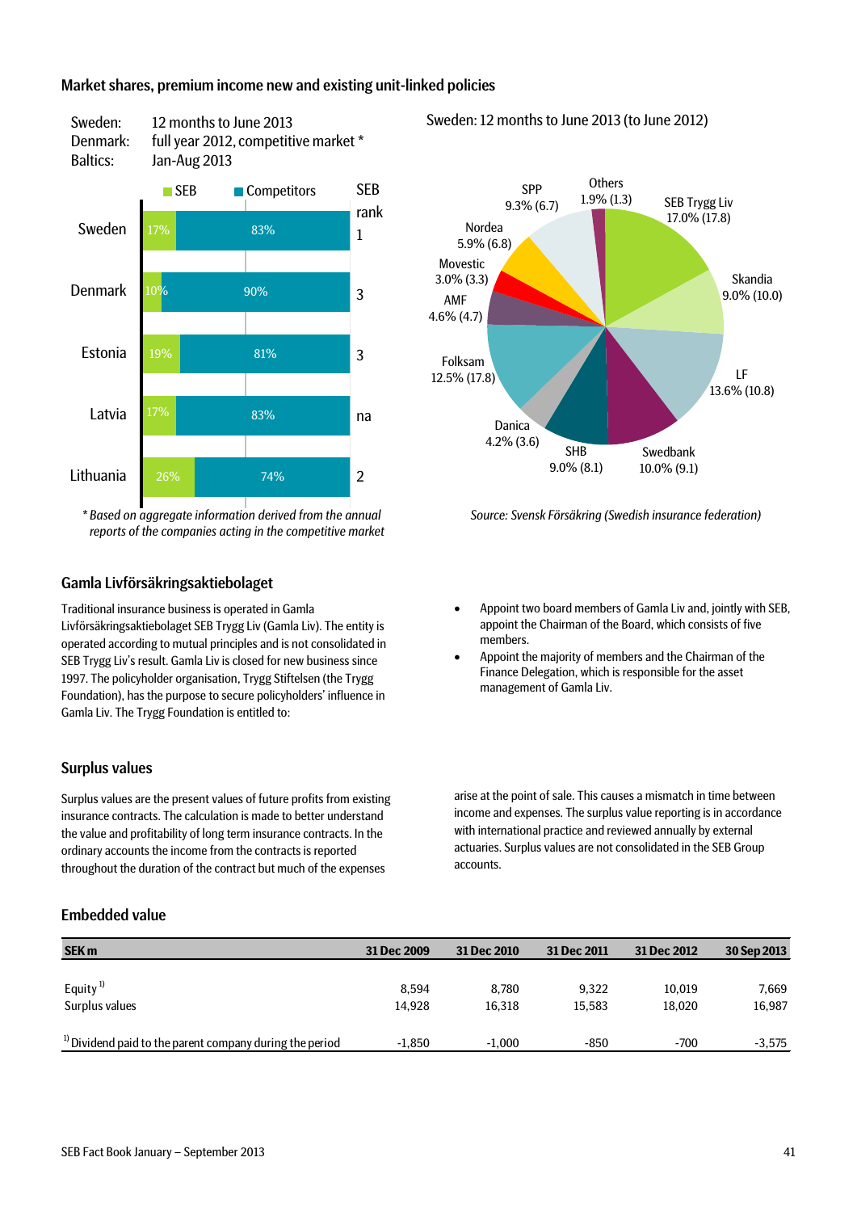## Market shares, premium income new and existing unit-linked policies

Sweden: 12 months to June 2013
Denmark: full year 2012, competitive market *
Baltics: Jan-Aug 2013

| | SEB | Competitors | SEB rank |
|---|---|---|---|
| Sweden | 17% | 83% | 1 |
| Denmark | 10% | 90% | 3 |
| Estonia | 19% | 81% | 3 |
| Latvia | 17% | 83% | na |
| Lithuania | 26% | 74% | 2 |

*\* Based on aggregate information derived from the annual reports of the companies acting in the competitive market*

Sweden: 12 months to June 2013 (to June 2012)

| Company | Share |
|---|---|
| SEB Trygg Liv | 17.0% (17.8) |
| Skandia | 9.0% (10.0) |
| LF | 13.6% (10.8) |
| Swedbank | 10.0% (9.1) |
| SHB | 9.0% (8.1) |
| Danica | 4.2% (3.6) |
| Folksam | 12.5% (17.8) |
| AMF | 4.6% (4.7) |
| Movestic | 3.0% (3.3) |
| Nordea | 5.9% (6.8) |
| SPP | 9.3% (6.7) |
| Others | 1.9% (1.3) |

*Source: Svensk Försäkring (Swedish insurance federation)*

## Gamla Livförsäkringsaktiebolaget

Traditional insurance business is operated in Gamla Livförsäkringsaktiebolaget SEB Trygg Liv (Gamla Liv). The entity is operated according to mutual principles and is not consolidated in SEB Trygg Liv's result. Gamla Liv is closed for new business since 1997. The policyholder organisation, Trygg Stiftelsen (the Trygg Foundation), has the purpose to secure policyholders' influence in Gamla Liv. The Trygg Foundation is entitled to:

- Appoint two board members of Gamla Liv and, jointly with SEB, appoint the Chairman of the Board, which consists of five members.
- Appoint the majority of members and the Chairman of the Finance Delegation, which is responsible for the asset management of Gamla Liv.

## Surplus values

Surplus values are the present values of future profits from existing insurance contracts. The calculation is made to better understand the value and profitability of long term insurance contracts. In the ordinary accounts the income from the contracts is reported throughout the duration of the contract but much of the expenses arise at the point of sale. This causes a mismatch in time between income and expenses. The surplus value reporting is in accordance with international practice and reviewed annually by external actuaries. Surplus values are not consolidated in the SEB Group accounts.

## Embedded value

| SEK m | 31 Dec 2009 | 31 Dec 2010 | 31 Dec 2011 | 31 Dec 2012 | 30 Sep 2013 |
|---|---|---|---|---|---|
| Equity [1] | 8,594 | 8,780 | 9,322 | 10,019 | 7,669 |
| Surplus values | 14,928 | 16,318 | 15,583 | 18,020 | 16,987 |
| [1] Dividend paid to the parent company during the period | -1,850 | -1,000 | -850 | -700 | -3,575 |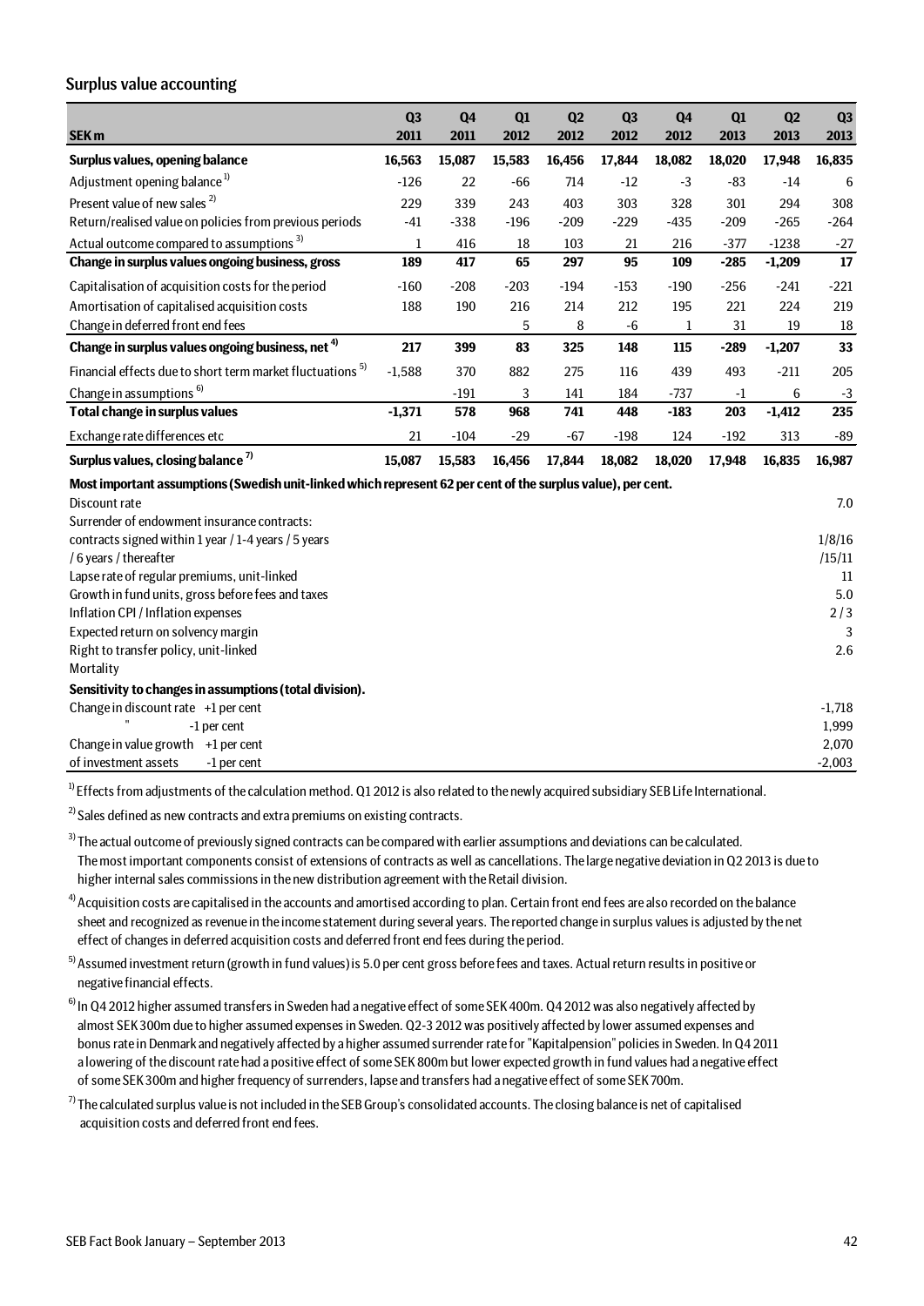## Surplus value accounting

| SEK m | Q3 2011 | Q4 2011 | Q1 2012 | Q2 2012 | Q3 2012 | Q4 2012 | Q1 2013 | Q2 2013 | Q3 2013 |
|---|---|---|---|---|---|---|---|---|---|
| **Surplus values, opening balance** | **16,563** | **15,087** | **15,583** | **16,456** | **17,844** | **18,082** | **18,020** | **17,948** | **16,835** |
| Adjustment opening balance [1] | -126 | 22 | -66 | 714 | -12 | -3 | -83 | -14 | 6 |
| Present value of new sales [2] | 229 | 339 | 243 | 403 | 303 | 328 | 301 | 294 | 308 |
| Return/realised value on policies from previous periods | -41 | -338 | -196 | -209 | -229 | -435 | -209 | -265 | -264 |
| Actual outcome compared to assumptions [3] | 1 | 416 | 18 | 103 | 21 | 216 | -377 | -1238 | -27 |
| **Change in surplus values ongoing business, gross** | **189** | **417** | **65** | **297** | **95** | **109** | **-285** | **-1,209** | **17** |
| Capitalisation of acquisition costs for the period | -160 | -208 | -203 | -194 | -153 | -190 | -256 | -241 | -221 |
| Amortisation of capitalised acquisition costs | 188 | 190 | 216 | 214 | 212 | 195 | 221 | 224 | 219 |
| Change in deferred front end fees | | | 5 | 8 | -6 | 1 | 31 | 19 | 18 |
| **Change in surplus values ongoing business, net [4]** | **217** | **399** | **83** | **325** | **148** | **115** | **-289** | **-1,207** | **33** |
| Financial effects due to short term market fluctuations [5] | -1,588 | 370 | 882 | 275 | 116 | 439 | 493 | -211 | 205 |
| Change in assumptions [6] | | -191 | 3 | 141 | 184 | -737 | -1 | 6 | -3 |
| **Total change in surplus values** | **-1,371** | **578** | **968** | **741** | **448** | **-183** | **203** | **-1,412** | **235** |
| Exchange rate differences etc | 21 | -104 | -29 | -67 | -198 | 124 | -192 | 313 | -89 |
| **Surplus values, closing balance [7]** | **15,087** | **15,583** | **16,456** | **17,844** | **18,082** | **18,020** | **17,948** | **16,835** | **16,987** |

**Most important assumptions (Swedish unit-linked which represent 62 per cent of the surplus value), per cent.**

| | |
|---|---|
| Discount rate | 7.0 |
| Surrender of endowment insurance contracts: | |
| contracts signed within 1 year / 1-4 years / 5 years | 1/8/16 |
| / 6 years / thereafter | /15/11 |
| Lapse rate of regular premiums, unit-linked | 11 |
| Growth in fund units, gross before fees and taxes | 5.0 |
| Inflation CPI / Inflation expenses | 2 / 3 |
| Expected return on solvency margin | 3 |
| Right to transfer policy, unit-linked | 2.6 |
| Mortality | |

**Sensitivity to changes in assumptions (total division).**

| | | |
|---|---|---|
| Change in discount rate | +1 per cent | -1,718 |
| " | -1 per cent | 1,999 |
| Change in value growth | +1 per cent | 2,070 |
| of investment assets | -1 per cent | -2,003 |

[1] Effects from adjustments of the calculation method. Q1 2012 is also related to the newly acquired subsidiary SEB Life International.

[2] Sales defined as new contracts and extra premiums on existing contracts.

[3] The actual outcome of previously signed contracts can be compared with earlier assumptions and deviations can be calculated. The most important components consist of extensions of contracts as well as cancellations. The large negative deviation in Q2 2013 is due to higher internal sales commissions in the new distribution agreement with the Retail division.

[4] Acquisition costs are capitalised in the accounts and amortised according to plan. Certain front end fees are also recorded on the balance sheet and recognized as revenue in the income statement during several years. The reported change in surplus values is adjusted by the net effect of changes in deferred acquisition costs and deferred front end fees during the period.

[5] Assumed investment return (growth in fund values) is 5.0 per cent gross before fees and taxes. Actual return results in positive or negative financial effects.

[6] In Q4 2012 higher assumed transfers in Sweden had a negative effect of some SEK 400m. Q4 2012 was also negatively affected by almost SEK 300m due to higher assumed expenses in Sweden. Q2-3 2012 was positively affected by lower assumed expenses and bonus rate in Denmark and negatively affected by a higher assumed surrender rate for "Kapitalpension" policies in Sweden. In Q4 2011 a lowering of the discount rate had a positive effect of some SEK 800m but lower expected growth in fund values had a negative effect of some SEK 300m and higher frequency of surrenders, lapse and transfers had a negative effect of some SEK 700m.

[7] The calculated surplus value is not included in the SEB Group's consolidated accounts. The closing balance is net of capitalised acquisition costs and deferred front end fees.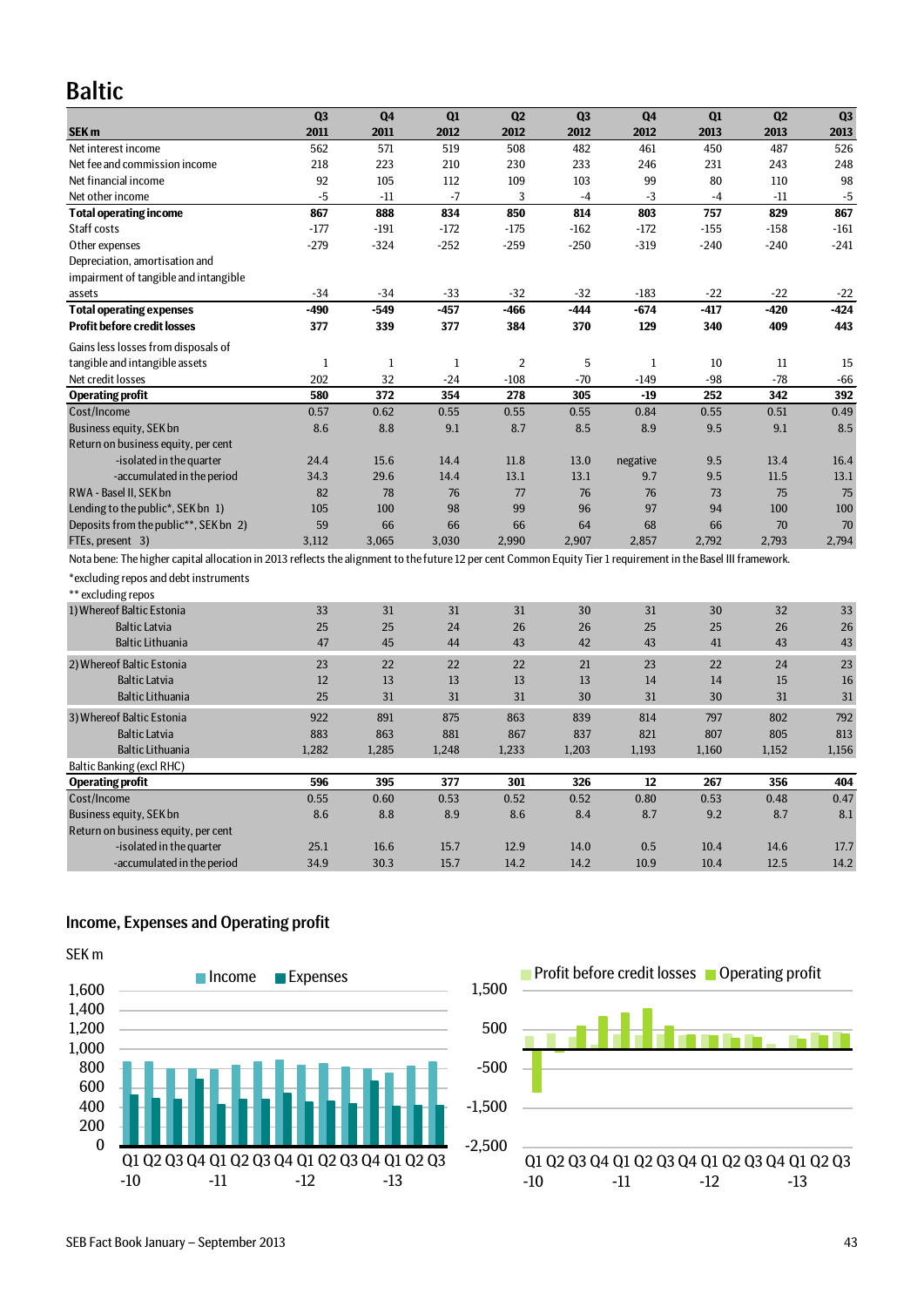# Baltic

| SEK m | Q3 2011 | Q4 2011 | Q1 2012 | Q2 2012 | Q3 2012 | Q4 2012 | Q1 2013 | Q2 2013 | Q3 2013 |
|---|---|---|---|---|---|---|---|---|---|
| Net interest income | 562 | 571 | 519 | 508 | 482 | 461 | 450 | 487 | 526 |
| Net fee and commission income | 218 | 223 | 210 | 230 | 233 | 246 | 231 | 243 | 248 |
| Net financial income | 92 | 105 | 112 | 109 | 103 | 99 | 80 | 110 | 98 |
| Net other income | -5 | -11 | -7 | 3 | -4 | -3 | -4 | -11 | -5 |
| **Total operating income** | **867** | **888** | **834** | **850** | **814** | **803** | **757** | **829** | **867** |
| Staff costs | -177 | -191 | -172 | -175 | -162 | -172 | -155 | -158 | -161 |
| Other expenses | -279 | -324 | -252 | -259 | -250 | -319 | -240 | -240 | -241 |
| Depreciation, amortisation and impairment of tangible and intangible assets | -34 | -34 | -33 | -32 | -32 | -183 | -22 | -22 | -22 |
| **Total operating expenses** | **-490** | **-549** | **-457** | **-466** | **-444** | **-674** | **-417** | **-420** | **-424** |
| **Profit before credit losses** | **377** | **339** | **377** | **384** | **370** | **129** | **340** | **409** | **443** |
| Gains less losses from disposals of tangible and intangible assets | 1 | 1 | 1 | 2 | 5 | 1 | 10 | 11 | 15 |
| Net credit losses | 202 | 32 | -24 | -108 | -70 | -149 | -98 | -78 | -66 |
| **Operating profit** | **580** | **372** | **354** | **278** | **305** | **-19** | **252** | **342** | **392** |
| Cost/Income | 0.57 | 0.62 | 0.55 | 0.55 | 0.55 | 0.84 | 0.55 | 0.51 | 0.49 |
| Business equity, SEK bn | 8.6 | 8.8 | 9.1 | 8.7 | 8.5 | 8.9 | 9.5 | 9.1 | 8.5 |
| Return on business equity, per cent | | | | | | | | | |
| -isolated in the quarter | 24.4 | 15.6 | 14.4 | 11.8 | 13.0 | negative | 9.5 | 13.4 | 16.4 |
| -accumulated in the period | 34.3 | 29.6 | 14.4 | 13.1 | 13.1 | 9.7 | 9.5 | 11.5 | 13.1 |
| RWA - Basel II, SEK bn | 82 | 78 | 76 | 77 | 76 | 76 | 73 | 75 | 75 |
| Lending to the public*, SEK bn 1) | 105 | 100 | 98 | 99 | 96 | 97 | 94 | 100 | 100 |
| Deposits from the public**, SEK bn 2) | 59 | 66 | 66 | 66 | 64 | 68 | 66 | 70 | 70 |
| FTEs, present 3) | 3,112 | 3,065 | 3,030 | 2,990 | 2,907 | 2,857 | 2,792 | 2,793 | 2,794 |

Nota bene: The higher capital allocation in 2013 reflects the alignment to the future 12 per cent Common Equity Tier 1 requirement in the Basel III framework.

*excluding repos and debt instruments

** excluding repos

| | Q3 2011 | Q4 2011 | Q1 2012 | Q2 2012 | Q3 2012 | Q4 2012 | Q1 2013 | Q2 2013 | Q3 2013 |
|---|---|---|---|---|---|---|---|---|---|
| 1) Whereof Baltic Estonia | 33 | 31 | 31 | 31 | 30 | 31 | 30 | 32 | 33 |
| Baltic Latvia | 25 | 25 | 24 | 26 | 26 | 25 | 25 | 26 | 26 |
| Baltic Lithuania | 47 | 45 | 44 | 43 | 42 | 43 | 41 | 43 | 43 |
| 2) Whereof Baltic Estonia | 23 | 22 | 22 | 22 | 21 | 23 | 22 | 24 | 23 |
| Baltic Latvia | 12 | 13 | 13 | 13 | 13 | 13 | 14 | 15 | 16 |
| Baltic Lithuania | 25 | 31 | 31 | 31 | 30 | 31 | 30 | 31 | 31 |
| 3) Whereof Baltic Estonia | 922 | 891 | 875 | 863 | 839 | 814 | 797 | 802 | 792 |
| Baltic Latvia | 883 | 863 | 881 | 867 | 837 | 821 | 807 | 805 | 813 |
| Baltic Lithuania | 1,282 | 1,285 | 1,248 | 1,233 | 1,203 | 1,193 | 1,160 | 1,152 | 1,156 |

| Baltic Banking (excl RHC) | Q3 2011 | Q4 2011 | Q1 2012 | Q2 2012 | Q3 2012 | Q4 2012 | Q1 2013 | Q2 2013 | Q3 2013 |
|---|---|---|---|---|---|---|---|---|---|
| **Operating profit** | **596** | **395** | **377** | **301** | **326** | **12** | **267** | **356** | **404** |
| Cost/Income | 0.55 | 0.60 | 0.53 | 0.52 | 0.52 | 0.80 | 0.53 | 0.48 | 0.47 |
| Business equity, SEK bn | 8.6 | 8.8 | 8.9 | 8.6 | 8.4 | 8.7 | 9.2 | 8.7 | 8.1 |
| Return on business equity, per cent | | | | | | | | | |
| -isolated in the quarter | 25.1 | 16.6 | 15.7 | 12.9 | 14.0 | 0.5 | 10.4 | 14.6 | 17.7 |
| -accumulated in the period | 34.9 | 30.3 | 15.7 | 14.2 | 14.2 | 10.9 | 10.4 | 12.5 | 14.2 |

## Income, Expenses and Operating profit

SEK m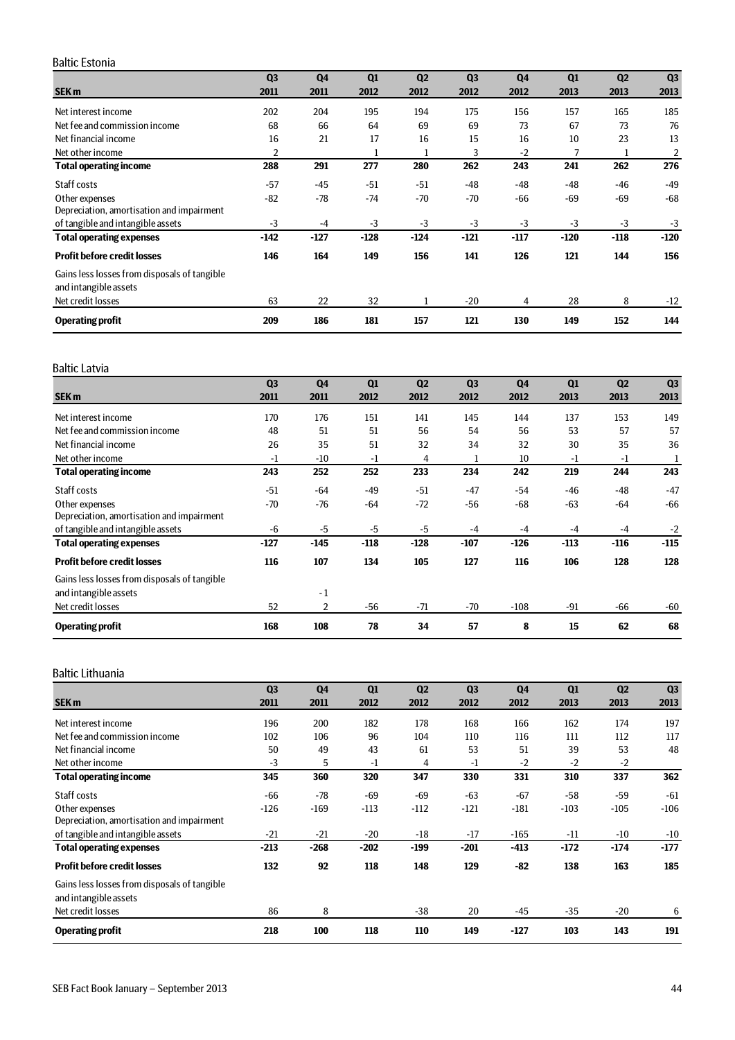## Baltic Estonia

| SEK m | Q3 2011 | Q4 2011 | Q1 2012 | Q2 2012 | Q3 2012 | Q4 2012 | Q1 2013 | Q2 2013 | Q3 2013 |
|---|---|---|---|---|---|---|---|---|---|
| Net interest income | 202 | 204 | 195 | 194 | 175 | 156 | 157 | 165 | 185 |
| Net fee and commission income | 68 | 66 | 64 | 69 | 69 | 73 | 67 | 73 | 76 |
| Net financial income | 16 | 21 | 17 | 16 | 15 | 16 | 10 | 23 | 13 |
| Net other income | 2 | | 1 | 1 | 3 | -2 | 7 | 1 | 2 |
| **Total operating income** | **288** | **291** | **277** | **280** | **262** | **243** | **241** | **262** | **276** |
| Staff costs | -57 | -45 | -51 | -51 | -48 | -48 | -48 | -46 | -49 |
| Other expenses | -82 | -78 | -74 | -70 | -70 | -66 | -69 | -69 | -68 |
| Depreciation, amortisation and impairment of tangible and intangible assets | -3 | -4 | -3 | -3 | -3 | -3 | -3 | -3 | -3 |
| **Total operating expenses** | **-142** | **-127** | **-128** | **-124** | **-121** | **-117** | **-120** | **-118** | **-120** |
| **Profit before credit losses** | **146** | **164** | **149** | **156** | **141** | **126** | **121** | **144** | **156** |
| Gains less losses from disposals of tangible and intangible assets | | | | | | | | | |
| Net credit losses | 63 | 22 | 32 | 1 | -20 | 4 | 28 | 8 | -12 |
| **Operating profit** | **209** | **186** | **181** | **157** | **121** | **130** | **149** | **152** | **144** |

## Baltic Latvia

| SEK m | Q3 2011 | Q4 2011 | Q1 2012 | Q2 2012 | Q3 2012 | Q4 2012 | Q1 2013 | Q2 2013 | Q3 2013 |
|---|---|---|---|---|---|---|---|---|---|
| Net interest income | 170 | 176 | 151 | 141 | 145 | 144 | 137 | 153 | 149 |
| Net fee and commission income | 48 | 51 | 51 | 56 | 54 | 56 | 53 | 57 | 57 |
| Net financial income | 26 | 35 | 51 | 32 | 34 | 32 | 30 | 35 | 36 |
| Net other income | -1 | -10 | -1 | 4 | 1 | 10 | -1 | -1 | 1 |
| **Total operating income** | **243** | **252** | **252** | **233** | **234** | **242** | **219** | **244** | **243** |
| Staff costs | -51 | -64 | -49 | -51 | -47 | -54 | -46 | -48 | -47 |
| Other expenses | -70 | -76 | -64 | -72 | -56 | -68 | -63 | -64 | -66 |
| Depreciation, amortisation and impairment of tangible and intangible assets | -6 | -5 | -5 | -5 | -4 | -4 | -4 | -4 | -2 |
| **Total operating expenses** | **-127** | **-145** | **-118** | **-128** | **-107** | **-126** | **-113** | **-116** | **-115** |
| **Profit before credit losses** | **116** | **107** | **134** | **105** | **127** | **116** | **106** | **128** | **128** |
| Gains less losses from disposals of tangible and intangible assets | | -1 | | | | | | | |
| Net credit losses | 52 | 2 | -56 | -71 | -70 | -108 | -91 | -66 | -60 |
| **Operating profit** | **168** | **108** | **78** | **34** | **57** | **8** | **15** | **62** | **68** |

## Baltic Lithuania

| SEK m | Q3 2011 | Q4 2011 | Q1 2012 | Q2 2012 | Q3 2012 | Q4 2012 | Q1 2013 | Q2 2013 | Q3 2013 |
|---|---|---|---|---|---|---|---|---|---|
| Net interest income | 196 | 200 | 182 | 178 | 168 | 166 | 162 | 174 | 197 |
| Net fee and commission income | 102 | 106 | 96 | 104 | 110 | 116 | 111 | 112 | 117 |
| Net financial income | 50 | 49 | 43 | 61 | 53 | 51 | 39 | 53 | 48 |
| Net other income | -3 | 5 | -1 | 4 | -1 | -2 | -2 | -2 | |
| **Total operating income** | **345** | **360** | **320** | **347** | **330** | **331** | **310** | **337** | **362** |
| Staff costs | -66 | -78 | -69 | -69 | -63 | -67 | -58 | -59 | -61 |
| Other expenses | -126 | -169 | -113 | -112 | -121 | -181 | -103 | -105 | -106 |
| Depreciation, amortisation and impairment of tangible and intangible assets | -21 | -21 | -20 | -18 | -17 | -165 | -11 | -10 | -10 |
| **Total operating expenses** | **-213** | **-268** | **-202** | **-199** | **-201** | **-413** | **-172** | **-174** | **-177** |
| **Profit before credit losses** | **132** | **92** | **118** | **148** | **129** | **-82** | **138** | **163** | **185** |
| Gains less losses from disposals of tangible and intangible assets | | | | | | | | | |
| Net credit losses | 86 | 8 | | -38 | 20 | -45 | -35 | -20 | 6 |
| **Operating profit** | **218** | **100** | **118** | **110** | **149** | **-127** | **103** | **143** | **191** |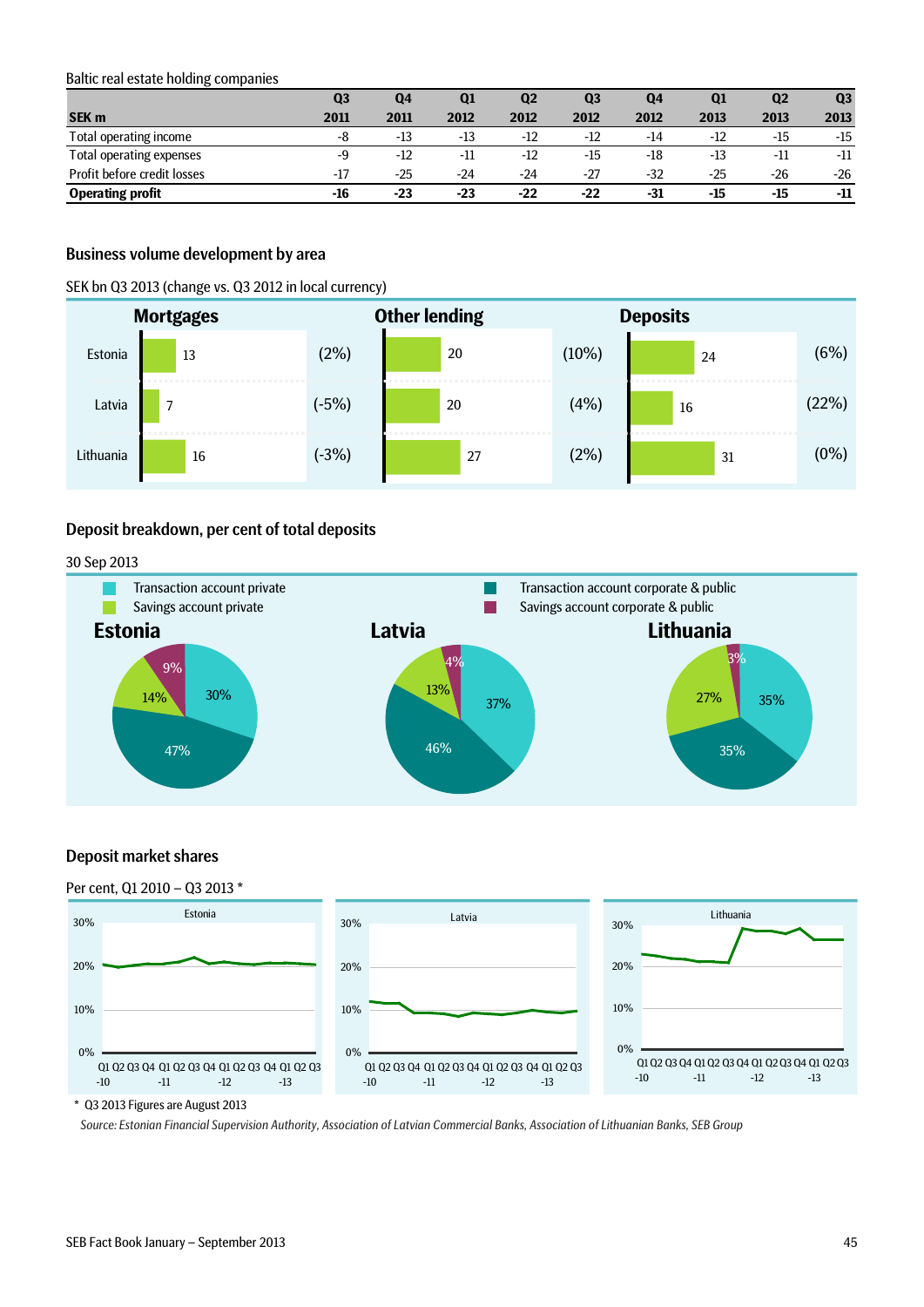Baltic real estate holding companies

| SEK m | Q3 2011 | Q4 2011 | Q1 2012 | Q2 2012 | Q3 2012 | Q4 2012 | Q1 2013 | Q2 2013 | Q3 2013 |
|---|---|---|---|---|---|---|---|---|---|
| Total operating income | -8 | -13 | -13 | -12 | -12 | -14 | -12 | -15 | -15 |
| Total operating expenses | -9 | -12 | -11 | -12 | -15 | -18 | -13 | -11 | -11 |
| Profit before credit losses | -17 | -25 | -24 | -24 | -27 | -32 | -25 | -26 | -26 |
| **Operating profit** | **-16** | **-23** | **-23** | **-22** | **-22** | **-31** | **-15** | **-15** | **-11** |

## Business volume development by area

SEK bn Q3 2013 (change vs. Q3 2012 in local currency)

| | Mortgages | | Other lending | | Deposits | |
|---|---|---|---|---|---|---|
| Estonia | 13 | (2%) | 20 | (10%) | 24 | (6%) |
| Latvia | 7 | (-5%) | 20 | (4%) | 16 | (22%) |
| Lithuania | 16 | (-3%) | 27 | (2%) | 31 | (0%) |

## Deposit breakdown, per cent of total deposits

30 Sep 2013

| | Estonia | Latvia | Lithuania |
|---|---|---|---|
| Transaction account private | 30% | 37% | 35% |
| Transaction account corporate & public | 47% | 46% | 35% |
| Savings account private | 14% | 13% | 27% |
| Savings account corporate & public | 9% | 4% | 3% |

## Deposit market shares

Per cent, Q1 2010 – Q3 2013 *

Estonia | Latvia | Lithuania

\* Q3 2013 Figures are August 2013

*Source: Estonian Financial Supervision Authority, Association of Latvian Commercial Banks, Association of Lithuanian Banks, SEB Group*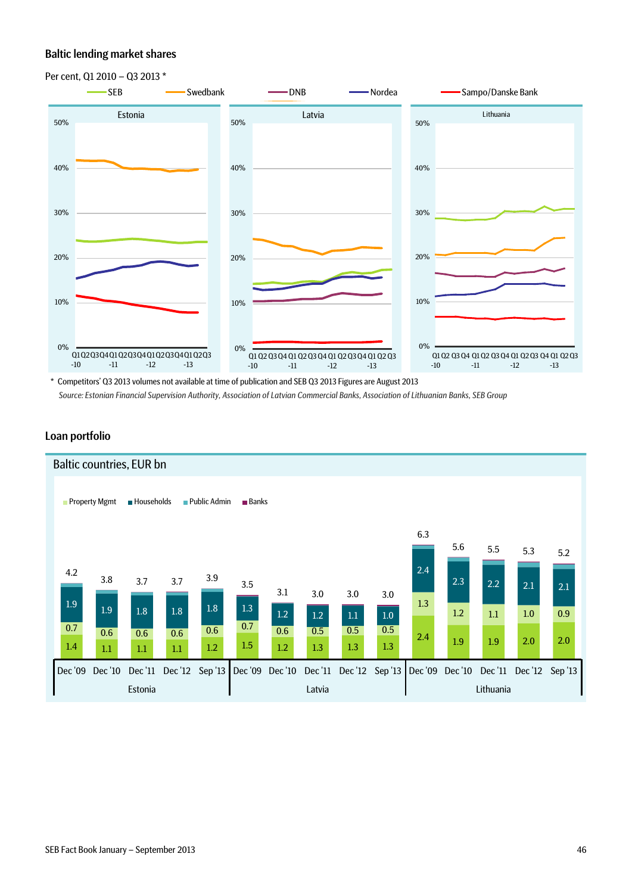## Baltic lending market shares

Per cent, Q1 2010 – Q3 2013 *

SEB | Swedbank | DNB | Nordea | Sampo/Danske Bank

Estonia | Latvia | Lithuania

\* Competitors' Q3 2013 volumes not available at time of publication and SEB Q3 2013 Figures are August 2013

*Source: Estonian Financial Supervision Authority, Association of Latvian Commercial Banks, Association of Lithuanian Banks, SEB Group*

## Loan portfolio

Baltic countries, EUR bn

| Country | Date | Total | Property Mgmt | Households | Other |
|---|---|---|---|---|---|
| Estonia | Dec '09 | 4.2 | 0.7 | 1.9 | 1.4 |
| Estonia | Dec '10 | 3.8 | 0.6 | 1.9 | 1.1 |
| Estonia | Dec '11 | 3.7 | 0.6 | 1.8 | 1.1 |
| Estonia | Dec '12 | 3.7 | 0.6 | 1.8 | 1.1 |
| Estonia | Sep '13 | 3.9 | 0.6 | 1.8 | 1.2 |
| Latvia | Dec '09 | 3.5 | 0.7 | 1.3 | 1.5 |
| Latvia | Dec '10 | 3.1 | 0.6 | 1.2 | 1.2 |
| Latvia | Dec '11 | 3.0 | 0.5 | 1.2 | 1.3 |
| Latvia | Dec '12 | 3.0 | 0.5 | 1.1 | 1.3 |
| Latvia | Sep '13 | 3.0 | 0.5 | 1.0 | 1.3 |
| Lithuania | Dec '09 | 6.3 | 1.3 | 2.4 | 2.4 |
| Lithuania | Dec '10 | 5.6 | 1.2 | 2.3 | 1.9 |
| Lithuania | Dec '11 | 5.5 | 1.1 | 2.2 | 1.9 |
| Lithuania | Dec '12 | 5.3 | 1.0 | 2.1 | 2.0 |
| Lithuania | Sep '13 | 5.2 | 0.9 | 2.1 | 2.0 |

Legend: Property Mgmt, Households, Public Admin, Banks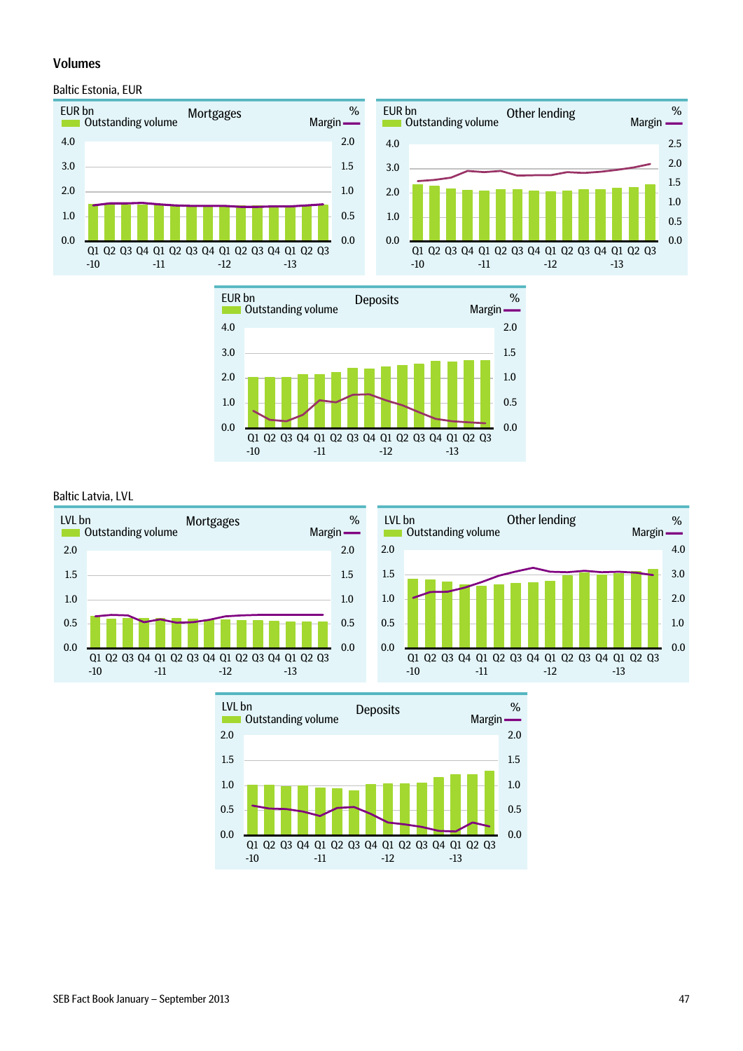## Volumes

### Baltic Estonia, EUR

**Mortgages**

EUR bn Outstanding volume — Margin %

4.0 / 3.0 / 2.0 / 1.0 / 0.0 — 2.0 / 1.5 / 1.0 / 0.5 / 0.0

Q1 Q2 Q3 Q4 Q1 Q2 Q3 Q4 Q1 Q2 Q3 Q4 Q1 Q2 Q3
-10 -11 -12 -13

**Other lending**

EUR bn Outstanding volume — Margin %

4.0 / 3.0 / 2.0 / 1.0 / 0.0 — 2.5 / 2.0 / 1.5 / 1.0 / 0.5 / 0.0

Q1 Q2 Q3 Q4 Q1 Q2 Q3 Q4 Q1 Q2 Q3 Q4 Q1 Q2 Q3
-10 -11 -12 -13

**Deposits**

EUR bn Outstanding volume — Margin %

4.0 / 3.0 / 2.0 / 1.0 / 0.0 — 2.0 / 1.5 / 1.0 / 0.5 / 0.0

Q1 Q2 Q3 Q4 Q1 Q2 Q3 Q4 Q1 Q2 Q3 Q4 Q1 Q2 Q3
-10 -11 -12 -13

### Baltic Latvia, LVL

**Mortgages**

LVL bn Outstanding volume — Margin %

2.0 / 1.5 / 1.0 / 0.5 / 0.0 — 2.0 / 1.5 / 1.0 / 0.5 / 0.0

Q1 Q2 Q3 Q4 Q1 Q2 Q3 Q4 Q1 Q2 Q3 Q4 Q1 Q2 Q3
-10 -11 -12 -13

**Other lending**

LVL bn Outstanding volume — Margin %

2.0 / 1.5 / 1.0 / 0.5 / 0.0 — 4.0 / 3.0 / 2.0 / 1.0 / 0.0

Q1 Q2 Q3 Q4 Q1 Q2 Q3 Q4 Q1 Q2 Q3 Q4 Q1 Q2 Q3
-10 -11 -12 -13

**Deposits**

LVL bn Outstanding volume — Margin %

2.0 / 1.5 / 1.0 / 0.5 / 0.0 — 2.0 / 1.5 / 1.0 / 0.5 / 0.0

Q1 Q2 Q3 Q4 Q1 Q2 Q3 Q4 Q1 Q2 Q3 Q4 Q1 Q2 Q3
-10 -11 -12 -13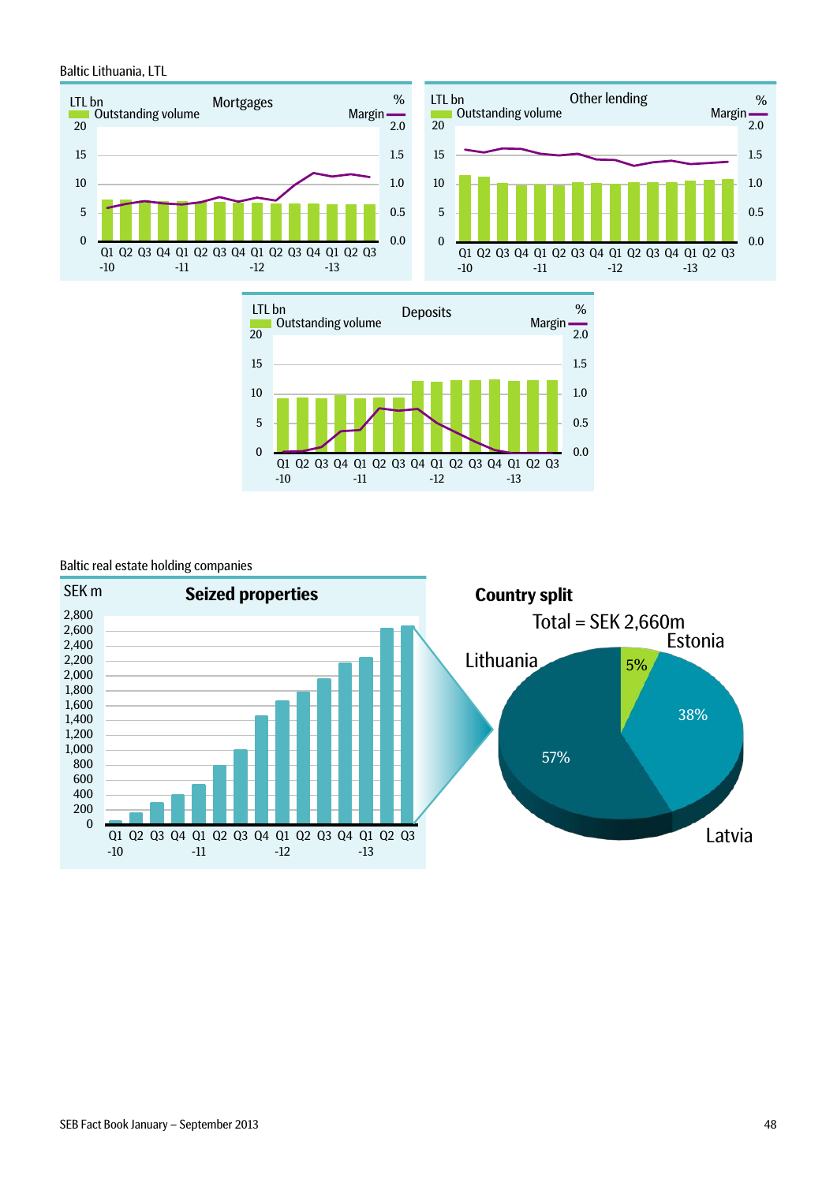Baltic Lithuania, LTL

**Mortgages**

LTL bn — Outstanding volume; % — Margin

Q1 -10, Q2, Q3, Q4, Q1 -11, Q2, Q3, Q4, Q1 -12, Q2, Q3, Q4, Q1 -13, Q2, Q3

**Other lending**

LTL bn — Outstanding volume; % — Margin

Q1 -10, Q2, Q3, Q4, Q1 -11, Q2, Q3, Q4, Q1 -12, Q2, Q3, Q4, Q1 -13, Q2, Q3

**Deposits**

LTL bn — Outstanding volume; % — Margin

Q1 -10, Q2, Q3, Q4, Q1 -11, Q2, Q3, Q4, Q1 -12, Q2, Q3, Q4, Q1 -13, Q2, Q3

Baltic real estate holding companies

**Seized properties**

SEK m

Q1 -10, Q2, Q3, Q4, Q1 -11, Q2, Q3, Q4, Q1 -12, Q2, Q3, Q4, Q1 -13, Q2, Q3

**Country split**

Total = SEK 2,660m

| Country | Share |
|---|---|
| Estonia | 5% |
| Latvia | 38% |
| Lithuania | 57% |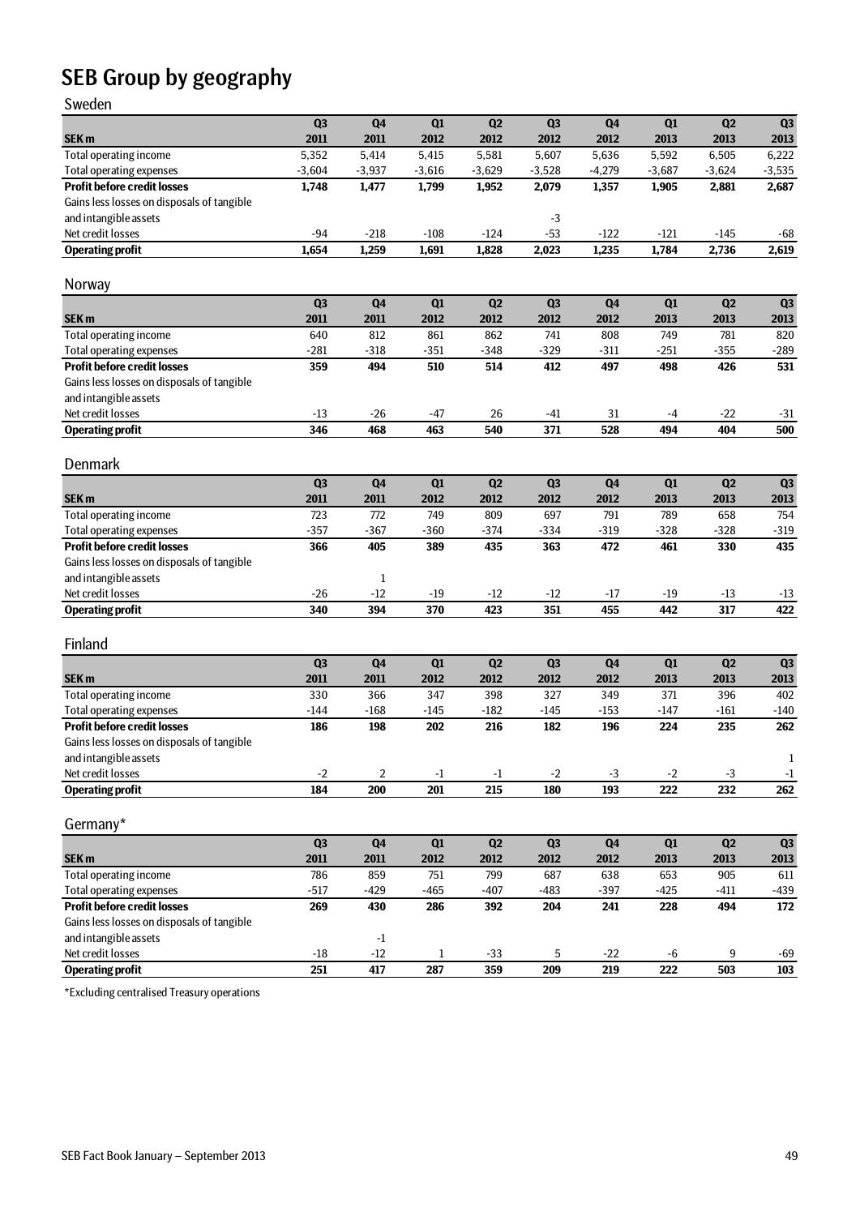# SEB Group by geography

## Sweden

| SEK m | Q3 2011 | Q4 2011 | Q1 2012 | Q2 2012 | Q3 2012 | Q4 2012 | Q1 2013 | Q2 2013 | Q3 2013 |
|---|---|---|---|---|---|---|---|---|---|
| Total operating income | 5,352 | 5,414 | 5,415 | 5,581 | 5,607 | 5,636 | 5,592 | 6,505 | 6,222 |
| Total operating expenses | -3,604 | -3,937 | -3,616 | -3,629 | -3,528 | -4,279 | -3,687 | -3,624 | -3,535 |
| **Profit before credit losses** | **1,748** | **1,477** | **1,799** | **1,952** | **2,079** | **1,357** | **1,905** | **2,881** | **2,687** |
| Gains less losses on disposals of tangible and intangible assets | | | | | -3 | | | | |
| Net credit losses | -94 | -218 | -108 | -124 | -53 | -122 | -121 | -145 | -68 |
| **Operating profit** | **1,654** | **1,259** | **1,691** | **1,828** | **2,023** | **1,235** | **1,784** | **2,736** | **2,619** |

## Norway

| SEK m | Q3 2011 | Q4 2011 | Q1 2012 | Q2 2012 | Q3 2012 | Q4 2012 | Q1 2013 | Q2 2013 | Q3 2013 |
|---|---|---|---|---|---|---|---|---|---|
| Total operating income | 640 | 812 | 861 | 862 | 741 | 808 | 749 | 781 | 820 |
| Total operating expenses | -281 | -318 | -351 | -348 | -329 | -311 | -251 | -355 | -289 |
| **Profit before credit losses** | **359** | **494** | **510** | **514** | **412** | **497** | **498** | **426** | **531** |
| Gains less losses on disposals of tangible and intangible assets | | | | | | | | | |
| Net credit losses | -13 | -26 | -47 | 26 | -41 | 31 | -4 | -22 | -31 |
| **Operating profit** | **346** | **468** | **463** | **540** | **371** | **528** | **494** | **404** | **500** |

## Denmark

| SEK m | Q3 2011 | Q4 2011 | Q1 2012 | Q2 2012 | Q3 2012 | Q4 2012 | Q1 2013 | Q2 2013 | Q3 2013 |
|---|---|---|---|---|---|---|---|---|---|
| Total operating income | 723 | 772 | 749 | 809 | 697 | 791 | 789 | 658 | 754 |
| Total operating expenses | -357 | -367 | -360 | -374 | -334 | -319 | -328 | -328 | -319 |
| **Profit before credit losses** | **366** | **405** | **389** | **435** | **363** | **472** | **461** | **330** | **435** |
| Gains less losses on disposals of tangible and intangible assets | | 1 | | | | | | | |
| Net credit losses | -26 | -12 | -19 | -12 | -12 | -17 | -19 | -13 | -13 |
| **Operating profit** | **340** | **394** | **370** | **423** | **351** | **455** | **442** | **317** | **422** |

## Finland

| SEK m | Q3 2011 | Q4 2011 | Q1 2012 | Q2 2012 | Q3 2012 | Q4 2012 | Q1 2013 | Q2 2013 | Q3 2013 |
|---|---|---|---|---|---|---|---|---|---|
| Total operating income | 330 | 366 | 347 | 398 | 327 | 349 | 371 | 396 | 402 |
| Total operating expenses | -144 | -168 | -145 | -182 | -145 | -153 | -147 | -161 | -140 |
| **Profit before credit losses** | **186** | **198** | **202** | **216** | **182** | **196** | **224** | **235** | **262** |
| Gains less losses on disposals of tangible and intangible assets | | | | | | | | | 1 |
| Net credit losses | -2 | 2 | -1 | -1 | -2 | -3 | -2 | -3 | -1 |
| **Operating profit** | **184** | **200** | **201** | **215** | **180** | **193** | **222** | **232** | **262** |

## Germany*

| SEK m | Q3 2011 | Q4 2011 | Q1 2012 | Q2 2012 | Q3 2012 | Q4 2012 | Q1 2013 | Q2 2013 | Q3 2013 |
|---|---|---|---|---|---|---|---|---|---|
| Total operating income | 786 | 859 | 751 | 799 | 687 | 638 | 653 | 905 | 611 |
| Total operating expenses | -517 | -429 | -465 | -407 | -483 | -397 | -425 | -411 | -439 |
| **Profit before credit losses** | **269** | **430** | **286** | **392** | **204** | **241** | **228** | **494** | **172** |
| Gains less losses on disposals of tangible and intangible assets | | -1 | | | | | | | |
| Net credit losses | -18 | -12 | 1 | -33 | 5 | -22 | -6 | 9 | -69 |
| **Operating profit** | **251** | **417** | **287** | **359** | **209** | **219** | **222** | **503** | **103** |

*Excluding centralised Treasury operations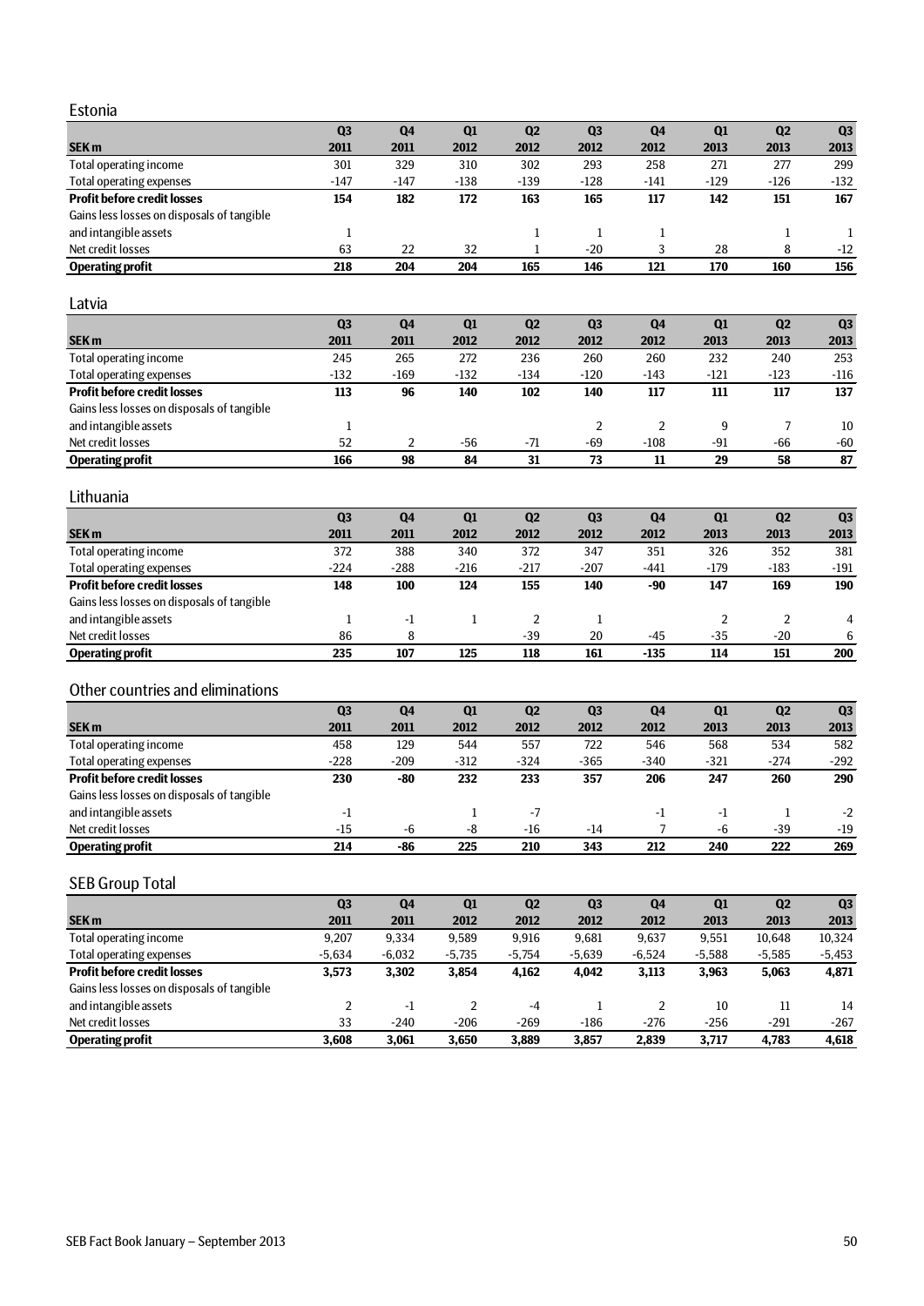## Estonia

| SEK m | Q3 2011 | Q4 2011 | Q1 2012 | Q2 2012 | Q3 2012 | Q4 2012 | Q1 2013 | Q2 2013 | Q3 2013 |
|---|---|---|---|---|---|---|---|---|---|
| Total operating income | 301 | 329 | 310 | 302 | 293 | 258 | 271 | 277 | 299 |
| Total operating expenses | -147 | -147 | -138 | -139 | -128 | -141 | -129 | -126 | -132 |
| **Profit before credit losses** | **154** | **182** | **172** | **163** | **165** | **117** | **142** | **151** | **167** |
| Gains less losses on disposals of tangible and intangible assets | 1 | | | 1 | 1 | 1 | | 1 | 1 |
| Net credit losses | 63 | 22 | 32 | 1 | -20 | 3 | 28 | 8 | -12 |
| **Operating profit** | **218** | **204** | **204** | **165** | **146** | **121** | **170** | **160** | **156** |

## Latvia

| SEK m | Q3 2011 | Q4 2011 | Q1 2012 | Q2 2012 | Q3 2012 | Q4 2012 | Q1 2013 | Q2 2013 | Q3 2013 |
|---|---|---|---|---|---|---|---|---|---|
| Total operating income | 245 | 265 | 272 | 236 | 260 | 260 | 232 | 240 | 253 |
| Total operating expenses | -132 | -169 | -132 | -134 | -120 | -143 | -121 | -123 | -116 |
| **Profit before credit losses** | **113** | **96** | **140** | **102** | **140** | **117** | **111** | **117** | **137** |
| Gains less losses on disposals of tangible and intangible assets | 1 | | | | 2 | 2 | 9 | 7 | 10 |
| Net credit losses | 52 | 2 | -56 | -71 | -69 | -108 | -91 | -66 | -60 |
| **Operating profit** | **166** | **98** | **84** | **31** | **73** | **11** | **29** | **58** | **87** |

## Lithuania

| SEK m | Q3 2011 | Q4 2011 | Q1 2012 | Q2 2012 | Q3 2012 | Q4 2012 | Q1 2013 | Q2 2013 | Q3 2013 |
|---|---|---|---|---|---|---|---|---|---|
| Total operating income | 372 | 388 | 340 | 372 | 347 | 351 | 326 | 352 | 381 |
| Total operating expenses | -224 | -288 | -216 | -217 | -207 | -441 | -179 | -183 | -191 |
| **Profit before credit losses** | **148** | **100** | **124** | **155** | **140** | **-90** | **147** | **169** | **190** |
| Gains less losses on disposals of tangible and intangible assets | 1 | -1 | 1 | 2 | 1 | | 2 | 2 | 4 |
| Net credit losses | 86 | 8 | | -39 | 20 | -45 | -35 | -20 | 6 |
| **Operating profit** | **235** | **107** | **125** | **118** | **161** | **-135** | **114** | **151** | **200** |

## Other countries and eliminations

| SEK m | Q3 2011 | Q4 2011 | Q1 2012 | Q2 2012 | Q3 2012 | Q4 2012 | Q1 2013 | Q2 2013 | Q3 2013 |
|---|---|---|---|---|---|---|---|---|---|
| Total operating income | 458 | 129 | 544 | 557 | 722 | 546 | 568 | 534 | 582 |
| Total operating expenses | -228 | -209 | -312 | -324 | -365 | -340 | -321 | -274 | -292 |
| **Profit before credit losses** | **230** | **-80** | **232** | **233** | **357** | **206** | **247** | **260** | **290** |
| Gains less losses on disposals of tangible and intangible assets | -1 | | 1 | -7 | | -1 | -1 | 1 | -2 |
| Net credit losses | -15 | -6 | -8 | -16 | -14 | 7 | -6 | -39 | -19 |
| **Operating profit** | **214** | **-86** | **225** | **210** | **343** | **212** | **240** | **222** | **269** |

## SEB Group Total

| SEK m | Q3 2011 | Q4 2011 | Q1 2012 | Q2 2012 | Q3 2012 | Q4 2012 | Q1 2013 | Q2 2013 | Q3 2013 |
|---|---|---|---|---|---|---|---|---|---|
| Total operating income | 9,207 | 9,334 | 9,589 | 9,916 | 9,681 | 9,637 | 9,551 | 10,648 | 10,324 |
| Total operating expenses | -5,634 | -6,032 | -5,735 | -5,754 | -5,639 | -6,524 | -5,588 | -5,585 | -5,453 |
| **Profit before credit losses** | **3,573** | **3,302** | **3,854** | **4,162** | **4,042** | **3,113** | **3,963** | **5,063** | **4,871** |
| Gains less losses on disposals of tangible and intangible assets | 2 | -1 | 2 | -4 | 1 | 2 | 10 | 11 | 14 |
| Net credit losses | 33 | -240 | -206 | -269 | -186 | -276 | -256 | -291 | -267 |
| **Operating profit** | **3,608** | **3,061** | **3,650** | **3,889** | **3,857** | **2,839** | **3,717** | **4,783** | **4,618** |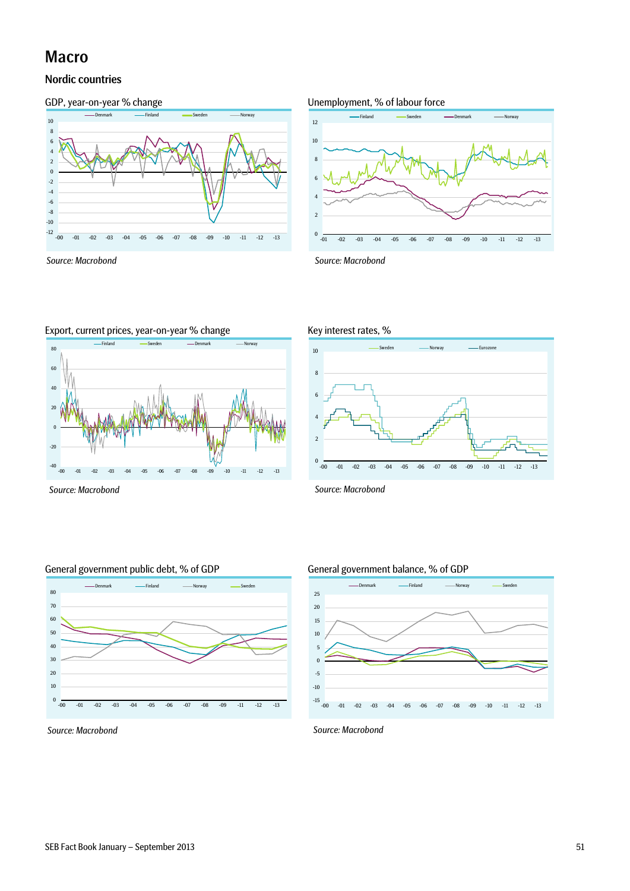# Macro

## Nordic countries

GDP, year-on-year % change

*Source: Macrobond*

Unemployment, % of labour force

*Source: Macrobond*

Export, current prices, year-on-year % change

*Source: Macrobond*

Key interest rates, %

*Source: Macrobond*

General government public debt, % of GDP

*Source: Macrobond*

General government balance, % of GDP

*Source: Macrobond*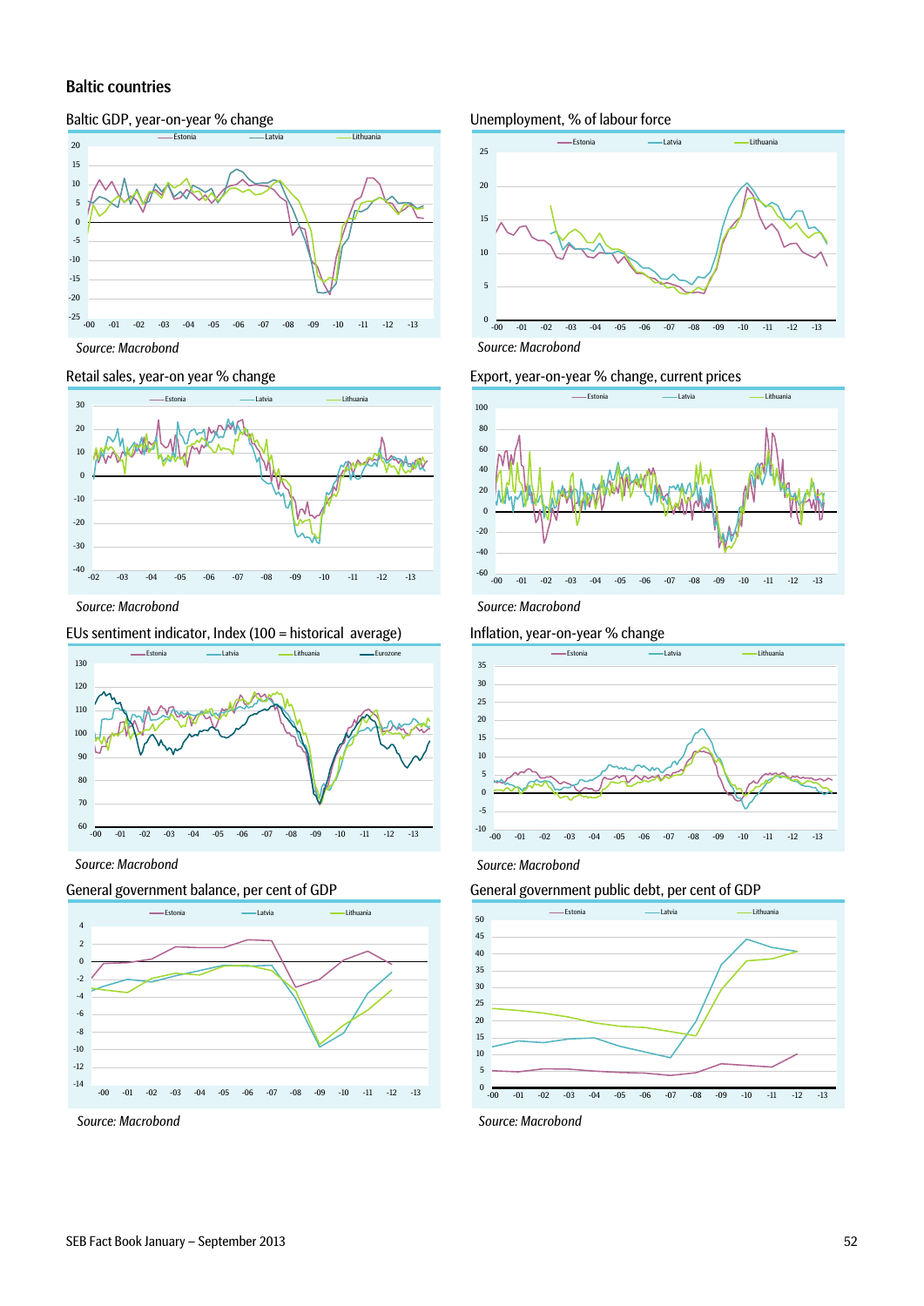## Baltic countries

Baltic GDP, year-on-year % change

Source: Macrobond

Unemployment, % of labour force

Source: Macrobond

Retail sales, year-on year % change

Source: Macrobond

Export, year-on-year % change, current prices

Source: Macrobond

EUs sentiment indicator, Index (100 = historical average)

Source: Macrobond

Inflation, year-on-year % change

Source: Macrobond

General government balance, per cent of GDP

Source: Macrobond

General government public debt, per cent of GDP

Source: Macrobond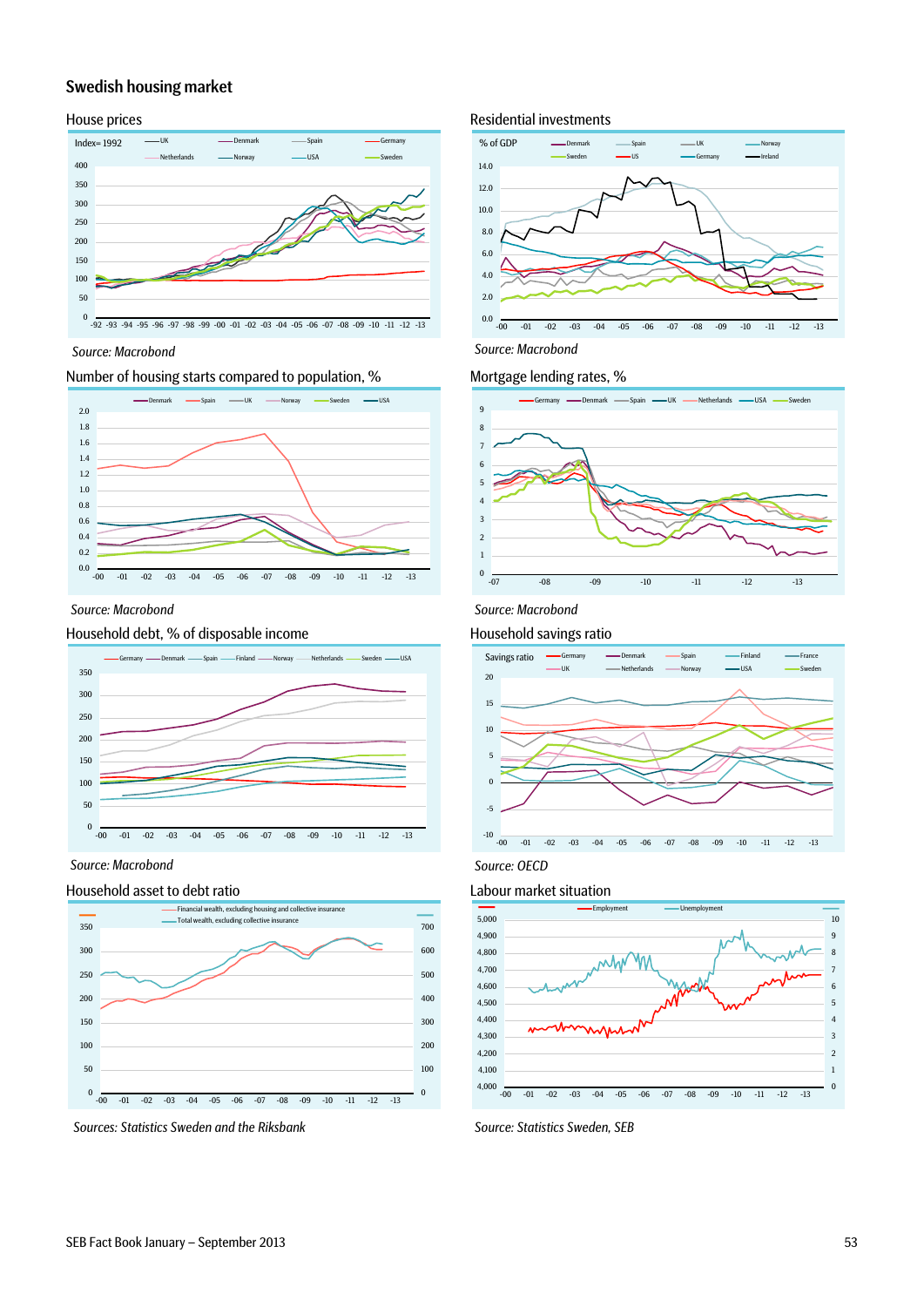## Swedish housing market

### House prices

Index= 1992

UK, Denmark, Spain, Germany, Netherlands, Norway, USA, Sweden

*Source: Macrobond*

### Residential investments

% of GDP

Denmark, Spain, UK, Norway, Sweden, US, Germany, Ireland

*Source: Macrobond*

### Number of housing starts compared to population, %

Denmark, Spain, UK, Norway, Sweden, USA

*Source: Macrobond*

### Mortgage lending rates, %

Germany, Denmark, Spain, UK, Netherlands, USA, Sweden

*Source: Macrobond*

### Household debt, % of disposable income

Germany, Denmark, Spain, Finland, Norway, Netherlands, Sweden, USA

*Source: Macrobond*

### Household savings ratio

Savings ratio

Germany, Denmark, Spain, Finland, France, UK, Netherlands, Norway, USA, Sweden

*Source: OECD*

### Household asset to debt ratio

Financial wealth, excluding housing and collective insurance

Total wealth, excluding collective insurance

*Sources: Statistics Sweden and the Riksbank*

### Labour market situation

Employment, Unemployment

*Source: Statistics Sweden, SEB*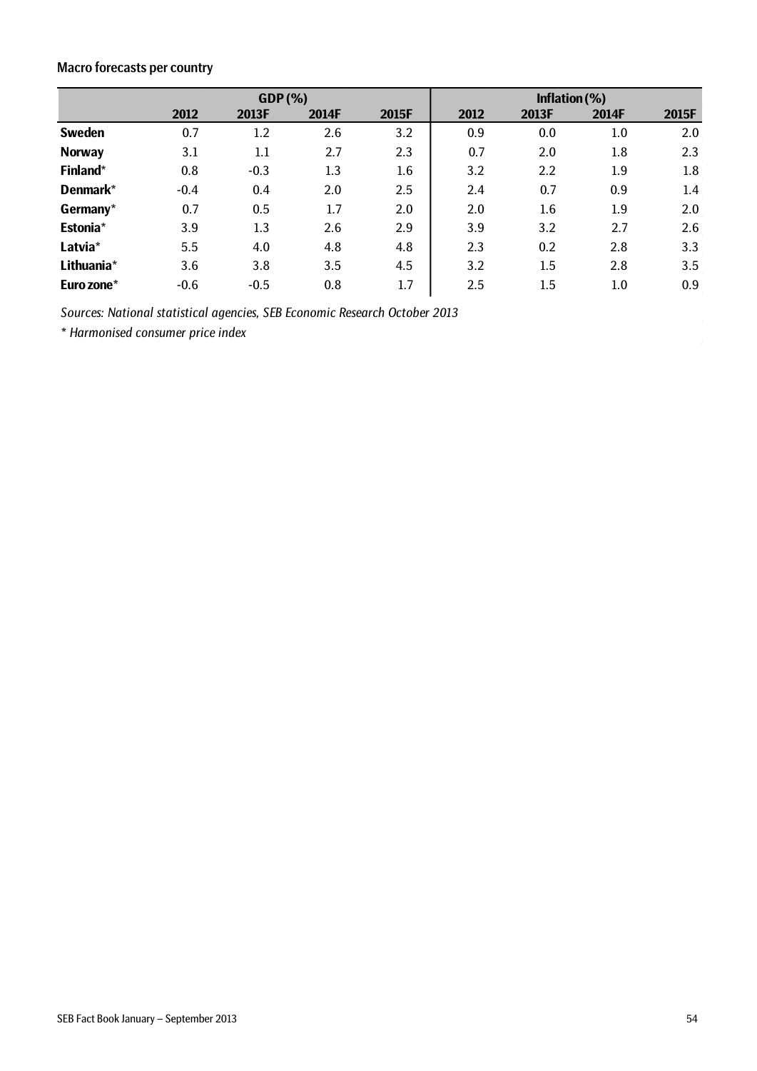### Macro forecasts per country

| | GDP (%) | | | | Inflation (%) | | | |
|---|---|---|---|---|---|---|---|---|
| | 2012 | 2013F | 2014F | 2015F | 2012 | 2013F | 2014F | 2015F |
| **Sweden** | 0.7 | 1.2 | 2.6 | 3.2 | 0.9 | 0.0 | 1.0 | 2.0 |
| **Norway** | 3.1 | 1.1 | 2.7 | 2.3 | 0.7 | 2.0 | 1.8 | 2.3 |
| **Finland*** | 0.8 | -0.3 | 1.3 | 1.6 | 3.2 | 2.2 | 1.9 | 1.8 |
| **Denmark*** | -0.4 | 0.4 | 2.0 | 2.5 | 2.4 | 0.7 | 0.9 | 1.4 |
| **Germany*** | 0.7 | 0.5 | 1.7 | 2.0 | 2.0 | 1.6 | 1.9 | 2.0 |
| **Estonia*** | 3.9 | 1.3 | 2.6 | 2.9 | 3.9 | 3.2 | 2.7 | 2.6 |
| **Latvia*** | 5.5 | 4.0 | 4.8 | 4.8 | 2.3 | 0.2 | 2.8 | 3.3 |
| **Lithuania*** | 3.6 | 3.8 | 3.5 | 4.5 | 3.2 | 1.5 | 2.8 | 3.5 |
| **Euro zone*** | -0.6 | -0.5 | 0.8 | 1.7 | 2.5 | 1.5 | 1.0 | 0.9 |

*Sources: National statistical agencies, SEB Economic Research October 2013*

*\* Harmonised consumer price index*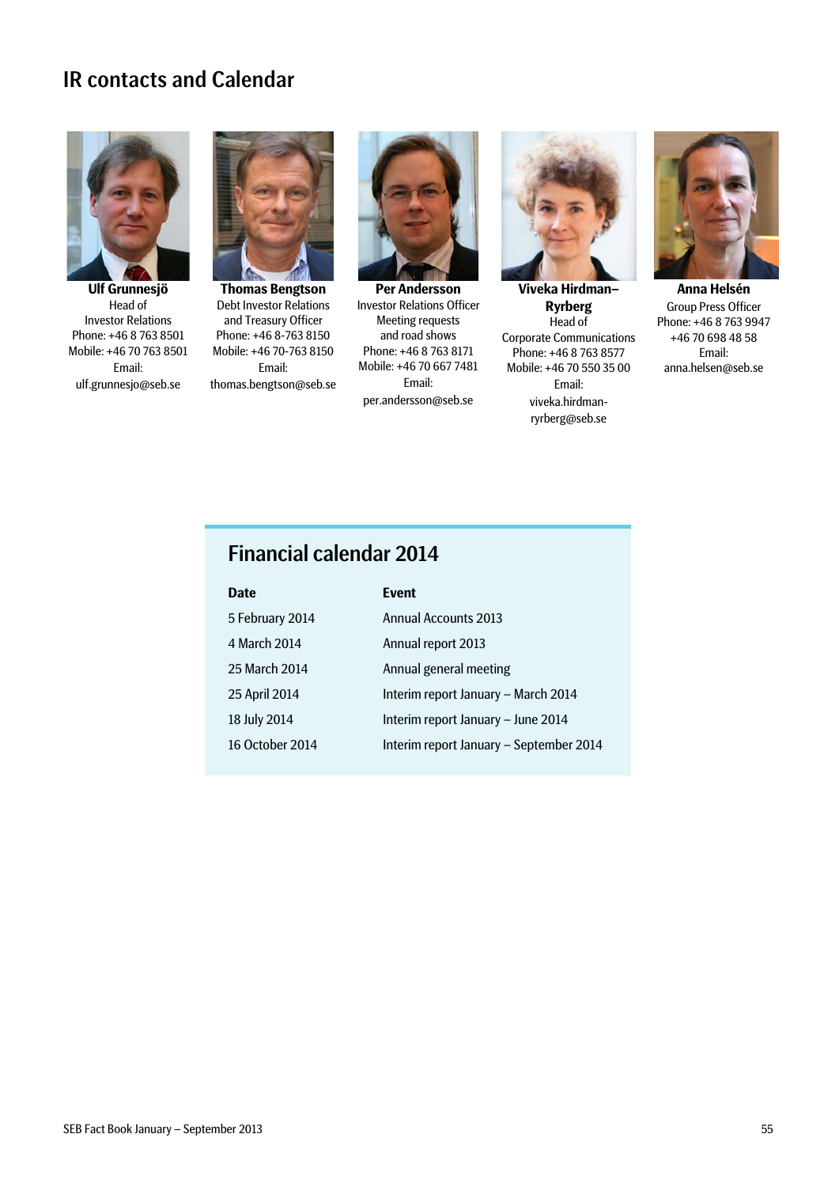# IR contacts and Calendar

**Ulf Grunnesjö**
Head of
Investor Relations
Phone: +46 8 763 8501
Mobile: +46 70 763 8501
Email:
ulf.grunnesjo@seb.se

**Thomas Bengtson**
Debt Investor Relations
and Treasury Officer
Phone: +46 8-763 8150
Mobile: +46 70-763 8150
Email:
thomas.bengtson@seb.se

**Per Andersson**
Investor Relations Officer
Meeting requests
and road shows
Phone: +46 8 763 8171
Mobile: +46 70 667 7481
Email:
per.andersson@seb.se

**Viveka Hirdman–Ryrberg**
Head of
Corporate Communications
Phone: +46 8 763 8577
Mobile: +46 70 550 35 00
Email:
viveka.hirdman-ryrberg@seb.se

**Anna Helsén**
Group Press Officer
Phone: +46 8 763 9947
+46 70 698 48 58
Email:
anna.helsen@seb.se

## Financial calendar 2014

| Date | Event |
|---|---|
| 5 February 2014 | Annual Accounts 2013 |
| 4 March 2014 | Annual report 2013 |
| 25 March 2014 | Annual general meeting |
| 25 April 2014 | Interim report January – March 2014 |
| 18 July 2014 | Interim report January – June 2014 |
| 16 October 2014 | Interim report January – September 2014 |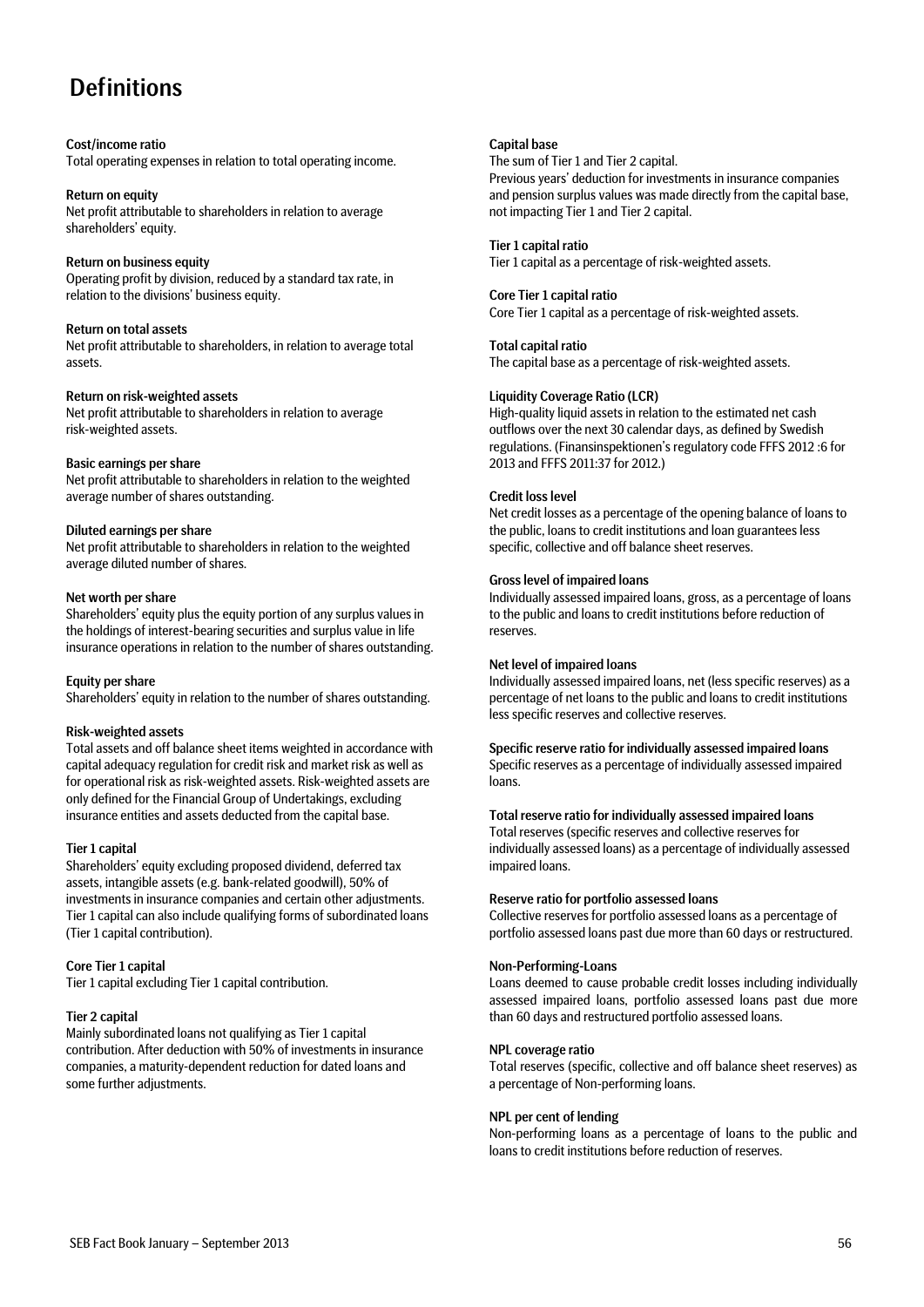# Definitions

**Cost/income ratio**
Total operating expenses in relation to total operating income.

**Return on equity**
Net profit attributable to shareholders in relation to average shareholders' equity.

**Return on business equity**
Operating profit by division, reduced by a standard tax rate, in relation to the divisions' business equity.

**Return on total assets**
Net profit attributable to shareholders, in relation to average total assets.

**Return on risk-weighted assets**
Net profit attributable to shareholders in relation to average risk-weighted assets.

**Basic earnings per share**
Net profit attributable to shareholders in relation to the weighted average number of shares outstanding.

**Diluted earnings per share**
Net profit attributable to shareholders in relation to the weighted average diluted number of shares.

**Net worth per share**
Shareholders' equity plus the equity portion of any surplus values in the holdings of interest-bearing securities and surplus value in life insurance operations in relation to the number of shares outstanding.

**Equity per share**
Shareholders' equity in relation to the number of shares outstanding.

**Risk-weighted assets**
Total assets and off balance sheet items weighted in accordance with capital adequacy regulation for credit risk and market risk as well as for operational risk as risk-weighted assets. Risk-weighted assets are only defined for the Financial Group of Undertakings, excluding insurance entities and assets deducted from the capital base.

**Tier 1 capital**
Shareholders' equity excluding proposed dividend, deferred tax assets, intangible assets (e.g. bank-related goodwill), 50% of investments in insurance companies and certain other adjustments. Tier 1 capital can also include qualifying forms of subordinated loans (Tier 1 capital contribution).

**Core Tier 1 capital**
Tier 1 capital excluding Tier 1 capital contribution.

**Tier 2 capital**
Mainly subordinated loans not qualifying as Tier 1 capital contribution. After deduction with 50% of investments in insurance companies, a maturity-dependent reduction for dated loans and some further adjustments.

**Capital base**
The sum of Tier 1 and Tier 2 capital.
Previous years' deduction for investments in insurance companies and pension surplus values was made directly from the capital base, not impacting Tier 1 and Tier 2 capital.

**Tier 1 capital ratio**
Tier 1 capital as a percentage of risk-weighted assets.

**Core Tier 1 capital ratio**
Core Tier 1 capital as a percentage of risk-weighted assets.

**Total capital ratio**
The capital base as a percentage of risk-weighted assets.

**Liquidity Coverage Ratio (LCR)**
High-quality liquid assets in relation to the estimated net cash outflows over the next 30 calendar days, as defined by Swedish regulations. (Finansinspektionen's regulatory code FFFS 2012 :6 for 2013 and FFFS 2011:37 for 2012.)

**Credit loss level**
Net credit losses as a percentage of the opening balance of loans to the public, loans to credit institutions and loan guarantees less specific, collective and off balance sheet reserves.

**Gross level of impaired loans**
Individually assessed impaired loans, gross, as a percentage of loans to the public and loans to credit institutions before reduction of reserves.

**Net level of impaired loans**
Individually assessed impaired loans, net (less specific reserves) as a percentage of net loans to the public and loans to credit institutions less specific reserves and collective reserves.

**Specific reserve ratio for individually assessed impaired loans**
Specific reserves as a percentage of individually assessed impaired loans.

**Total reserve ratio for individually assessed impaired loans**
Total reserves (specific reserves and collective reserves for individually assessed loans) as a percentage of individually assessed impaired loans.

**Reserve ratio for portfolio assessed loans**
Collective reserves for portfolio assessed loans as a percentage of portfolio assessed loans past due more than 60 days or restructured.

**Non-Performing-Loans**
Loans deemed to cause probable credit losses including individually assessed impaired loans, portfolio assessed loans past due more than 60 days and restructured portfolio assessed loans.

**NPL coverage ratio**
Total reserves (specific, collective and off balance sheet reserves) as a percentage of Non-performing loans.

**NPL per cent of lending**
Non-performing loans as a percentage of loans to the public and loans to credit institutions before reduction of reserves.